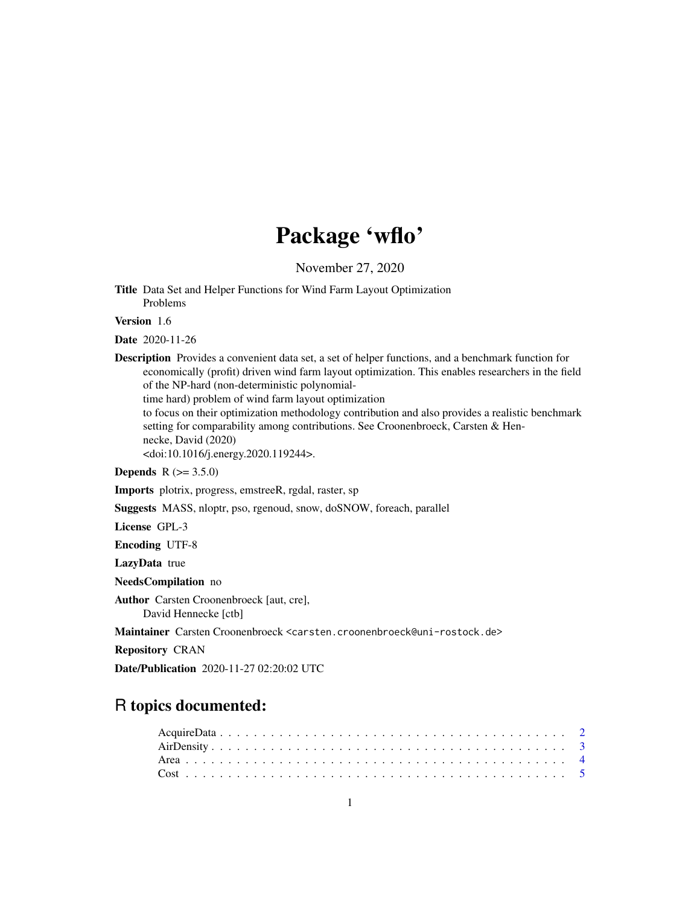# Package 'wflo'

November 27, 2020

**Title** Data Set and Helper Functions for Wind Farm Layout Optimization Problems

**Version** 1.6

**Date** 2020-11-26

**Description** Provides a convenient data set, a set of helper functions, and a benchmark function for economically (profit) driven wind farm layout optimization. This enables researchers in the field of the NP-hard (non-deterministic polynomial-time hard) problem of wind farm layout optimization to focus on their optimization methodology contribution and also provides a realistic benchmark setting for comparability among contributions. See Croonenbroeck, Carsten & Hennecke, David (2020) <doi:10.1016/j.energy.2020.119244>.

**Depends** R (>= 3.5.0)

**Imports** plotrix, progress, emstreeR, rgdal, raster, sp

**Suggests** MASS, nloptr, pso, rgenoud, snow, doSNOW, foreach, parallel

**License** GPL-3

**Encoding** UTF-8

**LazyData** true

**NeedsCompilation** no

**Author** Carsten Croonenbroeck [aut, cre], David Hennecke [ctb]

**Maintainer** Carsten Croonenbroeck <carsten.croonenbroeck@uni-rostock.de>

**Repository** CRAN

**Date/Publication** 2020-11-27 02:20:02 UTC

## R topics documented:

- AcquireData . . . . . . . . . . . . . . . . . . . . . . . . . . . . . . . . . . . . . . . . . 2
- AirDensity . . . . . . . . . . . . . . . . . . . . . . . . . . . . . . . . . . . . . . . . . 3
- Area . . . . . . . . . . . . . . . . . . . . . . . . . . . . . . . . . . . . . . . . . . . . 4
- Cost . . . . . . . . . . . . . . . . . . . . . . . . . . . . . . . . . . . . . . . . . . . . 5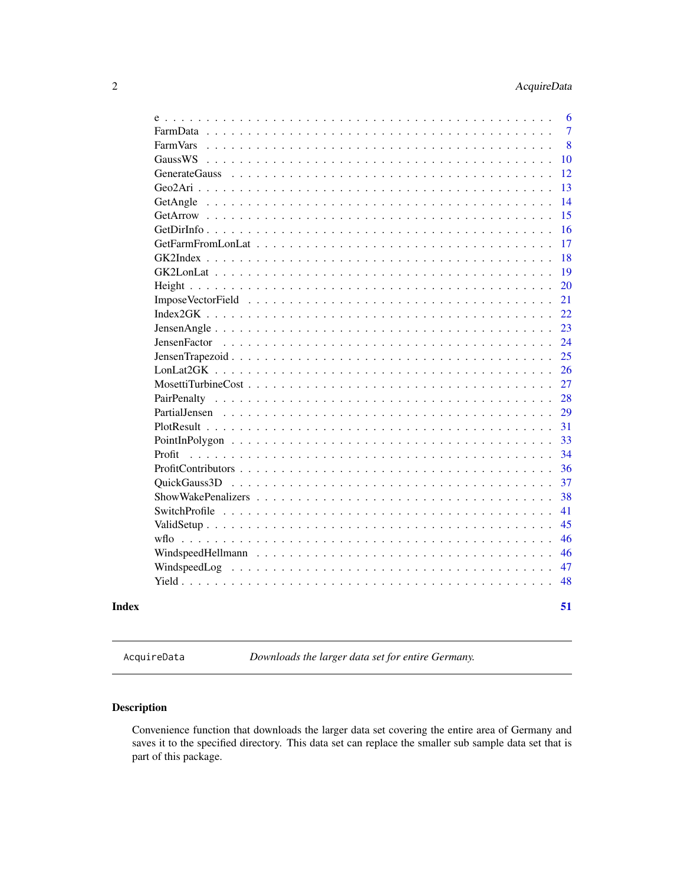| | |
|---|---|
| e | 6 |
| FarmData | 7 |
| FarmVars | 8 |
| GaussWS | 10 |
| GenerateGauss | 12 |
| Geo2Ari | 13 |
| GetAngle | 14 |
| GetArrow | 15 |
| GetDirInfo | 16 |
| GetFarmFromLonLat | 17 |
| GK2Index | 18 |
| GK2LonLat | 19 |
| Height | 20 |
| ImposeVectorField | 21 |
| Index2GK | 22 |
| JensenAngle | 23 |
| JensenFactor | 24 |
| JensenTrapezoid | 25 |
| LonLat2GK | 26 |
| MosettiTurbineCost | 27 |
| PairPenalty | 28 |
| PartialJensen | 29 |
| PlotResult | 31 |
| PointInPolygon | 33 |
| Profit | 34 |
| ProfitContributors | 36 |
| QuickGauss3D | 37 |
| ShowWakePenalizers | 38 |
| SwitchProfile | 41 |
| ValidSetup | 45 |
| wflo | 46 |
| WindspeedHellmann | 46 |
| WindspeedLog | 47 |
| Yield | 48 |

**Index** **51**

---

`AcquireData` *Downloads the larger data set for entire Germany.*

---

## Description

Convenience function that downloads the larger data set covering the entire area of Germany and saves it to the specified directory. This data set can replace the smaller sub sample data set that is part of this package.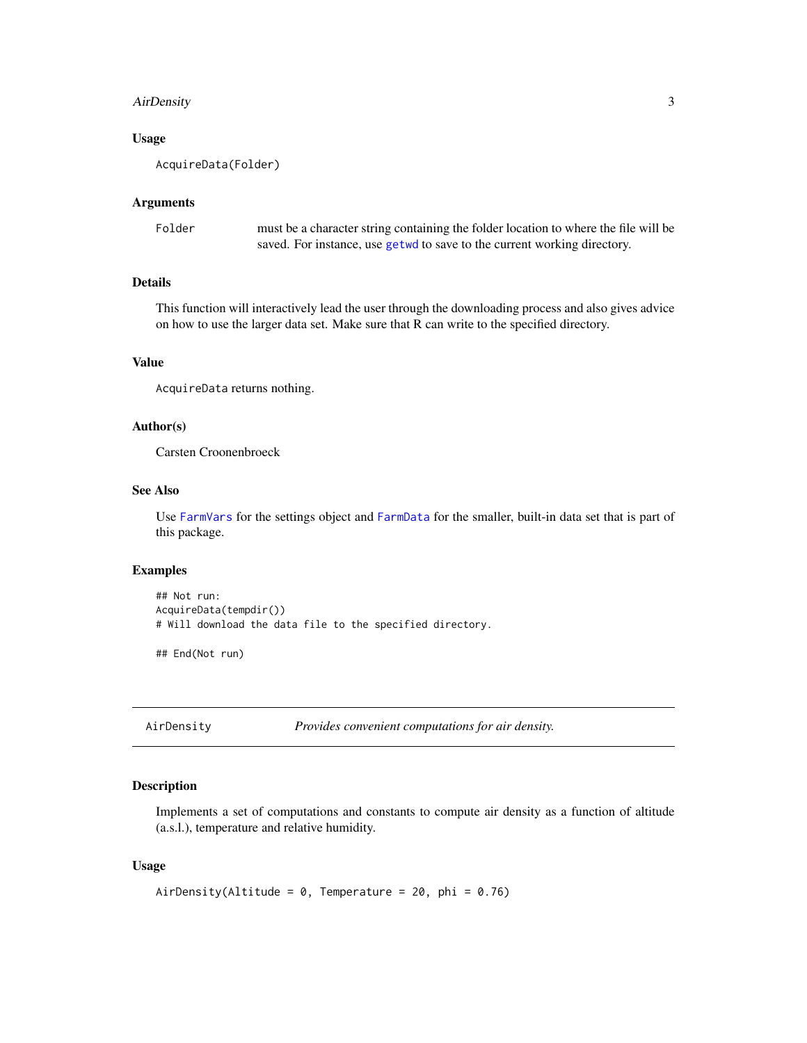### Usage

```
AcquireData(Folder)
```

### Arguments

| | |
|---|---|
| Folder | must be a character string containing the folder location to where the file will be saved. For instance, use getwd to save to the current working directory. |

### Details

This function will interactively lead the user through the downloading process and also gives advice on how to use the larger data set. Make sure that R can write to the specified directory.

### Value

AcquireData returns nothing.

### Author(s)

Carsten Croonenbroeck

### See Also

Use FarmVars for the settings object and FarmData for the smaller, built-in data set that is part of this package.

### Examples

```
## Not run:
AcquireData(tempdir())
# Will download the data file to the specified directory.

## End(Not run)
```

---

## AirDensity — *Provides convenient computations for air density.*

### Description

Implements a set of computations and constants to compute air density as a function of altitude (a.s.l.), temperature and relative humidity.

### Usage

```
AirDensity(Altitude = 0, Temperature = 20, phi = 0.76)
```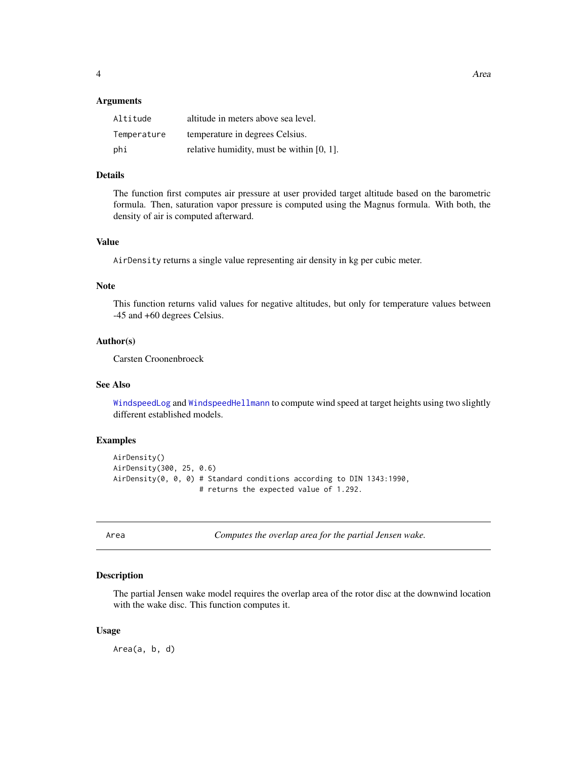### Arguments

| | |
|---|---|
| `Altitude` | altitude in meters above sea level. |
| `Temperature` | temperature in degrees Celsius. |
| `phi` | relative humidity, must be within [0, 1]. |

### Details

The function first computes air pressure at user provided target altitude based on the barometric formula. Then, saturation vapor pressure is computed using the Magnus formula. With both, the density of air is computed afterward.

### Value

`AirDensity` returns a single value representing air density in kg per cubic meter.

### Note

This function returns valid values for negative altitudes, but only for temperature values between -45 and +60 degrees Celsius.

### Author(s)

Carsten Croonenbroeck

### See Also

`WindspeedLog` and `WindspeedHellmann` to compute wind speed at target heights using two slightly different established models.

### Examples

```
AirDensity()
AirDensity(300, 25, 0.6)
AirDensity(0, 0, 0) # Standard conditions according to DIN 1343:1990,
                    # returns the expected value of 1.292.
```

---

## Area — *Computes the overlap area for the partial Jensen wake.*

---

### Description

The partial Jensen wake model requires the overlap area of the rotor disc at the downwind location with the wake disc. This function computes it.

### Usage

```
Area(a, b, d)
```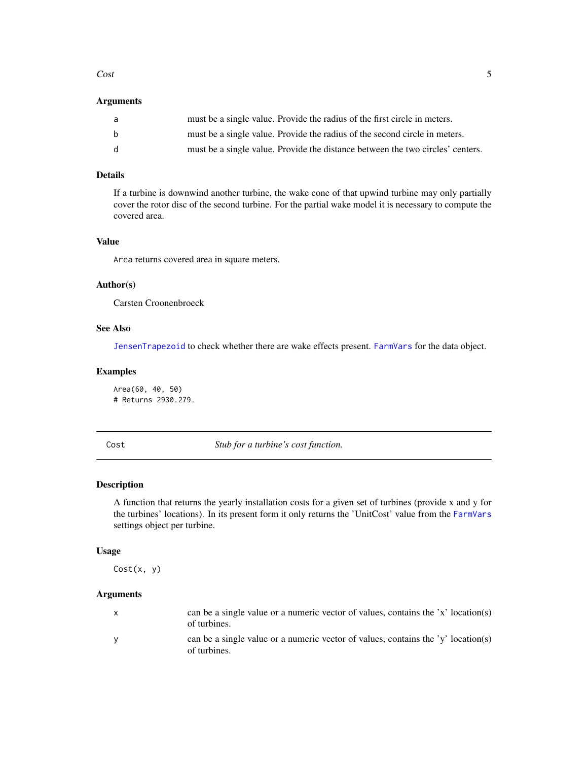### Arguments

| | |
|---|---|
| a | must be a single value. Provide the radius of the first circle in meters. |
| b | must be a single value. Provide the radius of the second circle in meters. |
| d | must be a single value. Provide the distance between the two circles' centers. |

### Details

If a turbine is downwind another turbine, the wake cone of that upwind turbine may only partially cover the rotor disc of the second turbine. For the partial wake model it is necessary to compute the covered area.

### Value

`Area` returns covered area in square meters.

### Author(s)

Carsten Croonenbroeck

### See Also

`JensenTrapezoid` to check whether there are wake effects present. `FarmVars` for the data object.

### Examples

```
Area(60, 40, 50)
# Returns 2930.279.
```

---

## Cost — *Stub for a turbine's cost function.*

---

### Description

A function that returns the yearly installation costs for a given set of turbines (provide x and y for the turbines' locations). In its present form it only returns the 'UnitCost' value from the `FarmVars` settings object per turbine.

### Usage

```
Cost(x, y)
```

### Arguments

| | |
|---|---|
| x | can be a single value or a numeric vector of values, contains the 'x' location(s) of turbines. |
| y | can be a single value or a numeric vector of values, contains the 'y' location(s) of turbines. |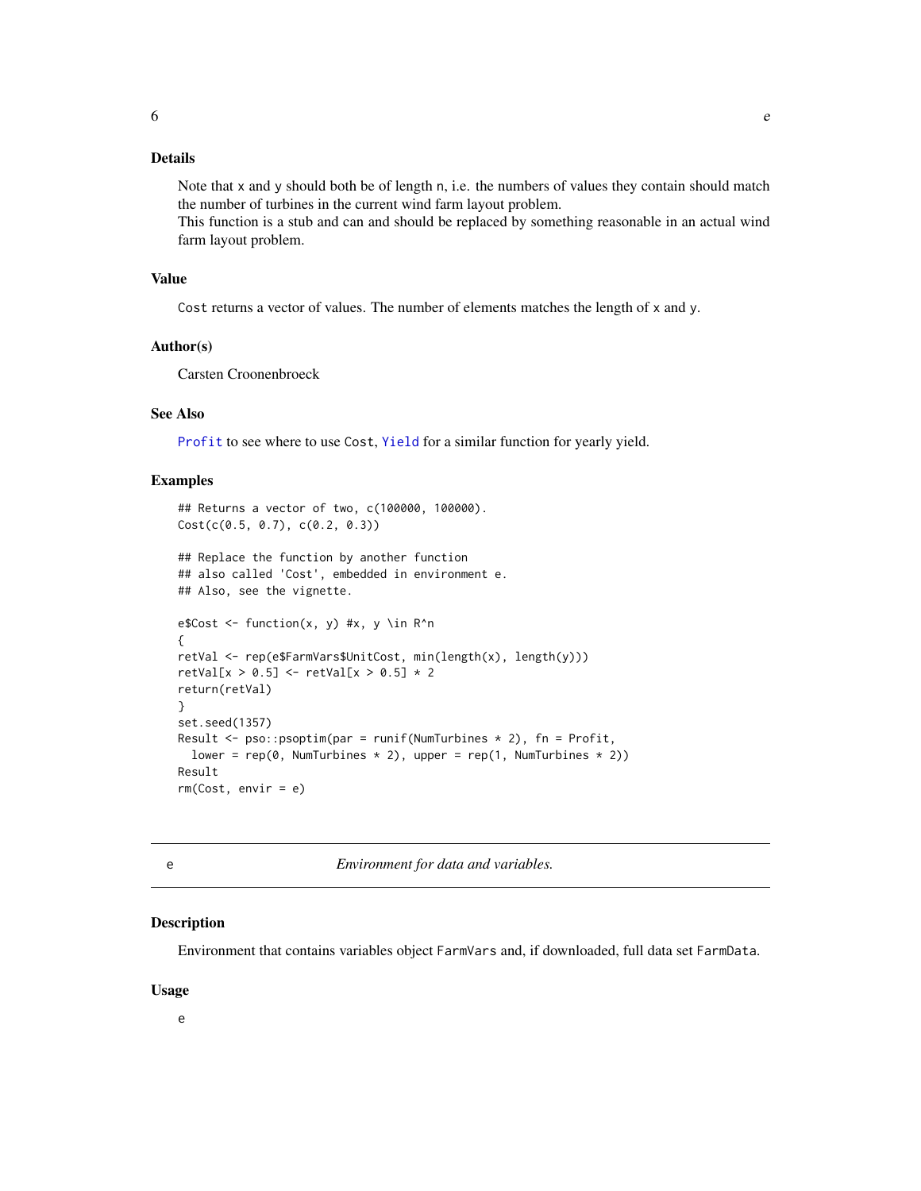### Details

Note that x and y should both be of length n, i.e. the numbers of values they contain should match the number of turbines in the current wind farm layout problem.
This function is a stub and can and should be replaced by something reasonable in an actual wind farm layout problem.

### Value

Cost returns a vector of values. The number of elements matches the length of x and y.

### Author(s)

Carsten Croonenbroeck

### See Also

Profit to see where to use Cost, Yield for a similar function for yearly yield.

### Examples

```
## Returns a vector of two, c(100000, 100000).
Cost(c(0.5, 0.7), c(0.2, 0.3))

## Replace the function by another function
## also called 'Cost', embedded in environment e.
## Also, see the vignette.

e$Cost <- function(x, y) #x, y \in R^n
{
retVal <- rep(e$FarmVars$UnitCost, min(length(x), length(y)))
retVal[x > 0.5] <- retVal[x > 0.5] * 2
return(retVal)
}
set.seed(1357)
Result <- pso::psoptim(par = runif(NumTurbines * 2), fn = Profit,
  lower = rep(0, NumTurbines * 2), upper = rep(1, NumTurbines * 2))
Result
rm(Cost, envir = e)
```

---

## e — *Environment for data and variables.*

### Description

Environment that contains variables object FarmVars and, if downloaded, full data set FarmData.

### Usage

```
e
```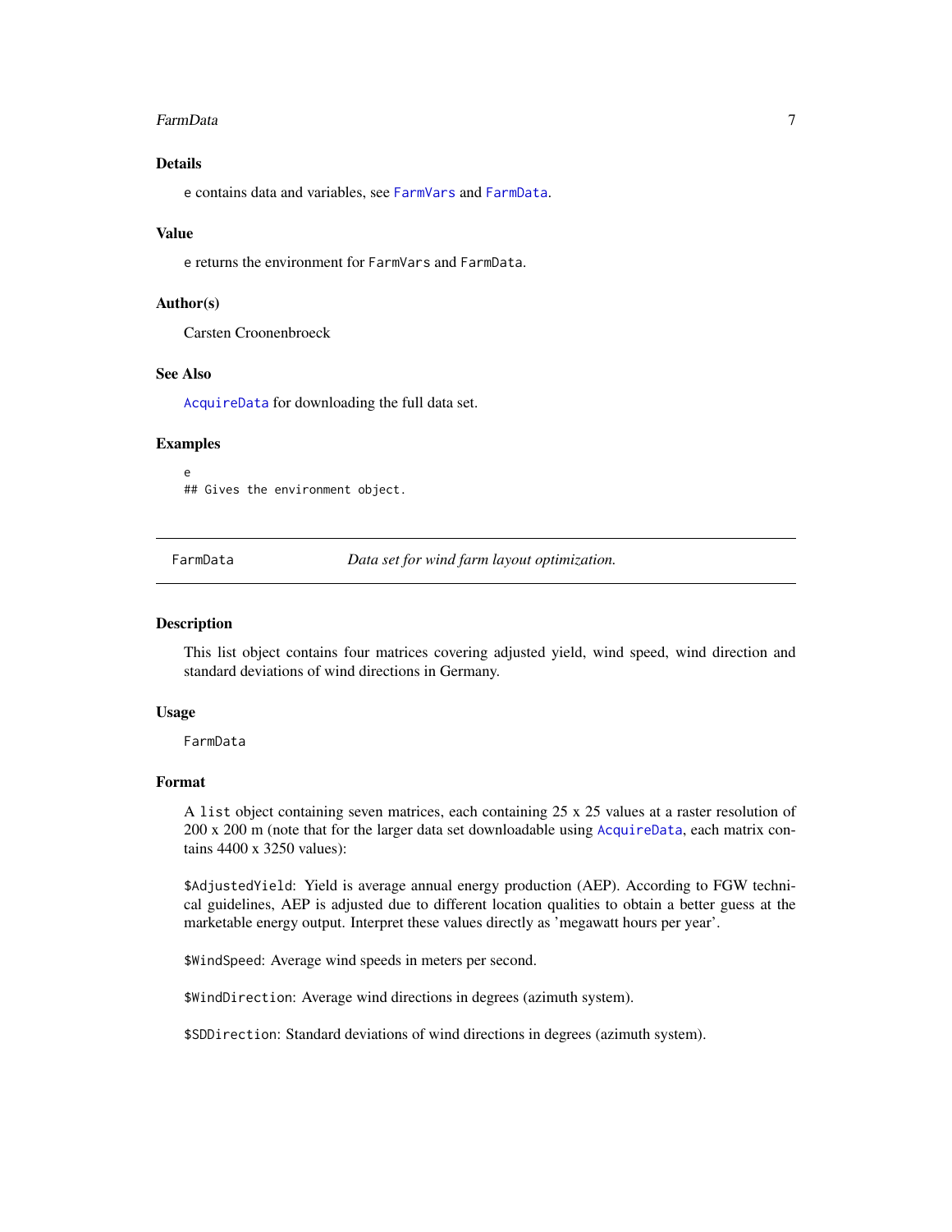### Details

e contains data and variables, see FarmVars and FarmData.

### Value

e returns the environment for FarmVars and FarmData.

### Author(s)

Carsten Croonenbroeck

### See Also

AcquireData for downloading the full data set.

### Examples

```
e
## Gives the environment object.
```

---

## FarmData — *Data set for wind farm layout optimization.*

---

### Description

This list object contains four matrices covering adjusted yield, wind speed, wind direction and standard deviations of wind directions in Germany.

### Usage

```
FarmData
```

### Format

A list object containing seven matrices, each containing 25 x 25 values at a raster resolution of 200 x 200 m (note that for the larger data set downloadable using AcquireData, each matrix contains 4400 x 3250 values):

$AdjustedYield: Yield is average annual energy production (AEP). According to FGW technical guidelines, AEP is adjusted due to different location qualities to obtain a better guess at the marketable energy output. Interpret these values directly as 'megawatt hours per year'.

$WindSpeed: Average wind speeds in meters per second.

$WindDirection: Average wind directions in degrees (azimuth system).

$SDDirection: Standard deviations of wind directions in degrees (azimuth system).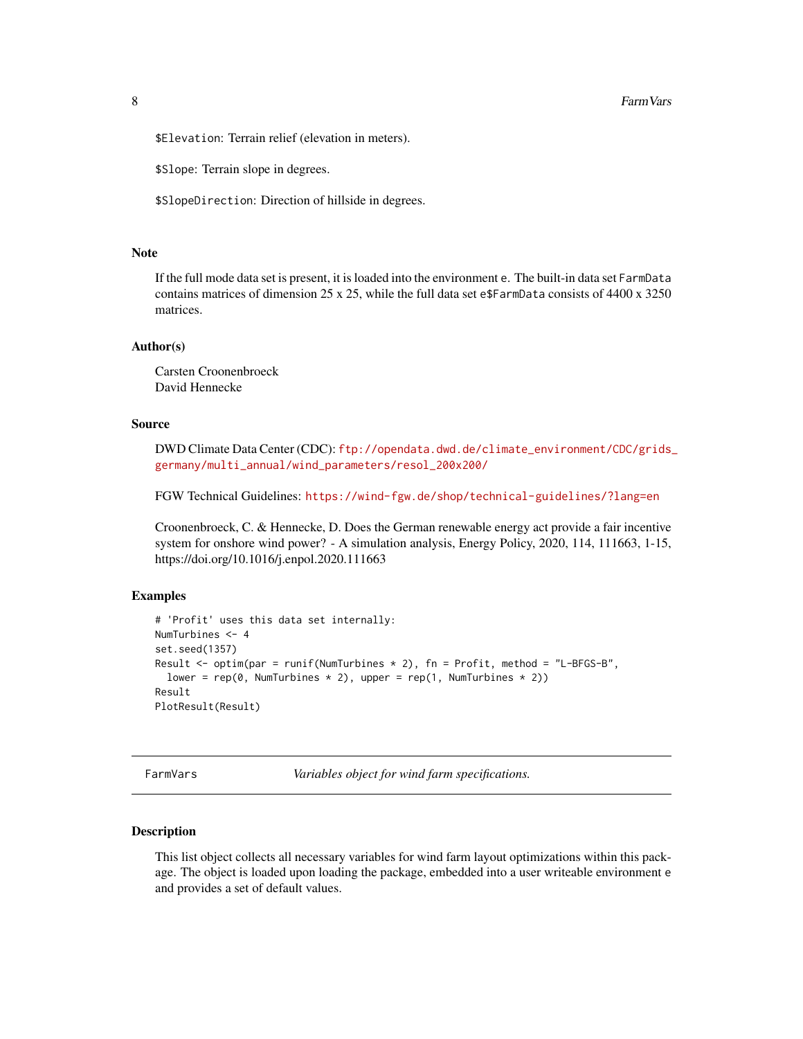`$Elevation`: Terrain relief (elevation in meters).

`$Slope`: Terrain slope in degrees.

`$SlopeDirection`: Direction of hillside in degrees.

### Note

If the full mode data set is present, it is loaded into the environment `e`. The built-in data set `FarmData` contains matrices of dimension 25 x 25, while the full data set `e$FarmData` consists of 4400 x 3250 matrices.

### Author(s)

Carsten Croonenbroeck
David Hennecke

### Source

DWD Climate Data Center (CDC): ftp://opendata.dwd.de/climate_environment/CDC/grids_germany/multi_annual/wind_parameters/resol_200x200/

FGW Technical Guidelines: https://wind-fgw.de/shop/technical-guidelines/?lang=en

Croonenbroeck, C. & Hennecke, D. Does the German renewable energy act provide a fair incentive system for onshore wind power? - A simulation analysis, Energy Policy, 2020, 114, 111663, 1-15, https://doi.org/10.1016/j.enpol.2020.111663

### Examples

```
# 'Profit' uses this data set internally:
NumTurbines <- 4
set.seed(1357)
Result <- optim(par = runif(NumTurbines * 2), fn = Profit, method = "L-BFGS-B",
  lower = rep(0, NumTurbines * 2), upper = rep(1, NumTurbines * 2))
Result
PlotResult(Result)
```

---

## FarmVars — *Variables object for wind farm specifications.*

---

### Description

This list object collects all necessary variables for wind farm layout optimizations within this package. The object is loaded upon loading the package, embedded into a user writeable environment `e` and provides a set of default values.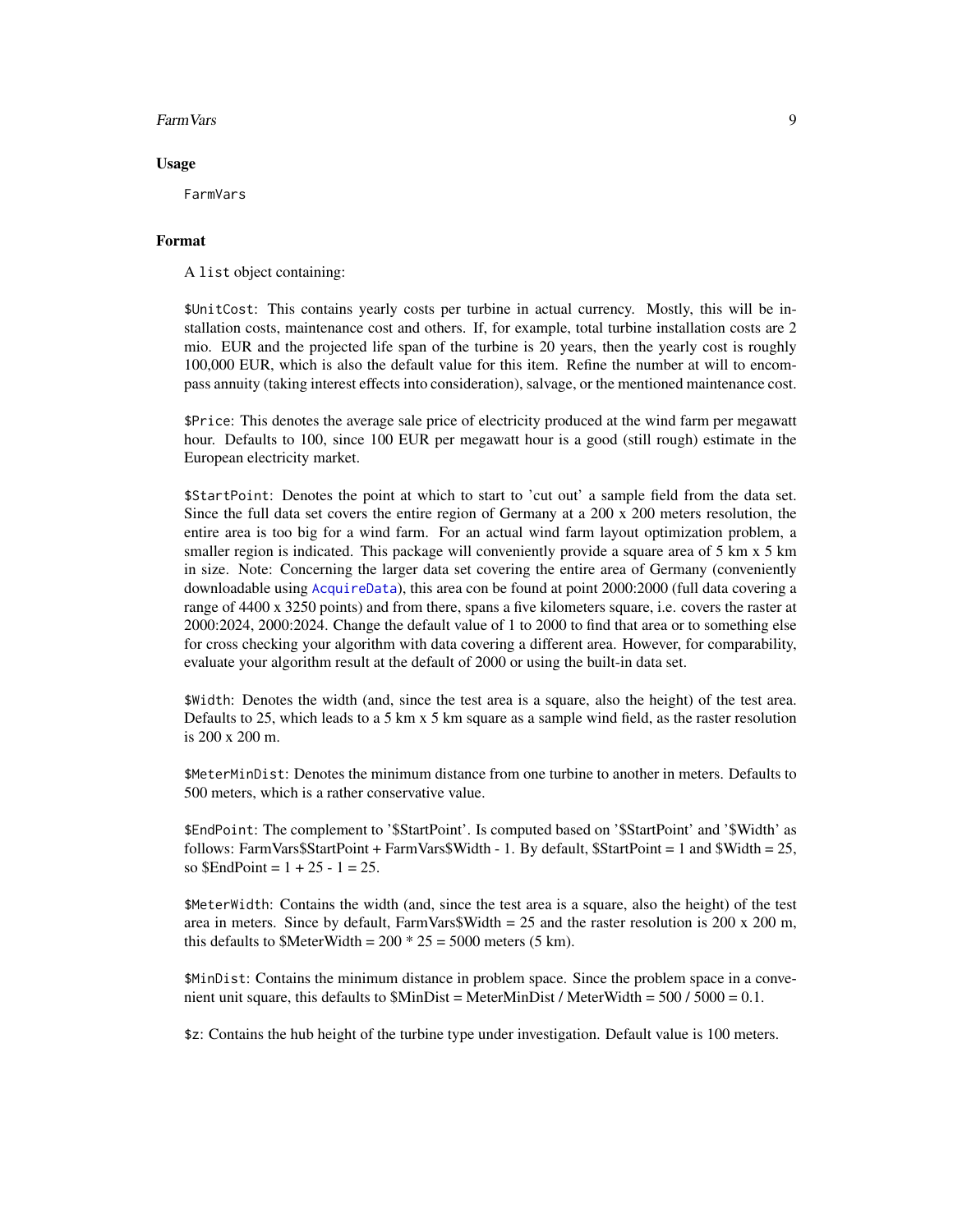### Usage

```
FarmVars
```

### Format

A `list` object containing:

`$UnitCost`: This contains yearly costs per turbine in actual currency. Mostly, this will be installation costs, maintenance cost and others. If, for example, total turbine installation costs are 2 mio. EUR and the projected life span of the turbine is 20 years, then the yearly cost is roughly 100,000 EUR, which is also the default value for this item. Refine the number at will to encompass annuity (taking interest effects into consideration), salvage, or the mentioned maintenance cost.

`$Price`: This denotes the average sale price of electricity produced at the wind farm per megawatt hour. Defaults to 100, since 100 EUR per megawatt hour is a good (still rough) estimate in the European electricity market.

`$StartPoint`: Denotes the point at which to start to 'cut out' a sample field from the data set. Since the full data set covers the entire region of Germany at a 200 x 200 meters resolution, the entire area is too big for a wind farm. For an actual wind farm layout optimization problem, a smaller region is indicated. This package will conveniently provide a square area of 5 km x 5 km in size. Note: Concerning the larger data set covering the entire area of Germany (conveniently downloadable using AcquireData), this area con be found at point 2000:2000 (full data covering a range of 4400 x 3250 points) and from there, spans a five kilometers square, i.e. covers the raster at 2000:2024, 2000:2024. Change the default value of 1 to 2000 to find that area or to something else for cross checking your algorithm with data covering a different area. However, for comparability, evaluate your algorithm result at the default of 2000 or using the built-in data set.

`$Width`: Denotes the width (and, since the test area is a square, also the height) of the test area. Defaults to 25, which leads to a 5 km x 5 km square as a sample wind field, as the raster resolution is 200 x 200 m.

`$MeterMinDist`: Denotes the minimum distance from one turbine to another in meters. Defaults to 500 meters, which is a rather conservative value.

`$EndPoint`: The complement to '$StartPoint'. Is computed based on '$StartPoint' and '$Width' as follows: FarmVars$StartPoint + FarmVars$Width - 1. By default, $StartPoint = 1 and $Width = 25, so $EndPoint = 1 + 25 - 1 = 25.

`$MeterWidth`: Contains the width (and, since the test area is a square, also the height) of the test area in meters. Since by default, FarmVars$Width = 25 and the raster resolution is 200 x 200 m, this defaults to $MeterWidth = 200 * 25 = 5000 meters (5 km).

`$MinDist`: Contains the minimum distance in problem space. Since the problem space in a convenient unit square, this defaults to $MinDist = MeterMinDist / MeterWidth = 500 / 5000 = 0.1.

`$z`: Contains the hub height of the turbine type under investigation. Default value is 100 meters.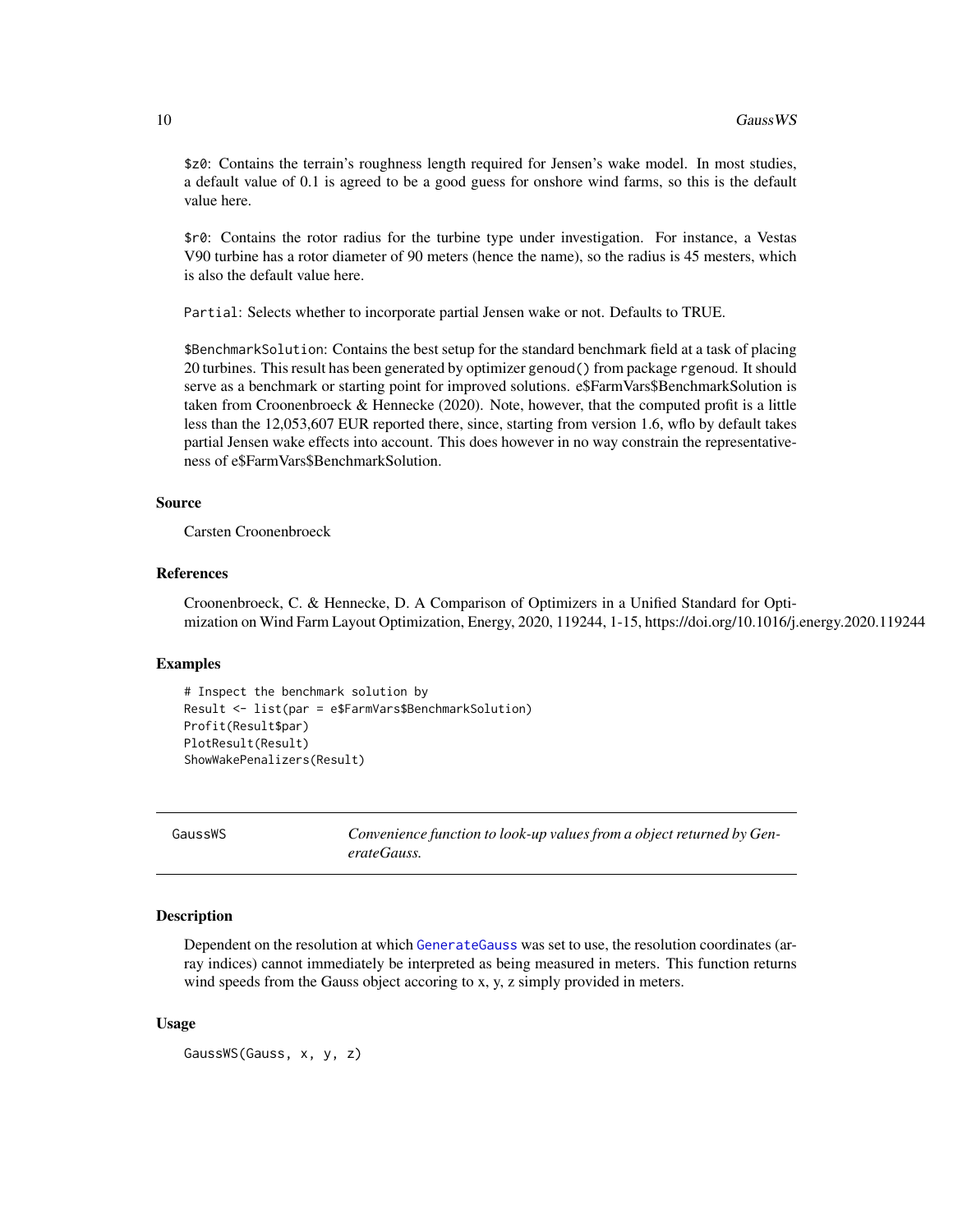`$z0`: Contains the terrain's roughness length required for Jensen's wake model. In most studies, a default value of 0.1 is agreed to be a good guess for onshore wind farms, so this is the default value here.

`$r0`: Contains the rotor radius for the turbine type under investigation. For instance, a Vestas V90 turbine has a rotor diameter of 90 meters (hence the name), so the radius is 45 mesters, which is also the default value here.

`Partial`: Selects whether to incorporate partial Jensen wake or not. Defaults to TRUE.

`$BenchmarkSolution`: Contains the best setup for the standard benchmark field at a task of placing 20 turbines. This result has been generated by optimizer `genoud()` from package `rgenoud`. It should serve as a benchmark or starting point for improved solutions. e$FarmVars$BenchmarkSolution is taken from Croonenbroeck & Hennecke (2020). Note, however, that the computed profit is a little less than the 12,053,607 EUR reported there, since, starting from version 1.6, wflo by default takes partial Jensen wake effects into account. This does however in no way constrain the representativeness of e$FarmVars$BenchmarkSolution.

### Source

Carsten Croonenbroeck

### References

Croonenbroeck, C. & Hennecke, D. A Comparison of Optimizers in a Unified Standard for Optimization on Wind Farm Layout Optimization, Energy, 2020, 119244, 1-15, https://doi.org/10.1016/j.energy.2020.119244

### Examples

```
# Inspect the benchmark solution by
Result <- list(par = e$FarmVars$BenchmarkSolution)
Profit(Result$par)
PlotResult(Result)
ShowWakePenalizers(Result)
```

---

## GaussWS — *Convenience function to look-up values from a object returned by GenerateGauss.*

### Description

Dependent on the resolution at which `GenerateGauss` was set to use, the resolution coordinates (array indices) cannot immediately be interpreted as being measured in meters. This function returns wind speeds from the Gauss object accoring to x, y, z simply provided in meters.

### Usage

```
GaussWS(Gauss, x, y, z)
```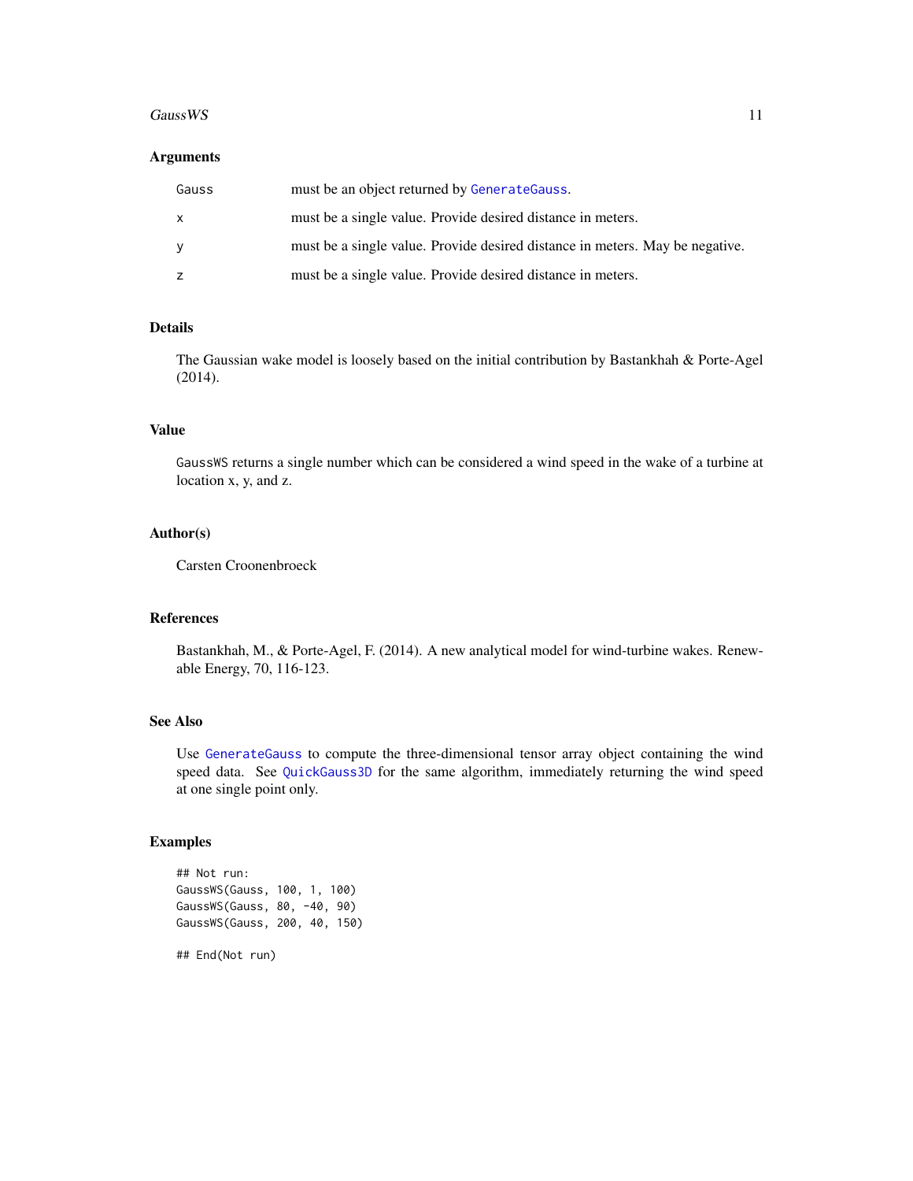### Arguments

| | |
|---|---|
| Gauss | must be an object returned by GenerateGauss. |
| x | must be a single value. Provide desired distance in meters. |
| y | must be a single value. Provide desired distance in meters. May be negative. |
| z | must be a single value. Provide desired distance in meters. |

### Details

The Gaussian wake model is loosely based on the initial contribution by Bastankhah & Porte-Agel (2014).

### Value

GaussWS returns a single number which can be considered a wind speed in the wake of a turbine at location x, y, and z.

### Author(s)

Carsten Croonenbroeck

### References

Bastankhah, M., & Porte-Agel, F. (2014). A new analytical model for wind-turbine wakes. Renewable Energy, 70, 116-123.

### See Also

Use GenerateGauss to compute the three-dimensional tensor array object containing the wind speed data. See QuickGauss3D for the same algorithm, immediately returning the wind speed at one single point only.

### Examples

```
## Not run:
GaussWS(Gauss, 100, 1, 100)
GaussWS(Gauss, 80, -40, 90)
GaussWS(Gauss, 200, 40, 150)

## End(Not run)
```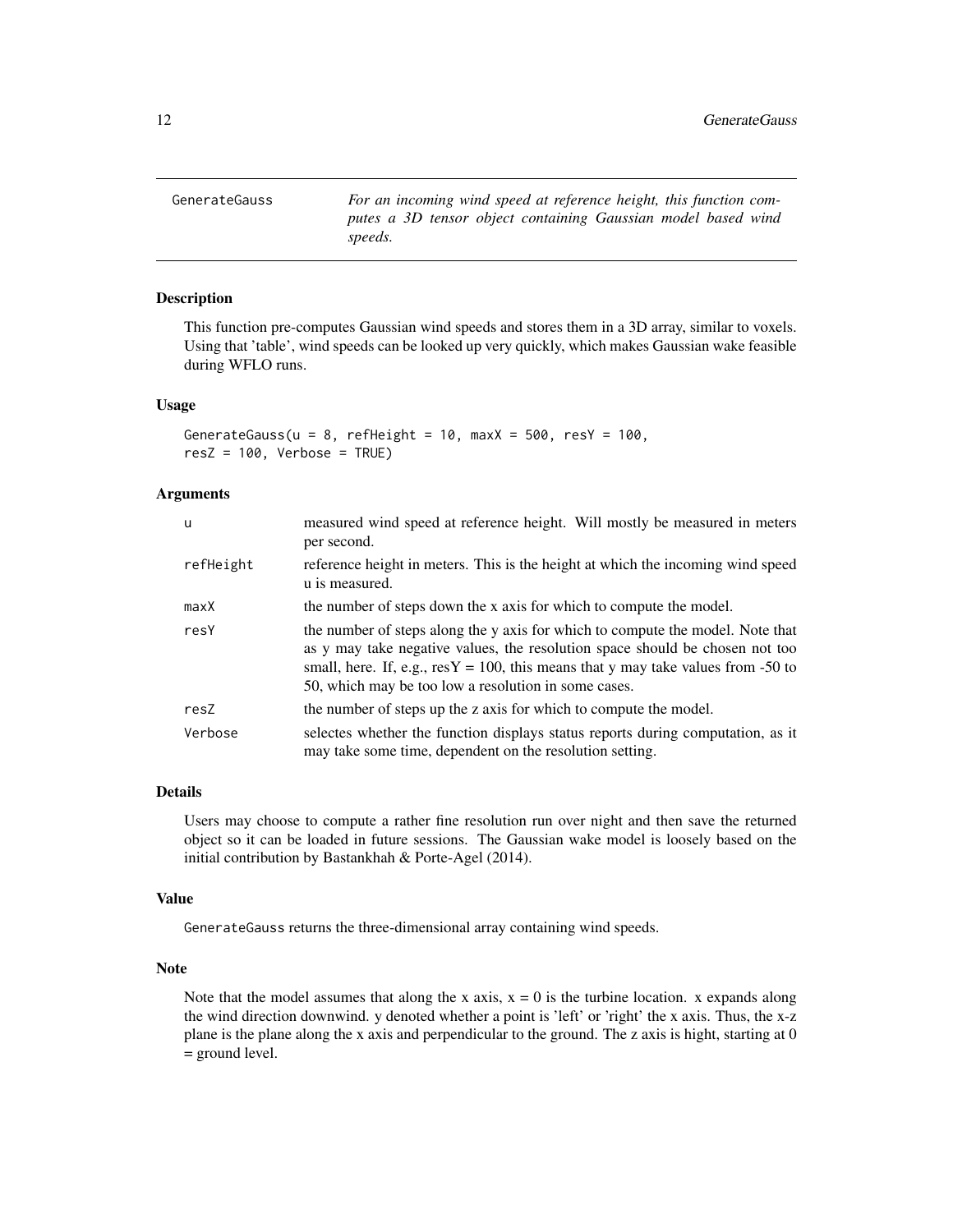## GenerateGauss

*For an incoming wind speed at reference height, this function computes a 3D tensor object containing Gaussian model based wind speeds.*

### Description

This function pre-computes Gaussian wind speeds and stores them in a 3D array, similar to voxels. Using that 'table', wind speeds can be looked up very quickly, which makes Gaussian wake feasible during WFLO runs.

### Usage

```
GenerateGauss(u = 8, refHeight = 10, maxX = 500, resY = 100,
resZ = 100, Verbose = TRUE)
```

### Arguments

| | |
|---|---|
| u | measured wind speed at reference height. Will mostly be measured in meters per second. |
| refHeight | reference height in meters. This is the height at which the incoming wind speed u is measured. |
| maxX | the number of steps down the x axis for which to compute the model. |
| resY | the number of steps along the y axis for which to compute the model. Note that as y may take negative values, the resolution space should be chosen not too small, here. If, e.g., resY = 100, this means that y may take values from -50 to 50, which may be too low a resolution in some cases. |
| resZ | the number of steps up the z axis for which to compute the model. |
| Verbose | selectes whether the function displays status reports during computation, as it may take some time, dependent on the resolution setting. |

### Details

Users may choose to compute a rather fine resolution run over night and then save the returned object so it can be loaded in future sessions. The Gaussian wake model is loosely based on the initial contribution by Bastankhah & Porte-Agel (2014).

### Value

GenerateGauss returns the three-dimensional array containing wind speeds.

### Note

Note that the model assumes that along the x axis, x = 0 is the turbine location. x expands along the wind direction downwind. y denoted whether a point is 'left' or 'right' the x axis. Thus, the x-z plane is the plane along the x axis and perpendicular to the ground. The z axis is hight, starting at 0 = ground level.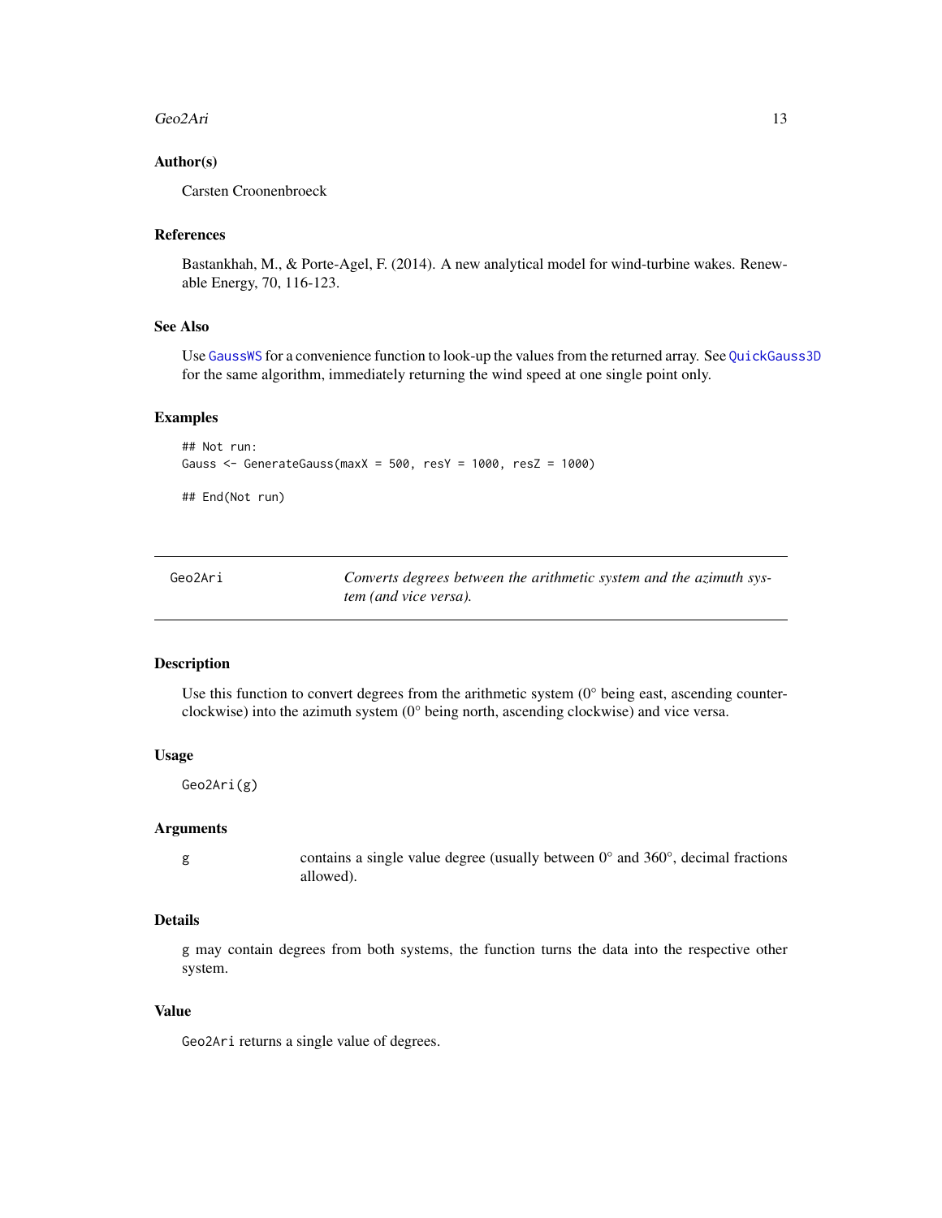### Author(s)

Carsten Croonenbroeck

### References

Bastankhah, M., & Porte-Agel, F. (2014). A new analytical model for wind-turbine wakes. Renewable Energy, 70, 116-123.

### See Also

Use `GaussWS` for a convenience function to look-up the values from the returned array. See `QuickGauss3D` for the same algorithm, immediately returning the wind speed at one single point only.

### Examples

```
## Not run:
Gauss <- GenerateGauss(maxX = 500, resY = 1000, resZ = 1000)

## End(Not run)
```

---

## Geo2Ari — *Converts degrees between the arithmetic system and the azimuth system (and vice versa).*

---

### Description

Use this function to convert degrees from the arithmetic system (0° being east, ascending counter-clockwise) into the azimuth system (0° being north, ascending clockwise) and vice versa.

### Usage

```
Geo2Ari(g)
```

### Arguments

| | |
|---|---|
| g | contains a single value degree (usually between 0° and 360°, decimal fractions allowed). |

### Details

g may contain degrees from both systems, the function turns the data into the respective other system.

### Value

`Geo2Ari` returns a single value of degrees.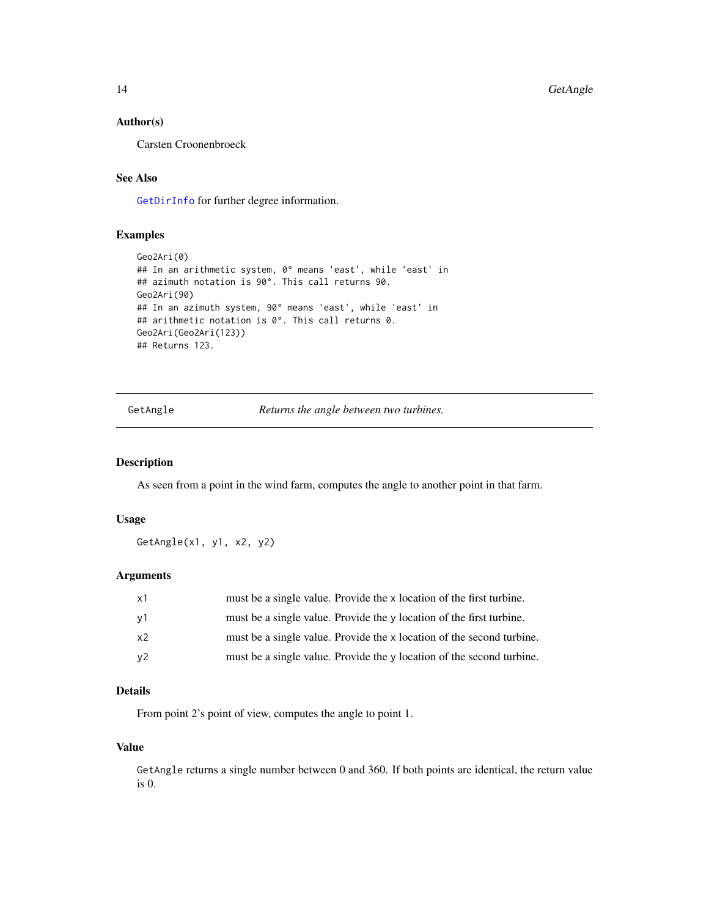## Author(s)

Carsten Croonenbroeck

## See Also

`GetDirInfo` for further degree information.

## Examples

```
Geo2Ari(0)
## In an arithmetic system, 0° means 'east', while 'east' in
## azimuth notation is 90°. This call returns 90.
Geo2Ari(90)
## In an azimuth system, 90° means 'east', while 'east' in
## arithmetic notation is 0°. This call returns 0.
Geo2Ari(Geo2Ari(123))
## Returns 123.
```

---

# GetAngle — *Returns the angle between two turbines.*

## Description

As seen from a point in the wind farm, computes the angle to another point in that farm.

## Usage

```
GetAngle(x1, y1, x2, y2)
```

## Arguments

| | |
|---|---|
| x1 | must be a single value. Provide the x location of the first turbine. |
| y1 | must be a single value. Provide the y location of the first turbine. |
| x2 | must be a single value. Provide the x location of the second turbine. |
| y2 | must be a single value. Provide the y location of the second turbine. |

## Details

From point 2's point of view, computes the angle to point 1.

## Value

`GetAngle` returns a single number between 0 and 360. If both points are identical, the return value is 0.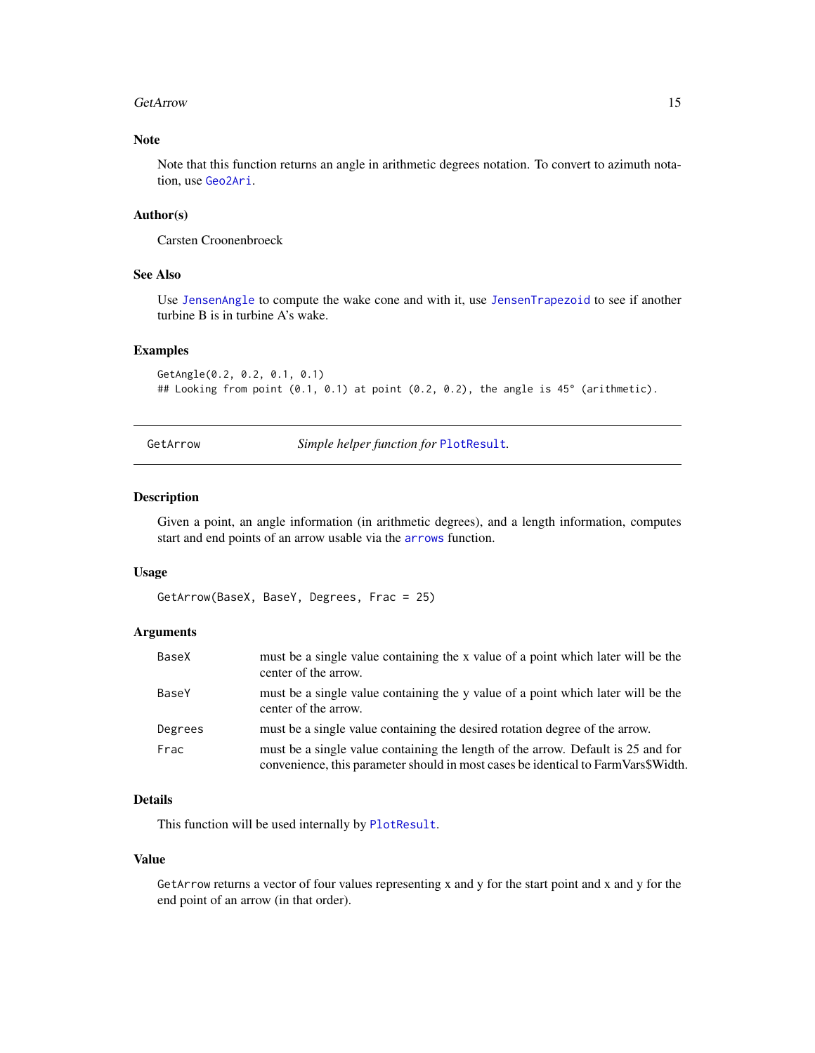### Note

Note that this function returns an angle in arithmetic degrees notation. To convert to azimuth notation, use `Geo2Ari`.

### Author(s)

Carsten Croonenbroeck

### See Also

Use `JensenAngle` to compute the wake cone and with it, use `JensenTrapezoid` to see if another turbine B is in turbine A's wake.

### Examples

```
GetAngle(0.2, 0.2, 0.1, 0.1)
## Looking from point (0.1, 0.1) at point (0.2, 0.2), the angle is 45° (arithmetic).
```

---

## GetArrow — *Simple helper function for* `PlotResult`.

---

### Description

Given a point, an angle information (in arithmetic degrees), and a length information, computes start and end points of an arrow usable via the `arrows` function.

### Usage

```
GetArrow(BaseX, BaseY, Degrees, Frac = 25)
```

### Arguments

| | |
|---|---|
| `BaseX` | must be a single value containing the x value of a point which later will be the center of the arrow. |
| `BaseY` | must be a single value containing the y value of a point which later will be the center of the arrow. |
| `Degrees` | must be a single value containing the desired rotation degree of the arrow. |
| `Frac` | must be a single value containing the length of the arrow. Default is 25 and for convenience, this parameter should in most cases be identical to FarmVars$Width. |

### Details

This function will be used internally by `PlotResult`.

### Value

`GetArrow` returns a vector of four values representing x and y for the start point and x and y for the end point of an arrow (in that order).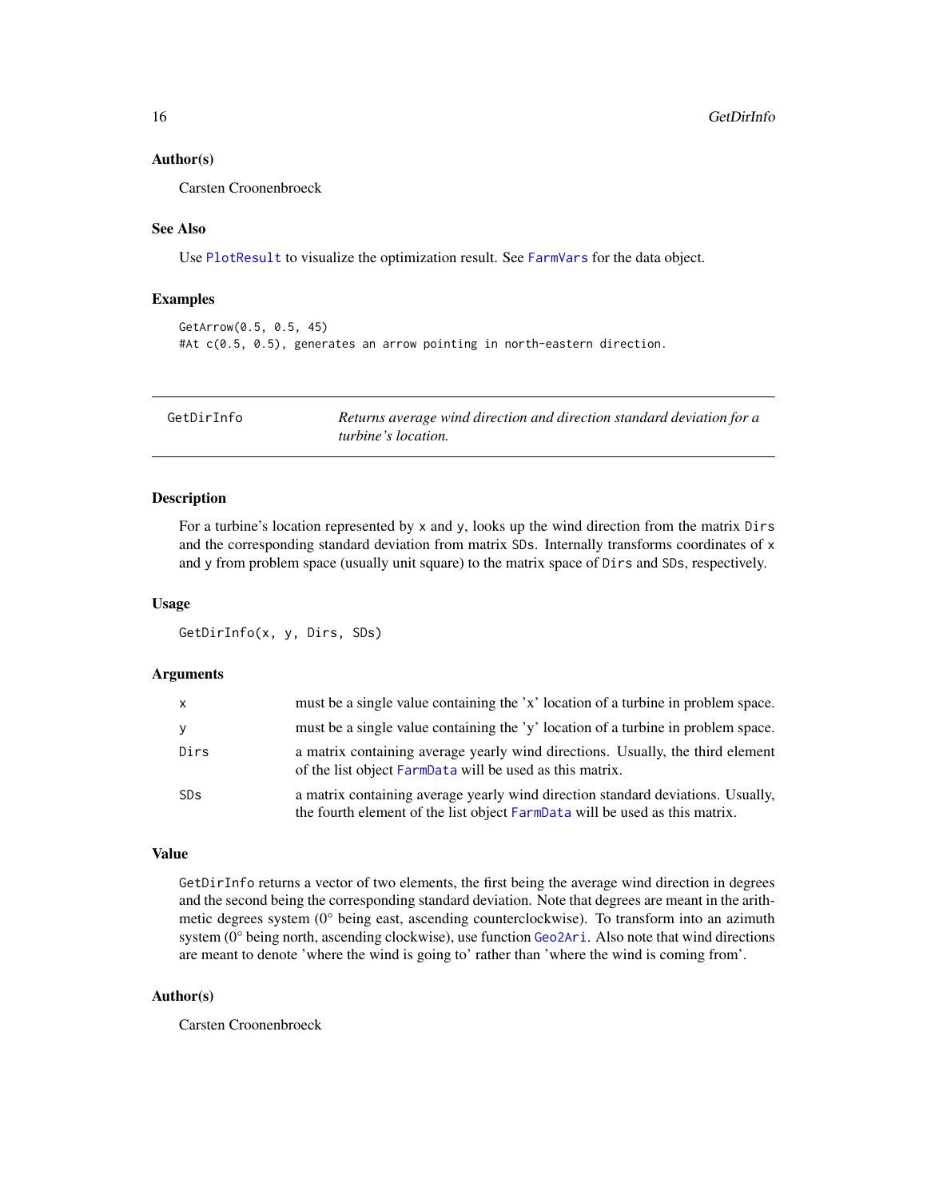### Author(s)

Carsten Croonenbroeck

### See Also

Use `PlotResult` to visualize the optimization result. See `FarmVars` for the data object.

### Examples

```
GetArrow(0.5, 0.5, 45)
#At c(0.5, 0.5), generates an arrow pointing in north-eastern direction.
```

---

## GetDirInfo — *Returns average wind direction and direction standard deviation for a turbine's location.*

---

### Description

For a turbine's location represented by `x` and `y`, looks up the wind direction from the matrix `Dirs` and the corresponding standard deviation from matrix `SDs`. Internally transforms coordinates of `x` and `y` from problem space (usually unit square) to the matrix space of `Dirs` and `SDs`, respectively.

### Usage

```
GetDirInfo(x, y, Dirs, SDs)
```

### Arguments

| | |
|---|---|
| `x` | must be a single value containing the 'x' location of a turbine in problem space. |
| `y` | must be a single value containing the 'y' location of a turbine in problem space. |
| `Dirs` | a matrix containing average yearly wind directions. Usually, the third element of the list object `FarmData` will be used as this matrix. |
| `SDs` | a matrix containing average yearly wind direction standard deviations. Usually, the fourth element of the list object `FarmData` will be used as this matrix. |

### Value

`GetDirInfo` returns a vector of two elements, the first being the average wind direction in degrees and the second being the corresponding standard deviation. Note that degrees are meant in the arithmetic degrees system (0° being east, ascending counterclockwise). To transform into an azimuth system (0° being north, ascending clockwise), use function `Geo2Ari`. Also note that wind directions are meant to denote 'where the wind is going to' rather than 'where the wind is coming from'.

### Author(s)

Carsten Croonenbroeck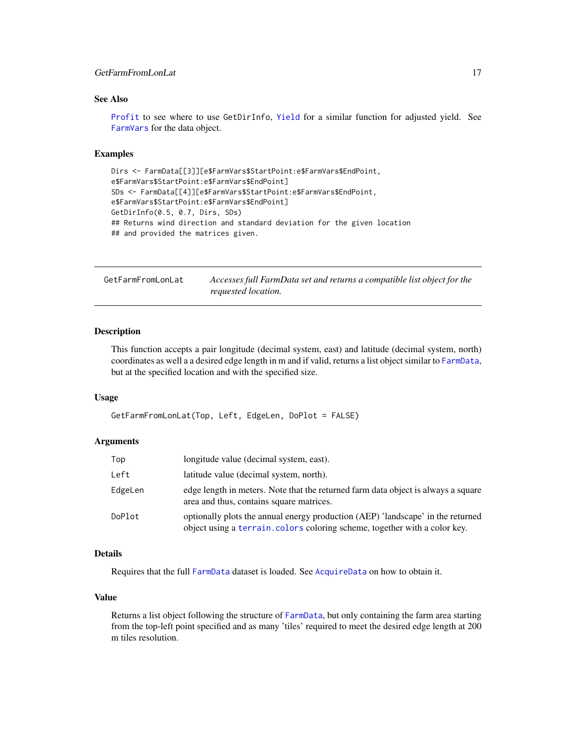### See Also

`Profit` to see where to use GetDirInfo, `Yield` for a similar function for adjusted yield. See `FarmVars` for the data object.

### Examples

```
Dirs <- FarmData[[3]][e$FarmVars$StartPoint:e$FarmVars$EndPoint,
e$FarmVars$StartPoint:e$FarmVars$EndPoint]
SDs <- FarmData[[4]][e$FarmVars$StartPoint:e$FarmVars$EndPoint,
e$FarmVars$StartPoint:e$FarmVars$EndPoint]
GetDirInfo(0.5, 0.7, Dirs, SDs)
## Returns wind direction and standard deviation for the given location
## and provided the matrices given.
```

---

## GetFarmFromLonLat — *Accesses full FarmData set and returns a compatible list object for the requested location.*

---

### Description

This function accepts a pair longitude (decimal system, east) and latitude (decimal system, north) coordinates as well a a desired edge length in m and if valid, returns a list object similar to `FarmData`, but at the specified location and with the specified size.

### Usage

```
GetFarmFromLonLat(Top, Left, EdgeLen, DoPlot = FALSE)
```

### Arguments

| | |
|---|---|
| `Top` | longitude value (decimal system, east). |
| `Left` | latitude value (decimal system, north). |
| `EdgeLen` | edge length in meters. Note that the returned farm data object is always a square area and thus, contains square matrices. |
| `DoPlot` | optionally plots the annual energy production (AEP) 'landscape' in the returned object using a `terrain.colors` coloring scheme, together with a color key. |

### Details

Requires that the full `FarmData` dataset is loaded. See `AcquireData` on how to obtain it.

### Value

Returns a list object following the structure of `FarmData`, but only containing the farm area starting from the top-left point specified and as many 'tiles' required to meet the desired edge length at 200 m tiles resolution.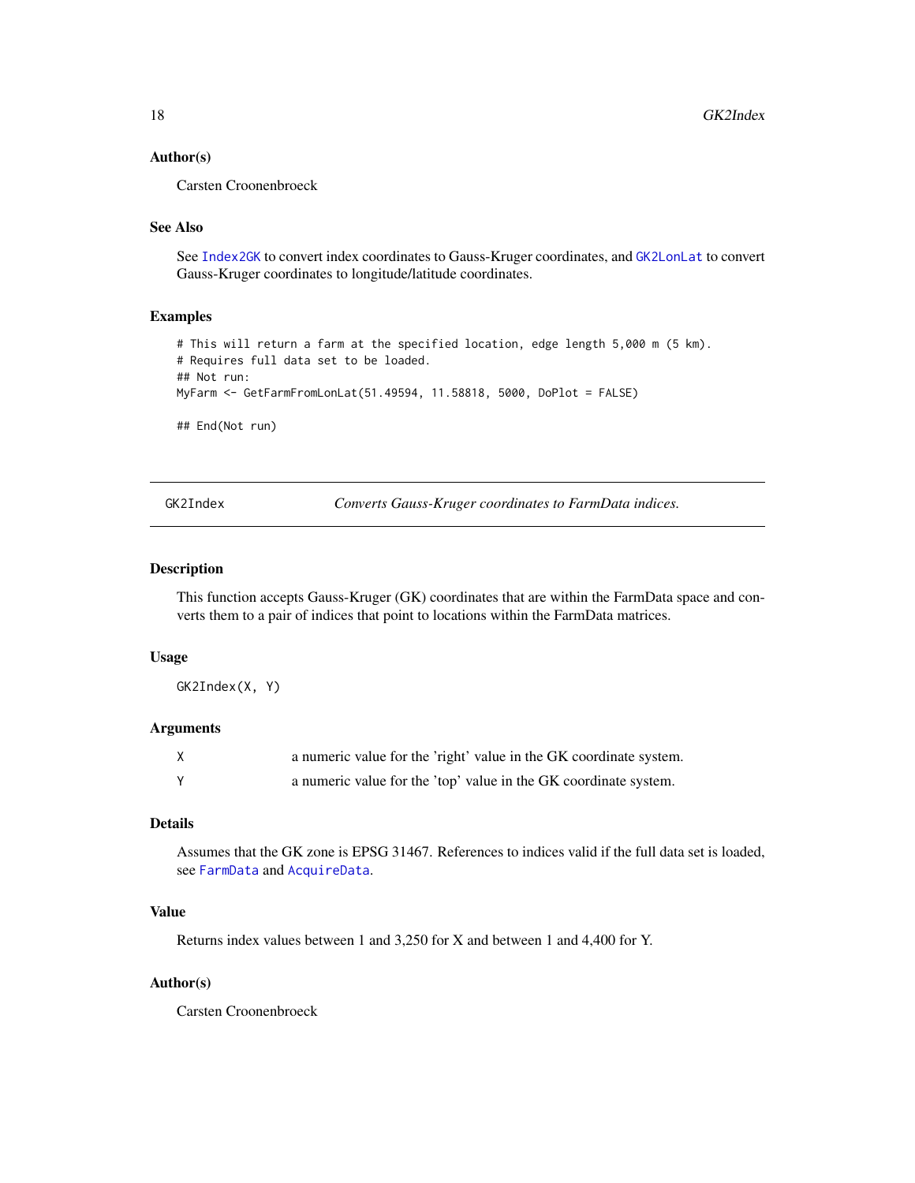### Author(s)

Carsten Croonenbroeck

### See Also

See Index2GK to convert index coordinates to Gauss-Kruger coordinates, and GK2LonLat to convert Gauss-Kruger coordinates to longitude/latitude coordinates.

### Examples

```
# This will return a farm at the specified location, edge length 5,000 m (5 km).
# Requires full data set to be loaded.
## Not run:
MyFarm <- GetFarmFromLonLat(51.49594, 11.58818, 5000, DoPlot = FALSE)

## End(Not run)
```

---

## GK2Index — *Converts Gauss-Kruger coordinates to FarmData indices.*

### Description

This function accepts Gauss-Kruger (GK) coordinates that are within the FarmData space and converts them to a pair of indices that point to locations within the FarmData matrices.

### Usage

```
GK2Index(X, Y)
```

### Arguments

| | |
|---|---|
| X | a numeric value for the 'right' value in the GK coordinate system. |
| Y | a numeric value for the 'top' value in the GK coordinate system. |

### Details

Assumes that the GK zone is EPSG 31467. References to indices valid if the full data set is loaded, see FarmData and AcquireData.

### Value

Returns index values between 1 and 3,250 for X and between 1 and 4,400 for Y.

### Author(s)

Carsten Croonenbroeck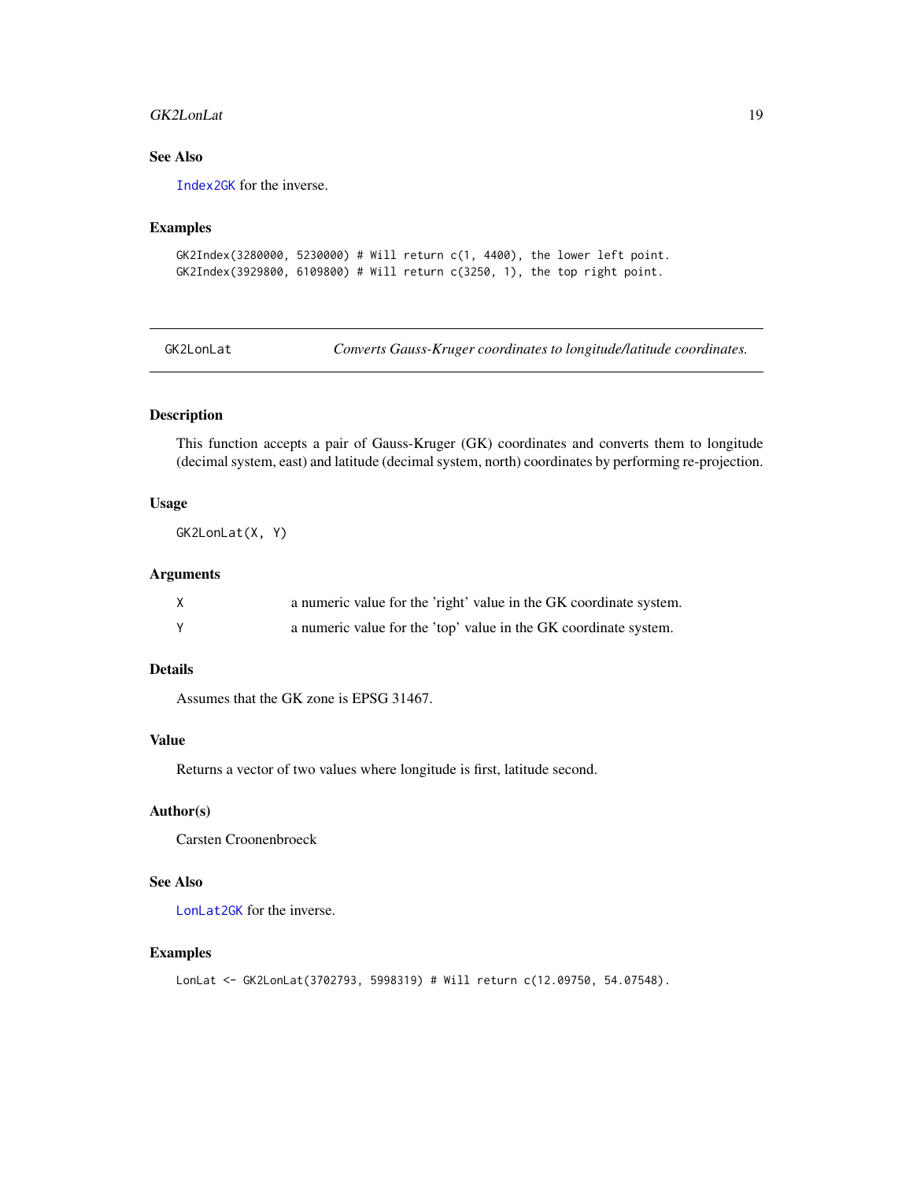### See Also

`Index2GK` for the inverse.

### Examples

```
GK2Index(3280000, 5230000) # Will return c(1, 4400), the lower left point.
GK2Index(3929800, 6109800) # Will return c(3250, 1), the top right point.
```

---

## GK2LonLat — *Converts Gauss-Kruger coordinates to longitude/latitude coordinates.*

---

### Description

This function accepts a pair of Gauss-Kruger (GK) coordinates and converts them to longitude (decimal system, east) and latitude (decimal system, north) coordinates by performing re-projection.

### Usage

```
GK2LonLat(X, Y)
```

### Arguments

| | |
|---|---|
| X | a numeric value for the 'right' value in the GK coordinate system. |
| Y | a numeric value for the 'top' value in the GK coordinate system. |

### Details

Assumes that the GK zone is EPSG 31467.

### Value

Returns a vector of two values where longitude is first, latitude second.

### Author(s)

Carsten Croonenbroeck

### See Also

`LonLat2GK` for the inverse.

### Examples

```
LonLat <- GK2LonLat(3702793, 5998319) # Will return c(12.09750, 54.07548).
```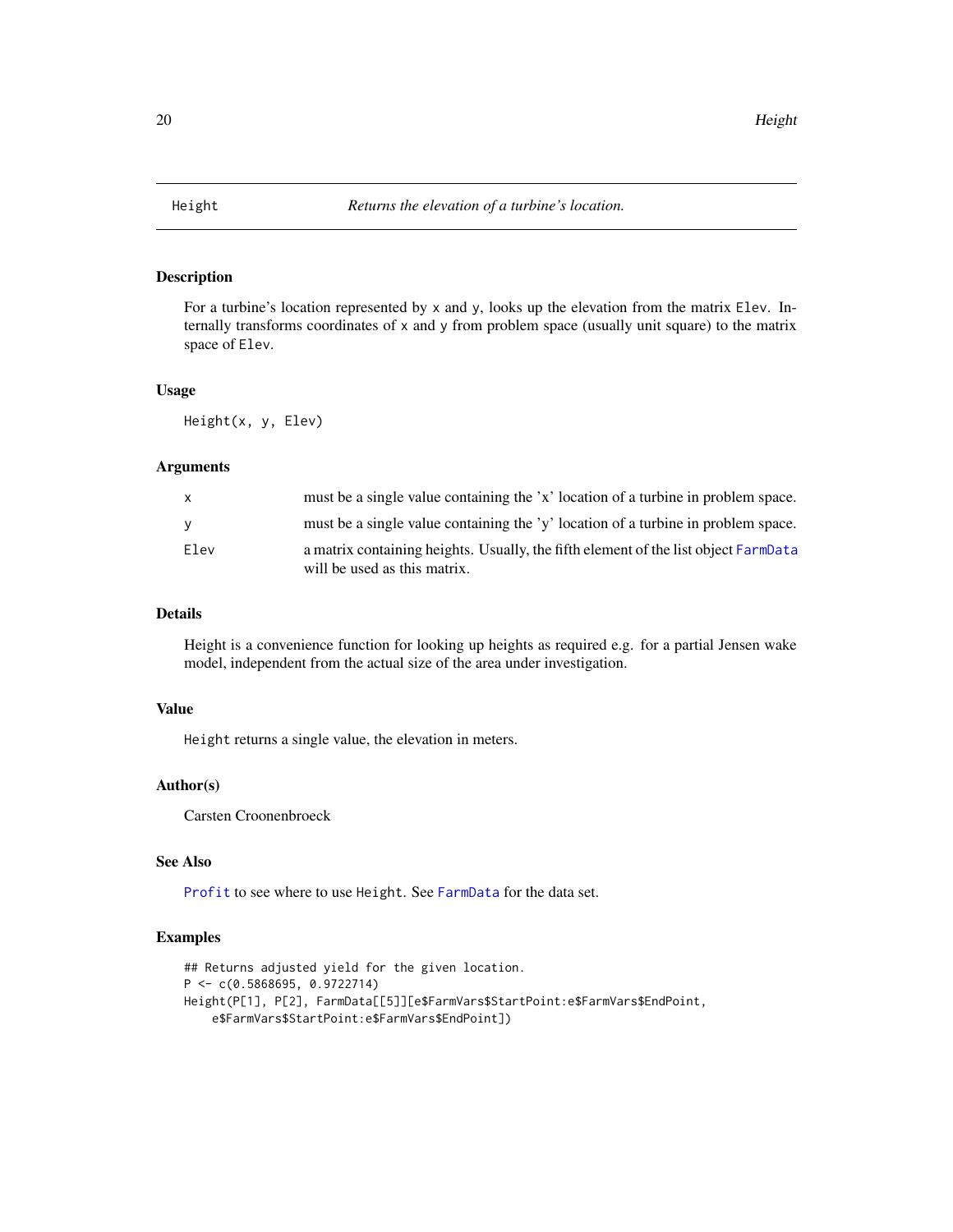# Height — *Returns the elevation of a turbine's location.*

## Description

For a turbine's location represented by `x` and `y`, looks up the elevation from the matrix `Elev`. Internally transforms coordinates of `x` and `y` from problem space (usually unit square) to the matrix space of `Elev`.

## Usage

```
Height(x, y, Elev)
```

## Arguments

| | |
|---|---|
| `x` | must be a single value containing the 'x' location of a turbine in problem space. |
| `y` | must be a single value containing the 'y' location of a turbine in problem space. |
| `Elev` | a matrix containing heights. Usually, the fifth element of the list object `FarmData` will be used as this matrix. |

## Details

Height is a convenience function for looking up heights as required e.g. for a partial Jensen wake model, independent from the actual size of the area under investigation.

## Value

`Height` returns a single value, the elevation in meters.

## Author(s)

Carsten Croonenbroeck

## See Also

`Profit` to see where to use `Height`. See `FarmData` for the data set.

## Examples

```
## Returns adjusted yield for the given location.
P <- c(0.5868695, 0.9722714)
Height(P[1], P[2], FarmData[[5]][e$FarmVars$StartPoint:e$FarmVars$EndPoint,
    e$FarmVars$StartPoint:e$FarmVars$EndPoint])
```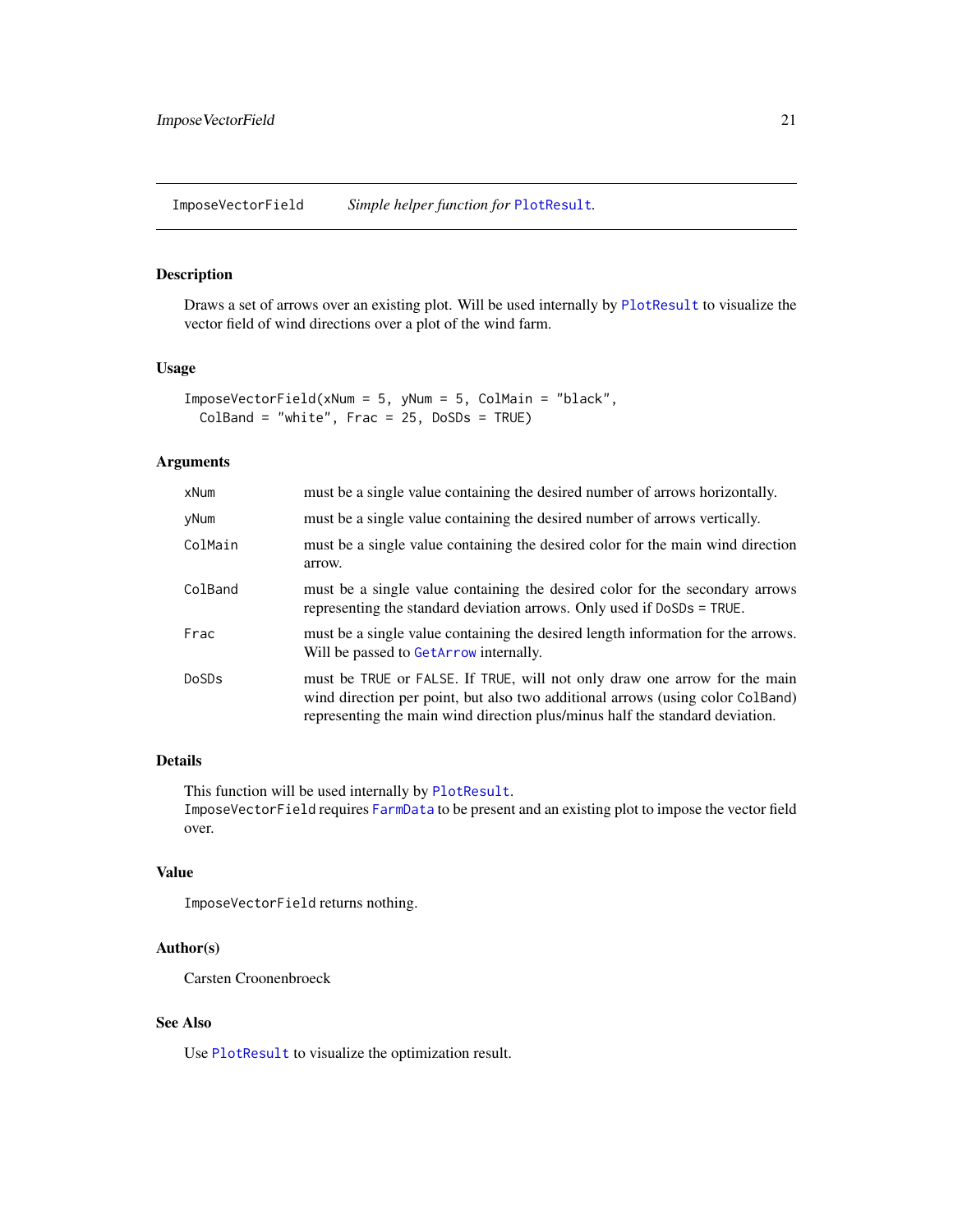## ImposeVectorField — *Simple helper function for* `PlotResult`.

### Description

Draws a set of arrows over an existing plot. Will be used internally by `PlotResult` to visualize the vector field of wind directions over a plot of the wind farm.

### Usage

```
ImposeVectorField(xNum = 5, yNum = 5, ColMain = "black",
  ColBand = "white", Frac = 25, DoSDs = TRUE)
```

### Arguments

| | |
|---|---|
| `xNum` | must be a single value containing the desired number of arrows horizontally. |
| `yNum` | must be a single value containing the desired number of arrows vertically. |
| `ColMain` | must be a single value containing the desired color for the main wind direction arrow. |
| `ColBand` | must be a single value containing the desired color for the secondary arrows representing the standard deviation arrows. Only used if `DoSDs = TRUE`. |
| `Frac` | must be a single value containing the desired length information for the arrows. Will be passed to `GetArrow` internally. |
| `DoSDs` | must be `TRUE` or `FALSE`. If `TRUE`, will not only draw one arrow for the main wind direction per point, but also two additional arrows (using color `ColBand`) representing the main wind direction plus/minus half the standard deviation. |

### Details

This function will be used internally by `PlotResult`.
`ImposeVectorField` requires `FarmData` to be present and an existing plot to impose the vector field over.

### Value

`ImposeVectorField` returns nothing.

### Author(s)

Carsten Croonenbroeck

### See Also

Use `PlotResult` to visualize the optimization result.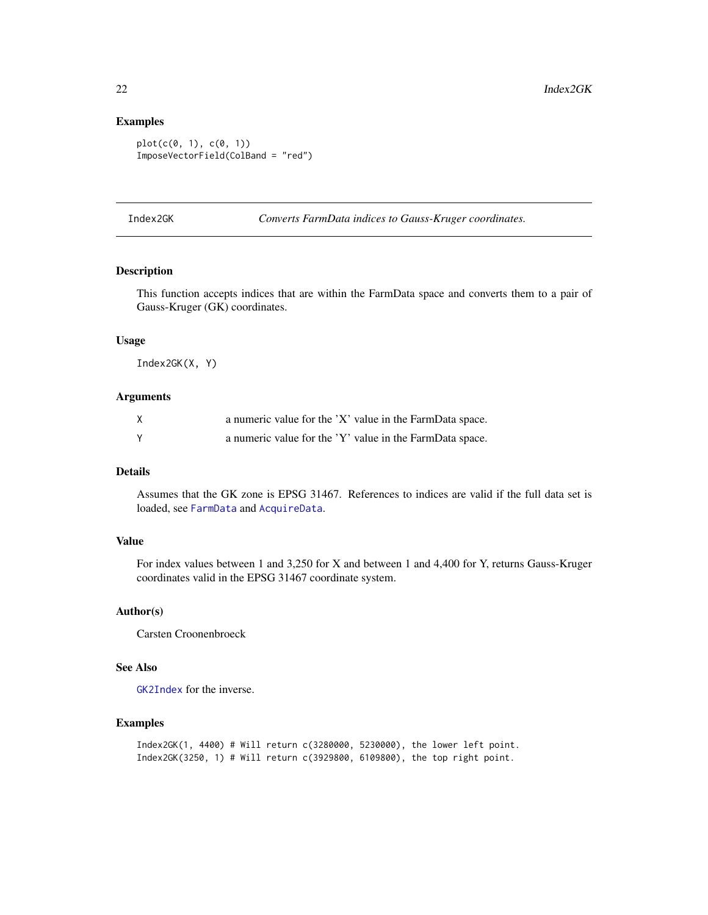### Examples

```
plot(c(0, 1), c(0, 1))
ImposeVectorField(ColBand = "red")
```

---

## Index2GK *Converts FarmData indices to Gauss-Kruger coordinates.*

### Description

This function accepts indices that are within the FarmData space and converts them to a pair of Gauss-Kruger (GK) coordinates.

### Usage

```
Index2GK(X, Y)
```

### Arguments

| | |
|---|---|
| X | a numeric value for the 'X' value in the FarmData space. |
| Y | a numeric value for the 'Y' value in the FarmData space. |

### Details

Assumes that the GK zone is EPSG 31467. References to indices are valid if the full data set is loaded, see FarmData and AcquireData.

### Value

For index values between 1 and 3,250 for X and between 1 and 4,400 for Y, returns Gauss-Kruger coordinates valid in the EPSG 31467 coordinate system.

### Author(s)

Carsten Croonenbroeck

### See Also

GK2Index for the inverse.

### Examples

```
Index2GK(1, 4400) # Will return c(3280000, 5230000), the lower left point.
Index2GK(3250, 1) # Will return c(3929800, 6109800), the top right point.
```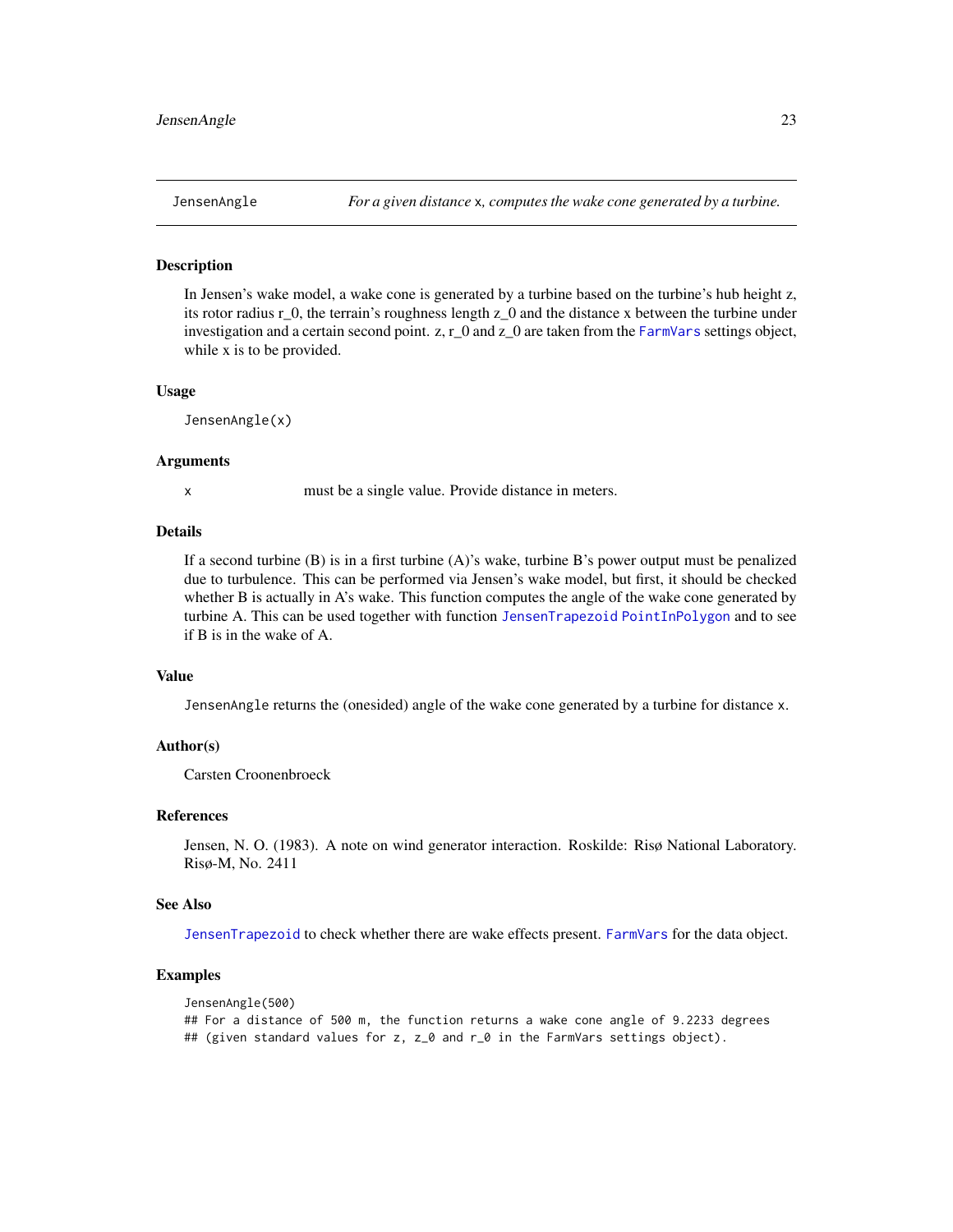## JensenAngle — *For a given distance x, computes the wake cone generated by a turbine.*

### Description

In Jensen's wake model, a wake cone is generated by a turbine based on the turbine's hub height z, its rotor radius r_0, the terrain's roughness length z_0 and the distance x between the turbine under investigation and a certain second point. z, r_0 and z_0 are taken from the `FarmVars` settings object, while x is to be provided.

### Usage

```
JensenAngle(x)
```

### Arguments

| | |
|---|---|
| `x` | must be a single value. Provide distance in meters. |

### Details

If a second turbine (B) is in a first turbine (A)'s wake, turbine B's power output must be penalized due to turbulence. This can be performed via Jensen's wake model, but first, it should be checked whether B is actually in A's wake. This function computes the angle of the wake cone generated by turbine A. This can be used together with function `JensenTrapezoid` `PointInPolygon` and to see if B is in the wake of A.

### Value

`JensenAngle` returns the (onesided) angle of the wake cone generated by a turbine for distance `x`.

### Author(s)

Carsten Croonenbroeck

### References

Jensen, N. O. (1983). A note on wind generator interaction. Roskilde: Risø National Laboratory. Risø-M, No. 2411

### See Also

`JensenTrapezoid` to check whether there are wake effects present. `FarmVars` for the data object.

### Examples

```
JensenAngle(500)
## For a distance of 500 m, the function returns a wake cone angle of 9.2233 degrees
## (given standard values for z, z_0 and r_0 in the FarmVars settings object).
```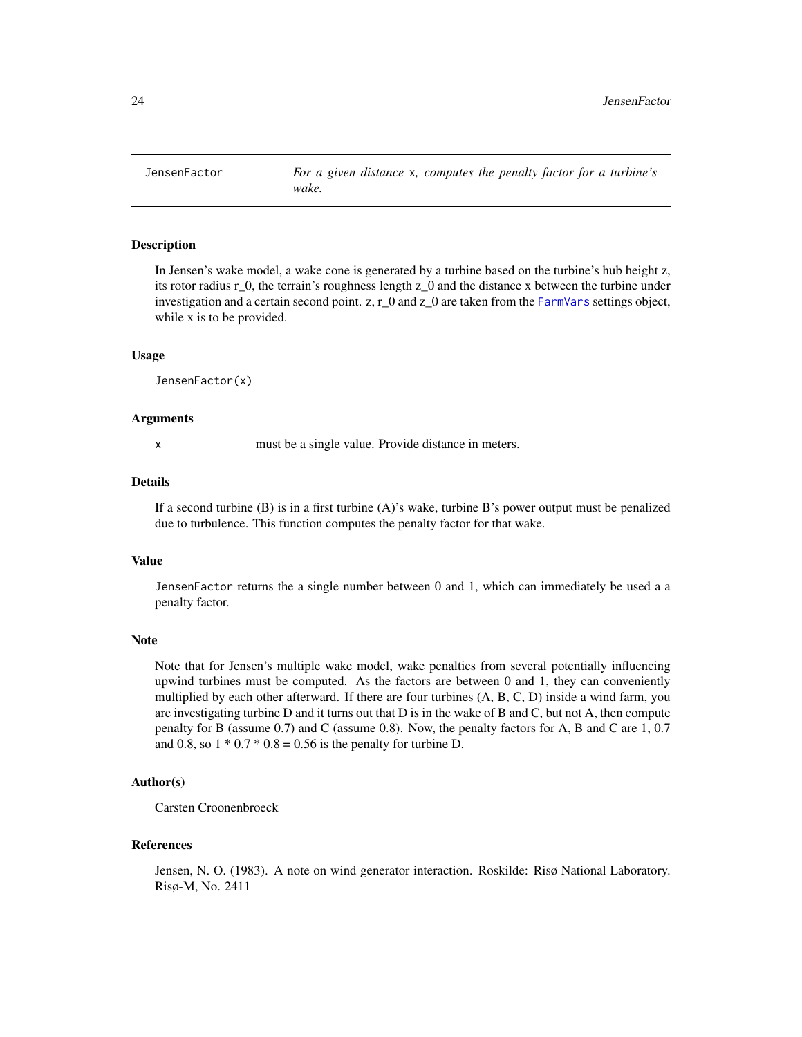# JensenFactor — *For a given distance* `x`*, computes the penalty factor for a turbine's wake.*

## Description

In Jensen's wake model, a wake cone is generated by a turbine based on the turbine's hub height z, its rotor radius r_0, the terrain's roughness length z_0 and the distance x between the turbine under investigation and a certain second point. z, r_0 and z_0 are taken from the FarmVars settings object, while x is to be provided.

## Usage

```
JensenFactor(x)
```

## Arguments

| | |
|---|---|
| `x` | must be a single value. Provide distance in meters. |

## Details

If a second turbine (B) is in a first turbine (A)'s wake, turbine B's power output must be penalized due to turbulence. This function computes the penalty factor for that wake.

## Value

`JensenFactor` returns the a single number between 0 and 1, which can immediately be used a a penalty factor.

## Note

Note that for Jensen's multiple wake model, wake penalties from several potentially influencing upwind turbines must be computed. As the factors are between 0 and 1, they can conveniently multiplied by each other afterward. If there are four turbines (A, B, C, D) inside a wind farm, you are investigating turbine D and it turns out that D is in the wake of B and C, but not A, then compute penalty for B (assume 0.7) and C (assume 0.8). Now, the penalty factors for A, B and C are 1, 0.7 and 0.8, so 1 * 0.7 * 0.8 = 0.56 is the penalty for turbine D.

## Author(s)

Carsten Croonenbroeck

## References

Jensen, N. O. (1983). A note on wind generator interaction. Roskilde: Risø National Laboratory. Risø-M, No. 2411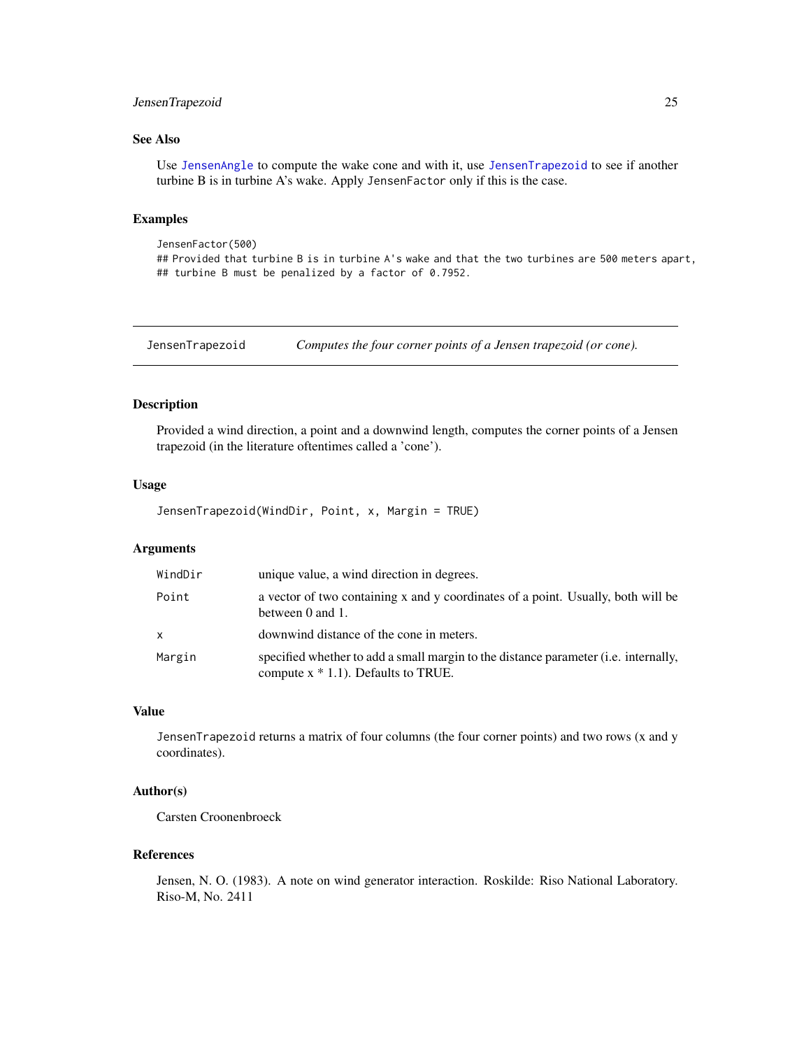### See Also

Use JensenAngle to compute the wake cone and with it, use JensenTrapezoid to see if another turbine B is in turbine A's wake. Apply JensenFactor only if this is the case.

### Examples

```
JensenFactor(500)
## Provided that turbine B is in turbine A's wake and that the two turbines are 500 meters apart,
## turbine B must be penalized by a factor of 0.7952.
```

---

## JensenTrapezoid *Computes the four corner points of a Jensen trapezoid (or cone).*

---

### Description

Provided a wind direction, a point and a downwind length, computes the corner points of a Jensen trapezoid (in the literature oftentimes called a 'cone').

### Usage

```
JensenTrapezoid(WindDir, Point, x, Margin = TRUE)
```

### Arguments

| | |
|---|---|
| WindDir | unique value, a wind direction in degrees. |
| Point | a vector of two containing x and y coordinates of a point. Usually, both will be between 0 and 1. |
| x | downwind distance of the cone in meters. |
| Margin | specified whether to add a small margin to the distance parameter (i.e. internally, compute x * 1.1). Defaults to TRUE. |

### Value

JensenTrapezoid returns a matrix of four columns (the four corner points) and two rows (x and y coordinates).

### Author(s)

Carsten Croonenbroeck

### References

Jensen, N. O. (1983). A note on wind generator interaction. Roskilde: Riso National Laboratory. Riso-M, No. 2411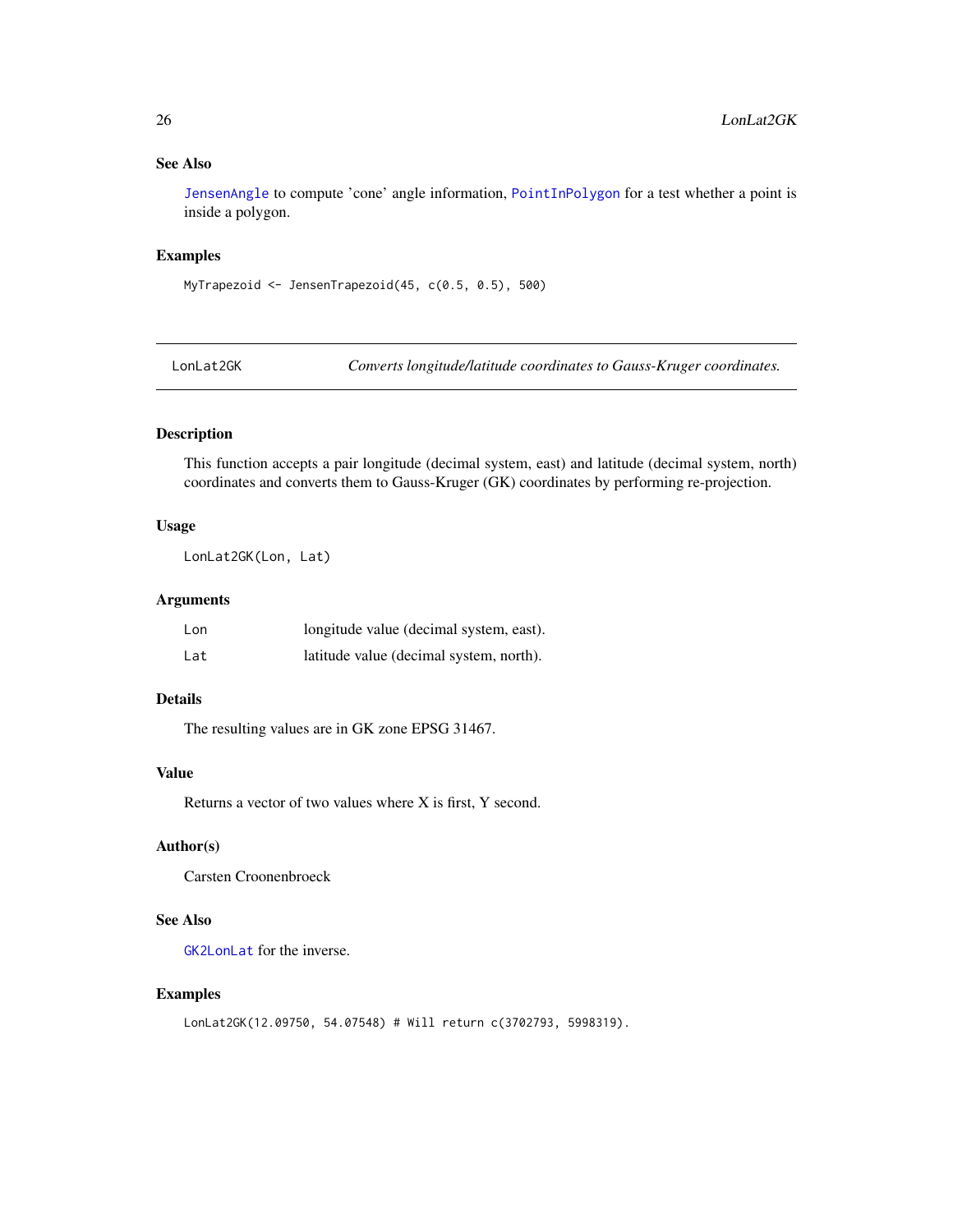### See Also

`JensenAngle` to compute 'cone' angle information, `PointInPolygon` for a test whether a point is inside a polygon.

### Examples

```
MyTrapezoid <- JensenTrapezoid(45, c(0.5, 0.5), 500)
```

---

## LonLat2GK &nbsp;&nbsp;&nbsp;&nbsp; *Converts longitude/latitude coordinates to Gauss-Kruger coordinates.*

---

### Description

This function accepts a pair longitude (decimal system, east) and latitude (decimal system, north) coordinates and converts them to Gauss-Kruger (GK) coordinates by performing re-projection.

### Usage

```
LonLat2GK(Lon, Lat)
```

### Arguments

| | |
|---|---|
| `Lon` | longitude value (decimal system, east). |
| `Lat` | latitude value (decimal system, north). |

### Details

The resulting values are in GK zone EPSG 31467.

### Value

Returns a vector of two values where X is first, Y second.

### Author(s)

Carsten Croonenbroeck

### See Also

`GK2LonLat` for the inverse.

### Examples

```
LonLat2GK(12.09750, 54.07548) # Will return c(3702793, 5998319).
```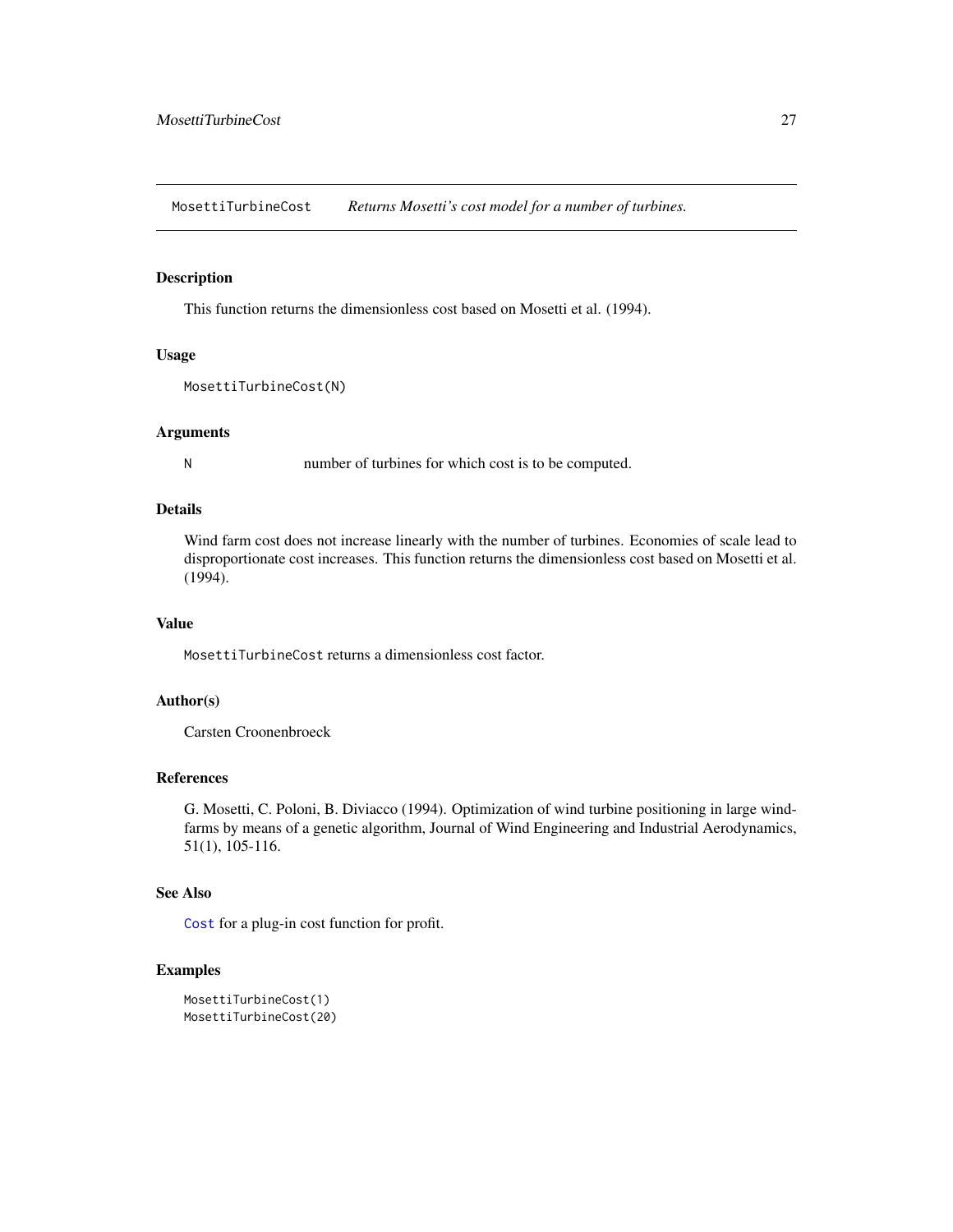MosettiTurbineCost *Returns Mosetti's cost model for a number of turbines.*

## Description

This function returns the dimensionless cost based on Mosetti et al. (1994).

## Usage

```
MosettiTurbineCost(N)
```

## Arguments

| | |
|---|---|
| N | number of turbines for which cost is to be computed. |

## Details

Wind farm cost does not increase linearly with the number of turbines. Economies of scale lead to disproportionate cost increases. This function returns the dimensionless cost based on Mosetti et al. (1994).

## Value

MosettiTurbineCost returns a dimensionless cost factor.

## Author(s)

Carsten Croonenbroeck

## References

G. Mosetti, C. Poloni, B. Diviacco (1994). Optimization of wind turbine positioning in large windfarms by means of a genetic algorithm, Journal of Wind Engineering and Industrial Aerodynamics, 51(1), 105-116.

## See Also

Cost for a plug-in cost function for profit.

## Examples

```
MosettiTurbineCost(1)
MosettiTurbineCost(20)
```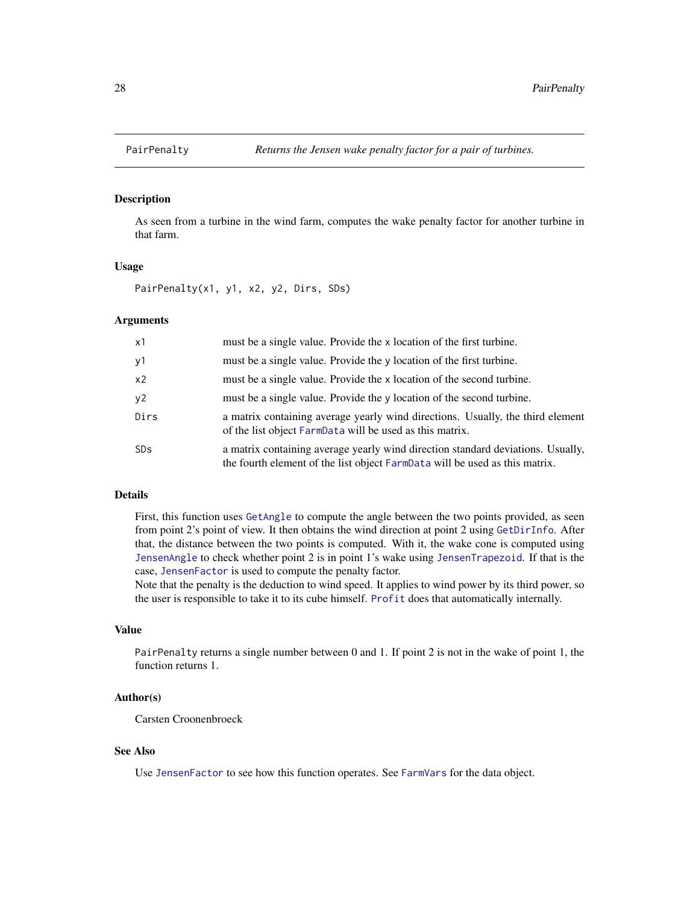## PairPenalty — *Returns the Jensen wake penalty factor for a pair of turbines.*

### Description

As seen from a turbine in the wind farm, computes the wake penalty factor for another turbine in that farm.

### Usage

```
PairPenalty(x1, y1, x2, y2, Dirs, SDs)
```

### Arguments

| | |
|---|---|
| `x1` | must be a single value. Provide the x location of the first turbine. |
| `y1` | must be a single value. Provide the y location of the first turbine. |
| `x2` | must be a single value. Provide the x location of the second turbine. |
| `y2` | must be a single value. Provide the y location of the second turbine. |
| `Dirs` | a matrix containing average yearly wind directions. Usually, the third element of the list object `FarmData` will be used as this matrix. |
| `SDs` | a matrix containing average yearly wind direction standard deviations. Usually, the fourth element of the list object `FarmData` will be used as this matrix. |

### Details

First, this function uses `GetAngle` to compute the angle between the two points provided, as seen from point 2's point of view. It then obtains the wind direction at point 2 using `GetDirInfo`. After that, the distance between the two points is computed. With it, the wake cone is computed using `JensenAngle` to check whether point 2 is in point 1's wake using `JensenTrapezoid`. If that is the case, `JensenFactor` is used to compute the penalty factor.
Note that the penalty is the deduction to wind speed. It applies to wind power by its third power, so the user is responsible to take it to its cube himself. `Profit` does that automatically internally.

### Value

`PairPenalty` returns a single number between 0 and 1. If point 2 is not in the wake of point 1, the function returns 1.

### Author(s)

Carsten Croonenbroeck

### See Also

Use `JensenFactor` to see how this function operates. See `FarmVars` for the data object.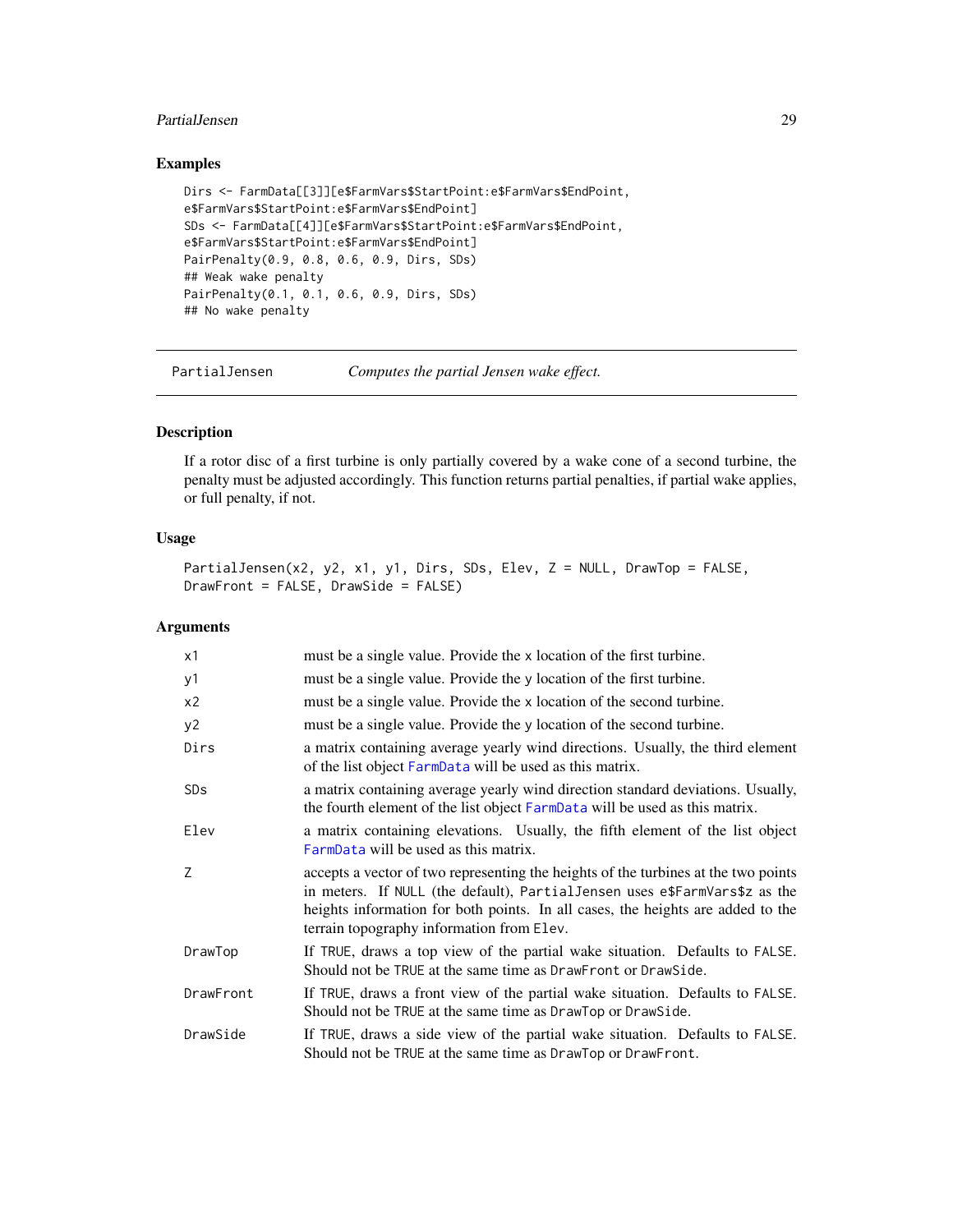### Examples

```
Dirs <- FarmData[[3]][e$FarmVars$StartPoint:e$FarmVars$EndPoint,
e$FarmVars$StartPoint:e$FarmVars$EndPoint]
SDs <- FarmData[[4]][e$FarmVars$StartPoint:e$FarmVars$EndPoint,
e$FarmVars$StartPoint:e$FarmVars$EndPoint]
PairPenalty(0.9, 0.8, 0.6, 0.9, Dirs, SDs)
## Weak wake penalty
PairPenalty(0.1, 0.1, 0.6, 0.9, Dirs, SDs)
## No wake penalty
```

---

## PartialJensen — *Computes the partial Jensen wake effect.*

---

### Description

If a rotor disc of a first turbine is only partially covered by a wake cone of a second turbine, the penalty must be adjusted accordingly. This function returns partial penalties, if partial wake applies, or full penalty, if not.

### Usage

```
PartialJensen(x2, y2, x1, y1, Dirs, SDs, Elev, Z = NULL, DrawTop = FALSE,
DrawFront = FALSE, DrawSide = FALSE)
```

### Arguments

| | |
|---|---|
| x1 | must be a single value. Provide the x location of the first turbine. |
| y1 | must be a single value. Provide the y location of the first turbine. |
| x2 | must be a single value. Provide the x location of the second turbine. |
| y2 | must be a single value. Provide the y location of the second turbine. |
| Dirs | a matrix containing average yearly wind directions. Usually, the third element of the list object FarmData will be used as this matrix. |
| SDs | a matrix containing average yearly wind direction standard deviations. Usually, the fourth element of the list object FarmData will be used as this matrix. |
| Elev | a matrix containing elevations. Usually, the fifth element of the list object FarmData will be used as this matrix. |
| Z | accepts a vector of two representing the heights of the turbines at the two points in meters. If NULL (the default), PartialJensen uses e$FarmVars$z as the heights information for both points. In all cases, the heights are added to the terrain topography information from Elev. |
| DrawTop | If TRUE, draws a top view of the partial wake situation. Defaults to FALSE. Should not be TRUE at the same time as DrawFront or DrawSide. |
| DrawFront | If TRUE, draws a front view of the partial wake situation. Defaults to FALSE. Should not be TRUE at the same time as DrawTop or DrawSide. |
| DrawSide | If TRUE, draws a side view of the partial wake situation. Defaults to FALSE. Should not be TRUE at the same time as DrawTop or DrawFront. |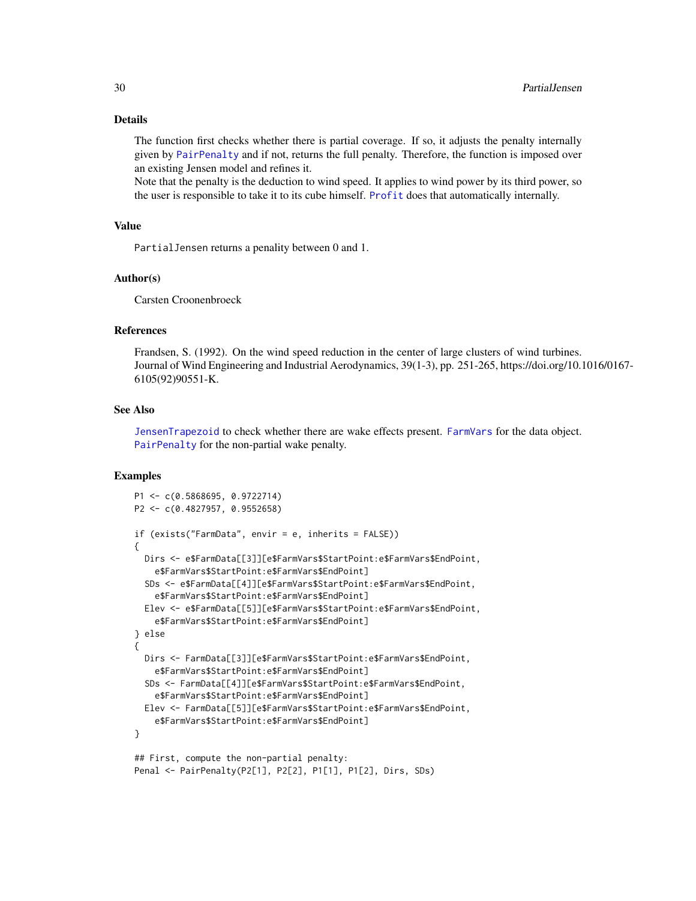## Details

The function first checks whether there is partial coverage. If so, it adjusts the penalty internally given by `PairPenalty` and if not, returns the full penalty. Therefore, the function is imposed over an existing Jensen model and refines it.
Note that the penalty is the deduction to wind speed. It applies to wind power by its third power, so the user is responsible to take it to its cube himself. `Profit` does that automatically internally.

## Value

`PartialJensen` returns a penality between 0 and 1.

## Author(s)

Carsten Croonenbroeck

## References

Frandsen, S. (1992). On the wind speed reduction in the center of large clusters of wind turbines. Journal of Wind Engineering and Industrial Aerodynamics, 39(1-3), pp. 251-265, https://doi.org/10.1016/0167-6105(92)90551-K.

## See Also

`JensenTrapezoid` to check whether there are wake effects present. `FarmVars` for the data object. `PairPenalty` for the non-partial wake penalty.

## Examples

```
P1 <- c(0.5868695, 0.9722714)
P2 <- c(0.4827957, 0.9552658)

if (exists("FarmData", envir = e, inherits = FALSE))
{
  Dirs <- e$FarmData[[3]][e$FarmVars$StartPoint:e$FarmVars$EndPoint,
    e$FarmVars$StartPoint:e$FarmVars$EndPoint]
  SDs <- e$FarmData[[4]][e$FarmVars$StartPoint:e$FarmVars$EndPoint,
    e$FarmVars$StartPoint:e$FarmVars$EndPoint]
  Elev <- e$FarmData[[5]][e$FarmVars$StartPoint:e$FarmVars$EndPoint,
    e$FarmVars$StartPoint:e$FarmVars$EndPoint]
} else
{
  Dirs <- FarmData[[3]][e$FarmVars$StartPoint:e$FarmVars$EndPoint,
    e$FarmVars$StartPoint:e$FarmVars$EndPoint]
  SDs <- FarmData[[4]][e$FarmVars$StartPoint:e$FarmVars$EndPoint,
    e$FarmVars$StartPoint:e$FarmVars$EndPoint]
  Elev <- FarmData[[5]][e$FarmVars$StartPoint:e$FarmVars$EndPoint,
    e$FarmVars$StartPoint:e$FarmVars$EndPoint]
}

## First, compute the non-partial penalty:
Penal <- PairPenalty(P2[1], P2[2], P1[1], P1[2], Dirs, SDs)
```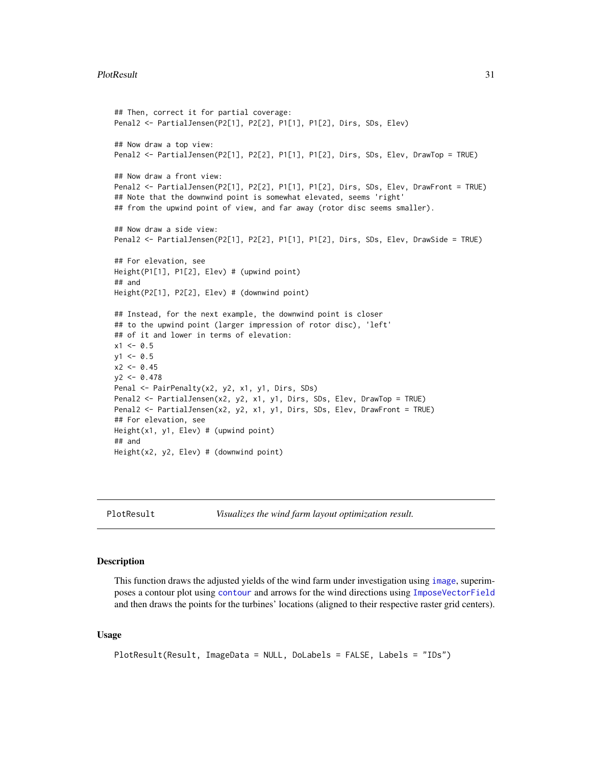```
## Then, correct it for partial coverage:
Penal2 <- PartialJensen(P2[1], P2[2], P1[1], P1[2], Dirs, SDs, Elev)

## Now draw a top view:
Penal2 <- PartialJensen(P2[1], P2[2], P1[1], P1[2], Dirs, SDs, Elev, DrawTop = TRUE)

## Now draw a front view:
Penal2 <- PartialJensen(P2[1], P2[2], P1[1], P1[2], Dirs, SDs, Elev, DrawFront = TRUE)
## Note that the downwind point is somewhat elevated, seems 'right'
## from the upwind point of view, and far away (rotor disc seems smaller).

## Now draw a side view:
Penal2 <- PartialJensen(P2[1], P2[2], P1[1], P1[2], Dirs, SDs, Elev, DrawSide = TRUE)

## For elevation, see
Height(P1[1], P1[2], Elev) # (upwind point)
## and
Height(P2[1], P2[2], Elev) # (downwind point)

## Instead, for the next example, the downwind point is closer
## to the upwind point (larger impression of rotor disc), 'left'
## of it and lower in terms of elevation:
x1 <- 0.5
y1 <- 0.5
x2 <- 0.45
y2 <- 0.478
Penal <- PairPenalty(x2, y2, x1, y1, Dirs, SDs)
Penal2 <- PartialJensen(x2, y2, x1, y1, Dirs, SDs, Elev, DrawTop = TRUE)
Penal2 <- PartialJensen(x2, y2, x1, y1, Dirs, SDs, Elev, DrawFront = TRUE)
## For elevation, see
Height(x1, y1, Elev) # (upwind point)
## and
Height(x2, y2, Elev) # (downwind point)
```

---

`PlotResult` *Visualizes the wind farm layout optimization result.*

---

## Description

This function draws the adjusted yields of the wind farm under investigation using image, superimposes a contour plot using contour and arrows for the wind directions using ImposeVectorField and then draws the points for the turbines' locations (aligned to their respective raster grid centers).

## Usage

```
PlotResult(Result, ImageData = NULL, DoLabels = FALSE, Labels = "IDs")
```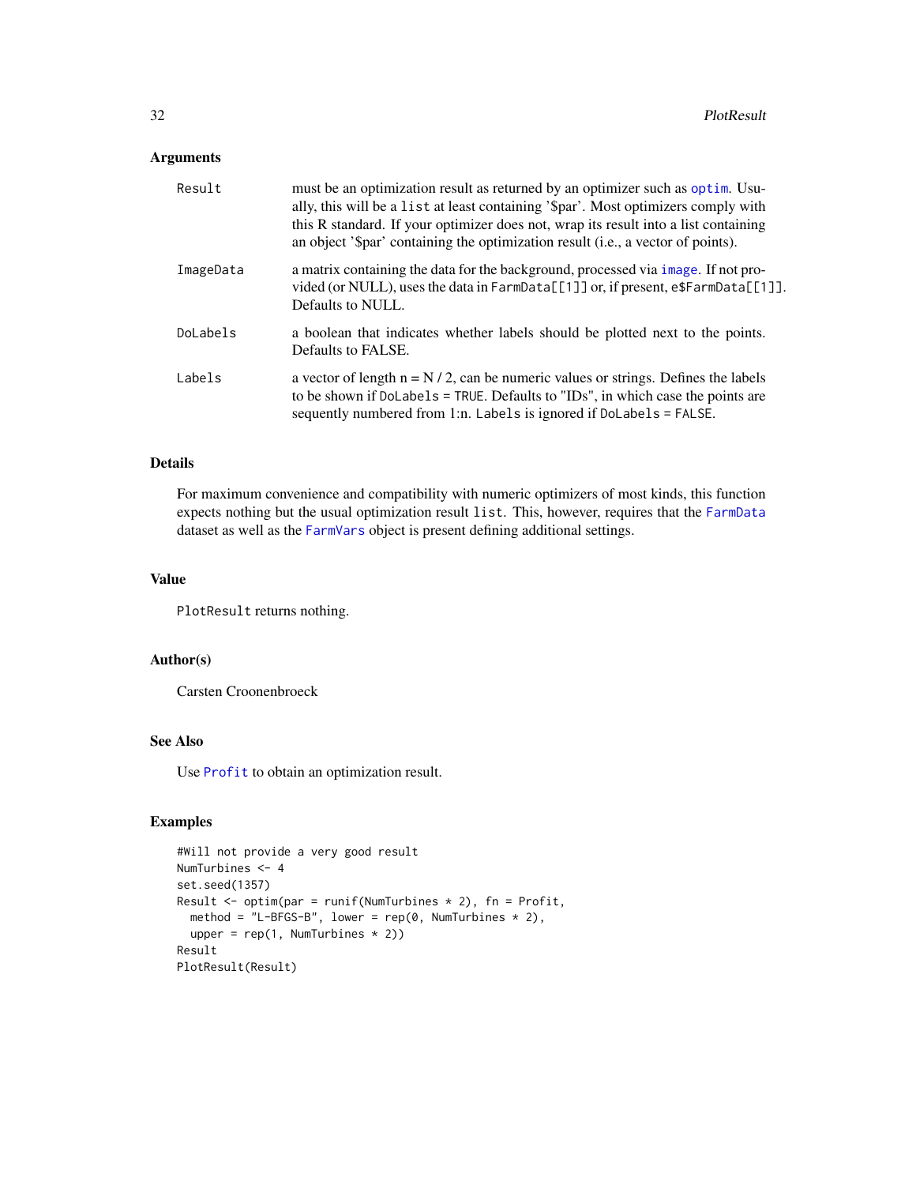## Arguments

| | |
|---|---|
| `Result` | must be an optimization result as returned by an optimizer such as `optim`. Usually, this will be a `list` at least containing '$par'. Most optimizers comply with this R standard. If your optimizer does not, wrap its result into a list containing an object '$par' containing the optimization result (i.e., a vector of points). |
| `ImageData` | a matrix containing the data for the background, processed via `image`. If not provided (or NULL), uses the data in `FarmData[[1]]` or, if present, `e$FarmData[[1]]`. Defaults to NULL. |
| `DoLabels` | a boolean that indicates whether labels should be plotted next to the points. Defaults to FALSE. |
| `Labels` | a vector of length n = N / 2, can be numeric values or strings. Defines the labels to be shown if `DoLabels = TRUE`. Defaults to "IDs", in which case the points are sequently numbered from 1:n. `Labels` is ignored if `DoLabels = FALSE`. |

## Details

For maximum convenience and compatibility with numeric optimizers of most kinds, this function expects nothing but the usual optimization result `list`. This, however, requires that the `FarmData` dataset as well as the `FarmVars` object is present defining additional settings.

## Value

`PlotResult` returns nothing.

## Author(s)

Carsten Croonenbroeck

## See Also

Use `Profit` to obtain an optimization result.

## Examples

```
#Will not provide a very good result
NumTurbines <- 4
set.seed(1357)
Result <- optim(par = runif(NumTurbines * 2), fn = Profit,
  method = "L-BFGS-B", lower = rep(0, NumTurbines * 2),
  upper = rep(1, NumTurbines * 2))
Result
PlotResult(Result)
```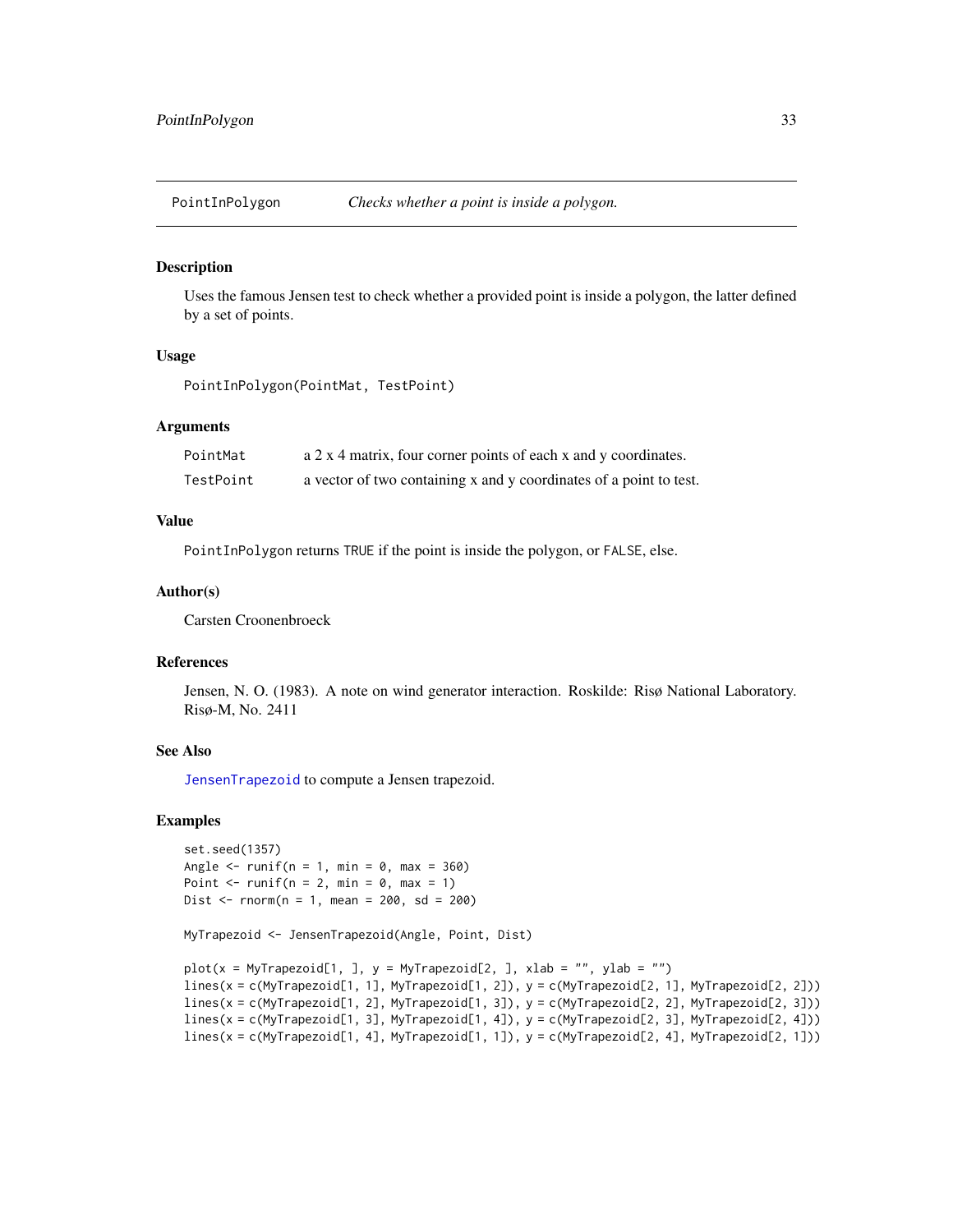## PointInPolygon — *Checks whether a point is inside a polygon.*

### Description

Uses the famous Jensen test to check whether a provided point is inside a polygon, the latter defined by a set of points.

### Usage

```
PointInPolygon(PointMat, TestPoint)
```

### Arguments

| | |
|---|---|
| PointMat | a 2 x 4 matrix, four corner points of each x and y coordinates. |
| TestPoint | a vector of two containing x and y coordinates of a point to test. |

### Value

`PointInPolygon` returns `TRUE` if the point is inside the polygon, or `FALSE`, else.

### Author(s)

Carsten Croonenbroeck

### References

Jensen, N. O. (1983). A note on wind generator interaction. Roskilde: Risø National Laboratory. Risø-M, No. 2411

### See Also

`JensenTrapezoid` to compute a Jensen trapezoid.

### Examples

```
set.seed(1357)
Angle <- runif(n = 1, min = 0, max = 360)
Point <- runif(n = 2, min = 0, max = 1)
Dist <- rnorm(n = 1, mean = 200, sd = 200)

MyTrapezoid <- JensenTrapezoid(Angle, Point, Dist)

plot(x = MyTrapezoid[1, ], y = MyTrapezoid[2, ], xlab = "", ylab = "")
lines(x = c(MyTrapezoid[1, 1], MyTrapezoid[1, 2]), y = c(MyTrapezoid[2, 1], MyTrapezoid[2, 2]))
lines(x = c(MyTrapezoid[1, 2], MyTrapezoid[1, 3]), y = c(MyTrapezoid[2, 2], MyTrapezoid[2, 3]))
lines(x = c(MyTrapezoid[1, 3], MyTrapezoid[1, 4]), y = c(MyTrapezoid[2, 3], MyTrapezoid[2, 4]))
lines(x = c(MyTrapezoid[1, 4], MyTrapezoid[1, 1]), y = c(MyTrapezoid[2, 4], MyTrapezoid[2, 1]))
```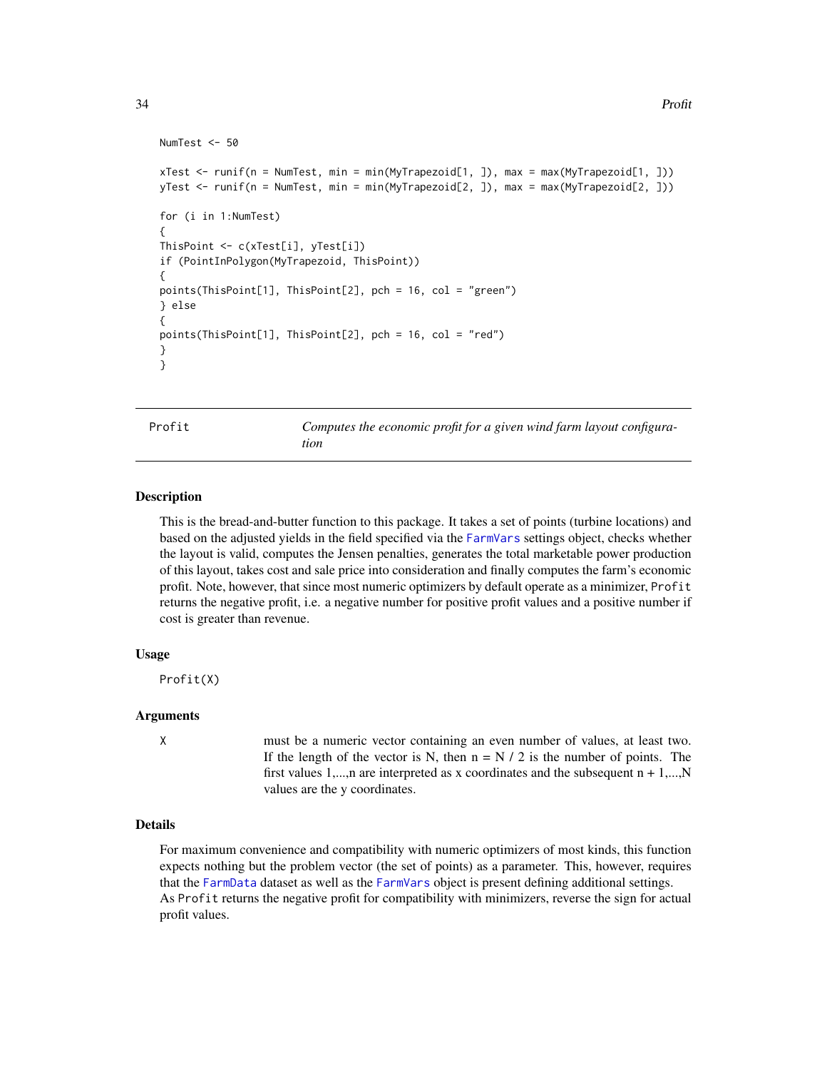```
NumTest <- 50

xTest <- runif(n = NumTest, min = min(MyTrapezoid[1, ]), max = max(MyTrapezoid[1, ]))
yTest <- runif(n = NumTest, min = min(MyTrapezoid[2, ]), max = max(MyTrapezoid[2, ]))

for (i in 1:NumTest)
{
ThisPoint <- c(xTest[i], yTest[i])
if (PointInPolygon(MyTrapezoid, ThisPoint))
{
points(ThisPoint[1], ThisPoint[2], pch = 16, col = "green")
} else
{
points(ThisPoint[1], ThisPoint[2], pch = 16, col = "red")
}
}
```

## Profit — *Computes the economic profit for a given wind farm layout configuration*

### Description

This is the bread-and-butter function to this package. It takes a set of points (turbine locations) and based on the adjusted yields in the field specified via the FarmVars settings object, checks whether the layout is valid, computes the Jensen penalties, generates the total marketable power production of this layout, takes cost and sale price into consideration and finally computes the farm's economic profit. Note, however, that since most numeric optimizers by default operate as a minimizer, `Profit` returns the negative profit, i.e. a negative number for positive profit values and a positive number if cost is greater than revenue.

### Usage

```
Profit(X)
```

### Arguments

| | |
|---|---|
| X | must be a numeric vector containing an even number of values, at least two. If the length of the vector is N, then n = N / 2 is the number of points. The first values 1,...,n are interpreted as x coordinates and the subsequent n + 1,...,N values are the y coordinates. |

### Details

For maximum convenience and compatibility with numeric optimizers of most kinds, this function expects nothing but the problem vector (the set of points) as a parameter. This, however, requires that the FarmData dataset as well as the FarmVars object is present defining additional settings. As `Profit` returns the negative profit for compatibility with minimizers, reverse the sign for actual profit values.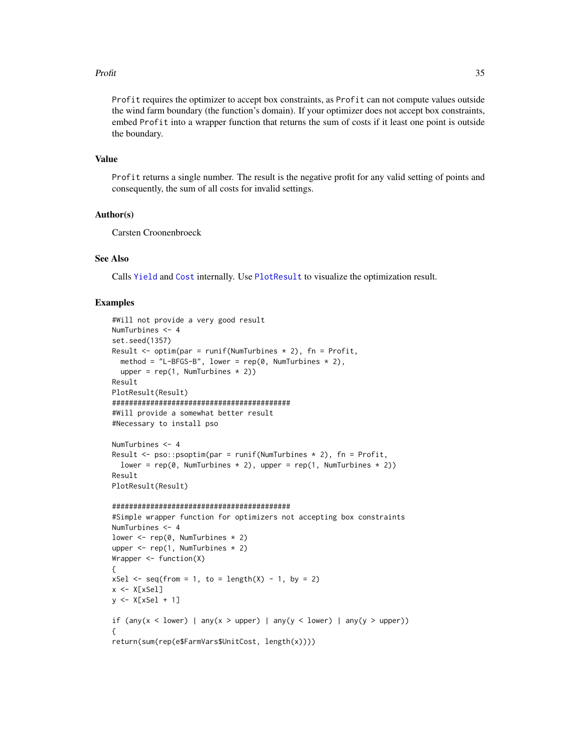`Profit` requires the optimizer to accept box constraints, as `Profit` can not compute values outside the wind farm boundary (the function's domain). If your optimizer does not accept box constraints, embed `Profit` into a wrapper function that returns the sum of costs if it least one point is outside the boundary.

### Value

`Profit` returns a single number. The result is the negative profit for any valid setting of points and consequently, the sum of all costs for invalid settings.

### Author(s)

Carsten Croonenbroeck

### See Also

Calls `Yield` and `Cost` internally. Use `PlotResult` to visualize the optimization result.

### Examples

```
#Will not provide a very good result
NumTurbines <- 4
set.seed(1357)
Result <- optim(par = runif(NumTurbines * 2), fn = Profit,
  method = "L-BFGS-B", lower = rep(0, NumTurbines * 2),
  upper = rep(1, NumTurbines * 2))
Result
PlotResult(Result)
##########################################
#Will provide a somewhat better result
#Necessary to install pso

NumTurbines <- 4
Result <- pso::psoptim(par = runif(NumTurbines * 2), fn = Profit,
  lower = rep(0, NumTurbines * 2), upper = rep(1, NumTurbines * 2))
Result
PlotResult(Result)

##########################################
#Simple wrapper function for optimizers not accepting box constraints
NumTurbines <- 4
lower <- rep(0, NumTurbines * 2)
upper <- rep(1, NumTurbines * 2)
Wrapper <- function(X)
{
xSel <- seq(from = 1, to = length(X) - 1, by = 2)
x <- X[xSel]
y <- X[xSel + 1]

if (any(x < lower) | any(x > upper) | any(y < lower) | any(y > upper))
{
return(sum(rep(e$FarmVars$UnitCost, length(x))))
```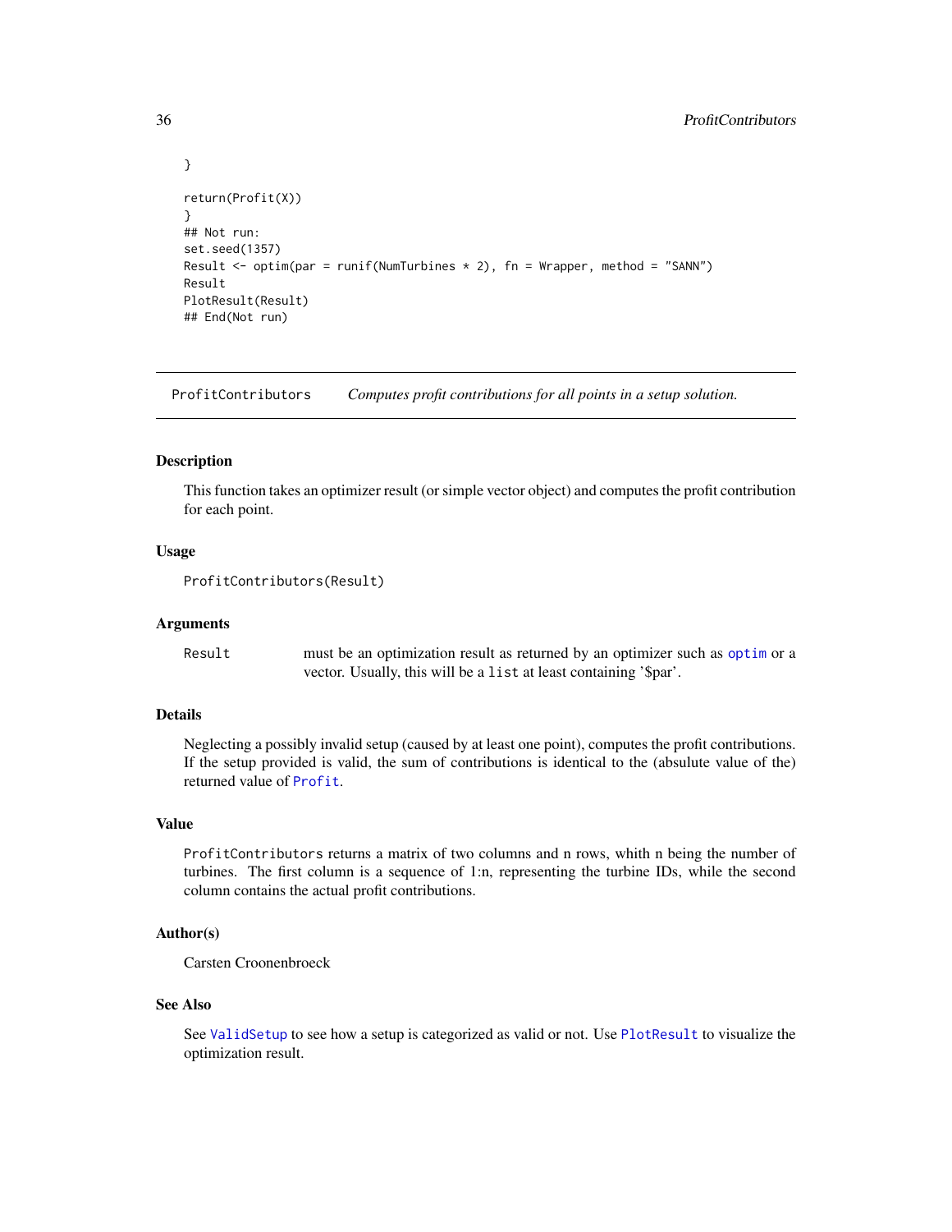```
}

return(Profit(X))
}
## Not run:
set.seed(1357)
Result <- optim(par = runif(NumTurbines * 2), fn = Wrapper, method = "SANN")
Result
PlotResult(Result)
## End(Not run)
```

---

`ProfitContributors` *Computes profit contributions for all points in a setup solution.*

---

## Description

This function takes an optimizer result (or simple vector object) and computes the profit contribution for each point.

## Usage

```
ProfitContributors(Result)
```

## Arguments

`Result` must be an optimization result as returned by an optimizer such as `optim` or a vector. Usually, this will be a `list` at least containing '$par'.

## Details

Neglecting a possibly invalid setup (caused by at least one point), computes the profit contributions. If the setup provided is valid, the sum of contributions is identical to the (absulute value of the) returned value of `Profit`.

## Value

`ProfitContributors` returns a matrix of two columns and n rows, whith n being the number of turbines. The first column is a sequence of 1:n, representing the turbine IDs, while the second column contains the actual profit contributions.

## Author(s)

Carsten Croonenbroeck

## See Also

See `ValidSetup` to see how a setup is categorized as valid or not. Use `PlotResult` to visualize the optimization result.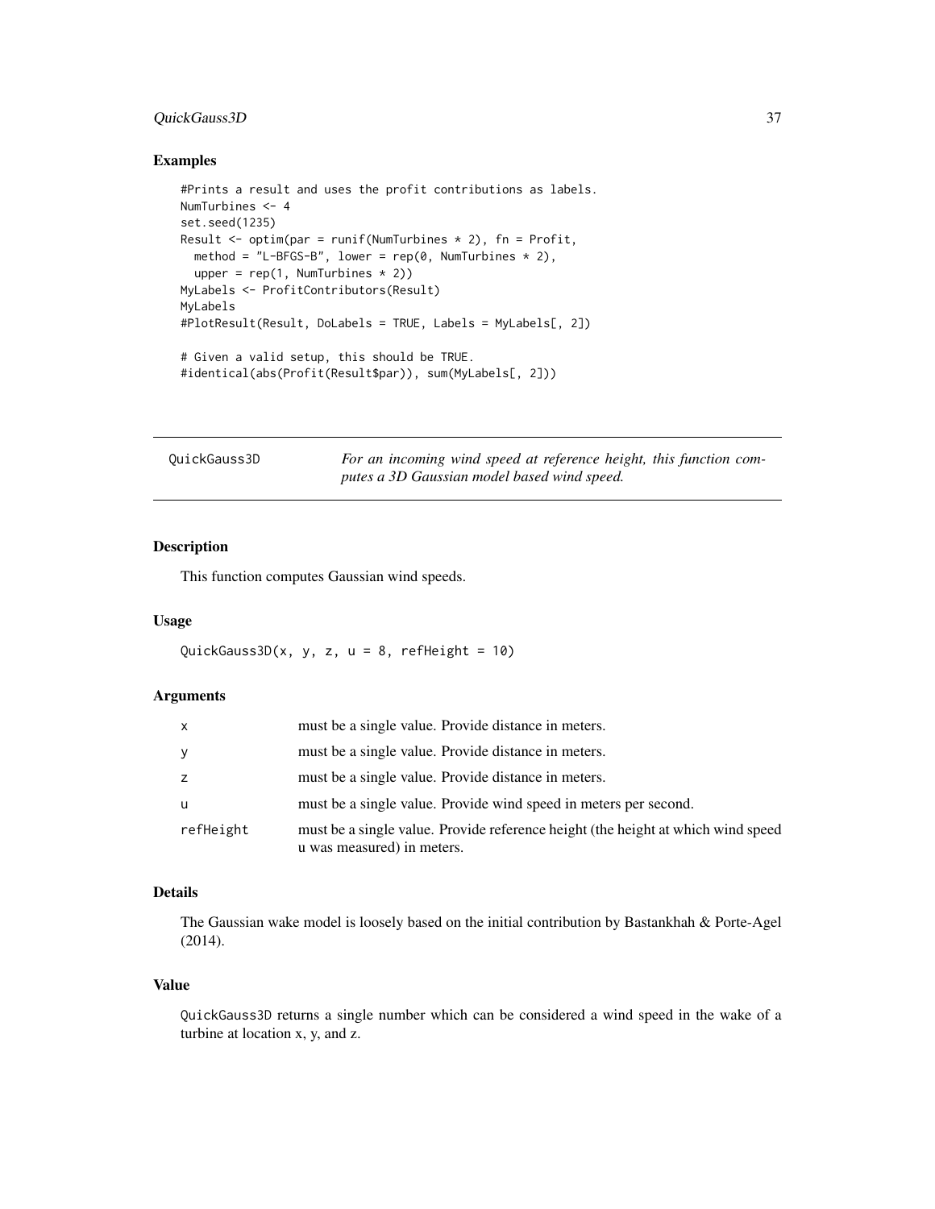### Examples

```
#Prints a result and uses the profit contributions as labels.
NumTurbines <- 4
set.seed(1235)
Result <- optim(par = runif(NumTurbines * 2), fn = Profit,
  method = "L-BFGS-B", lower = rep(0, NumTurbines * 2),
  upper = rep(1, NumTurbines * 2))
MyLabels <- ProfitContributors(Result)
MyLabels
#PlotResult(Result, DoLabels = TRUE, Labels = MyLabels[, 2])

# Given a valid setup, this should be TRUE.
#identical(abs(Profit(Result$par)), sum(MyLabels[, 2]))
```

---

## QuickGauss3D — *For an incoming wind speed at reference height, this function computes a 3D Gaussian model based wind speed.*

### Description

This function computes Gaussian wind speeds.

### Usage

```
QuickGauss3D(x, y, z, u = 8, refHeight = 10)
```

### Arguments

| | |
|---|---|
| x | must be a single value. Provide distance in meters. |
| y | must be a single value. Provide distance in meters. |
| z | must be a single value. Provide distance in meters. |
| u | must be a single value. Provide wind speed in meters per second. |
| refHeight | must be a single value. Provide reference height (the height at which wind speed u was measured) in meters. |

### Details

The Gaussian wake model is loosely based on the initial contribution by Bastankhah & Porte-Agel (2014).

### Value

QuickGauss3D returns a single number which can be considered a wind speed in the wake of a turbine at location x, y, and z.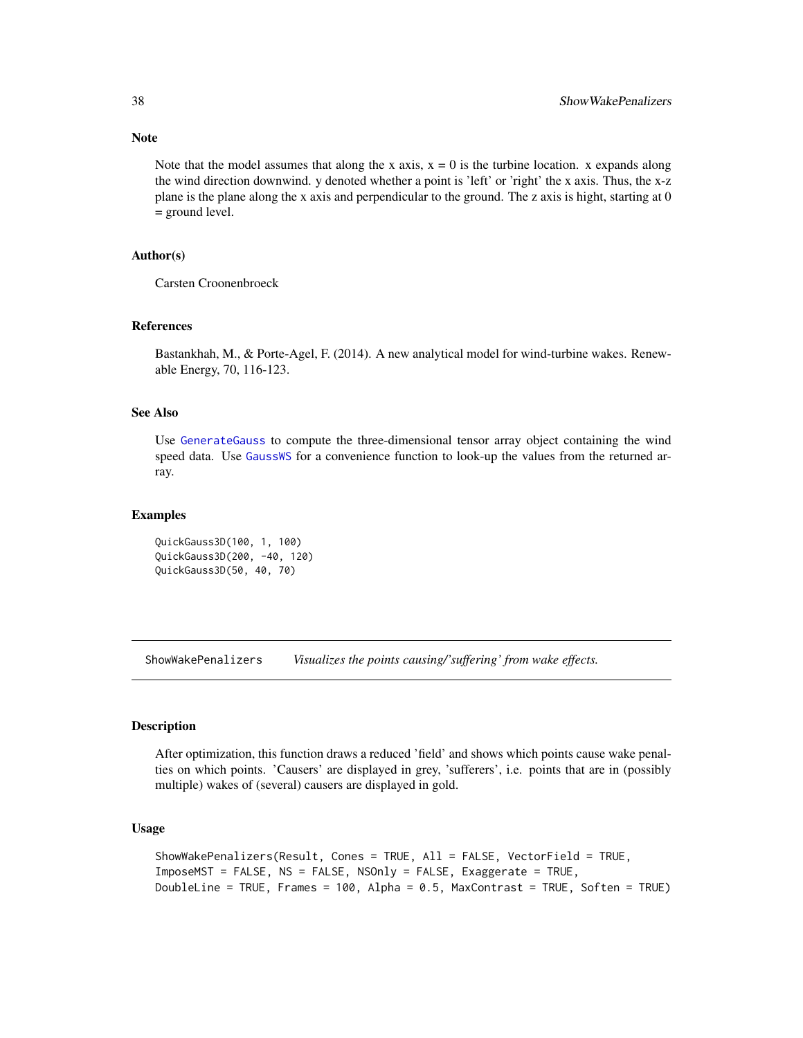### Note

Note that the model assumes that along the x axis, x = 0 is the turbine location. x expands along the wind direction downwind. y denoted whether a point is 'left' or 'right' the x axis. Thus, the x-z plane is the plane along the x axis and perpendicular to the ground. The z axis is hight, starting at 0 = ground level.

### Author(s)

Carsten Croonenbroeck

### References

Bastankhah, M., & Porte-Agel, F. (2014). A new analytical model for wind-turbine wakes. Renewable Energy, 70, 116-123.

### See Also

Use GenerateGauss to compute the three-dimensional tensor array object containing the wind speed data. Use GaussWS for a convenience function to look-up the values from the returned array.

### Examples

```
QuickGauss3D(100, 1, 100)
QuickGauss3D(200, -40, 120)
QuickGauss3D(50, 40, 70)
```

---

## ShowWakePenalizers *Visualizes the points causing/'suffering' from wake effects.*

### Description

After optimization, this function draws a reduced 'field' and shows which points cause wake penalties on which points. 'Causers' are displayed in grey, 'sufferers', i.e. points that are in (possibly multiple) wakes of (several) causers are displayed in gold.

### Usage

```
ShowWakePenalizers(Result, Cones = TRUE, All = FALSE, VectorField = TRUE,
ImposeMST = FALSE, NS = FALSE, NSOnly = FALSE, Exaggerate = TRUE,
DoubleLine = TRUE, Frames = 100, Alpha = 0.5, MaxContrast = TRUE, Soften = TRUE)
```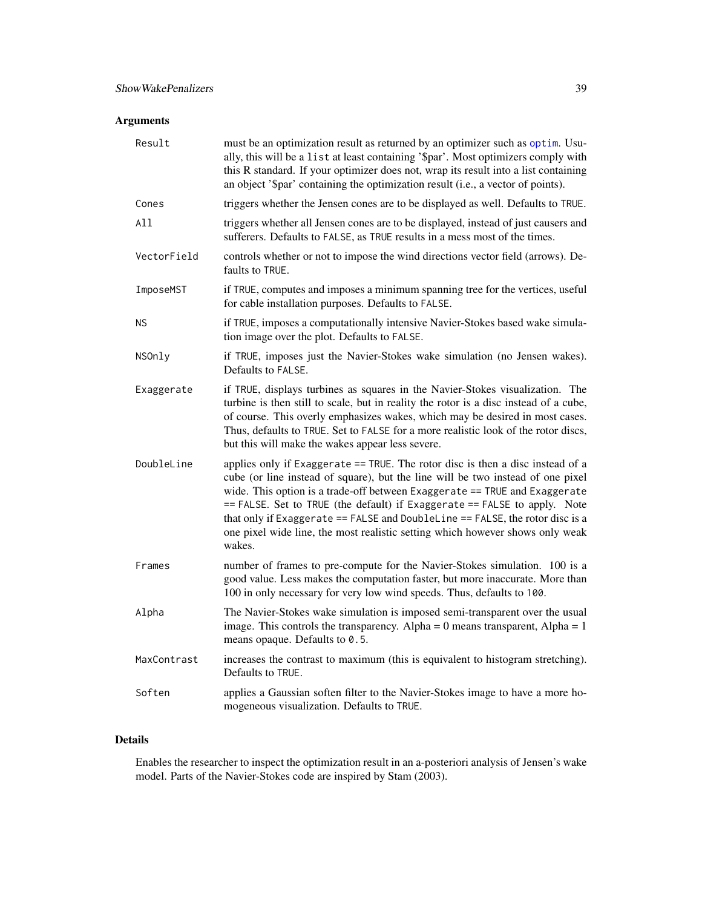## Arguments

| | |
|---|---|
| `Result` | must be an optimization result as returned by an optimizer such as `optim`. Usually, this will be a `list` at least containing '$par'. Most optimizers comply with this R standard. If your optimizer does not, wrap its result into a list containing an object '$par' containing the optimization result (i.e., a vector of points). |
| `Cones` | triggers whether the Jensen cones are to be displayed as well. Defaults to `TRUE`. |
| `All` | triggers whether all Jensen cones are to be displayed, instead of just causers and sufferers. Defaults to `FALSE`, as `TRUE` results in a mess most of the times. |
| `VectorField` | controls whether or not to impose the wind directions vector field (arrows). Defaults to `TRUE`. |
| `ImposeMST` | if `TRUE`, computes and imposes a minimum spanning tree for the vertices, useful for cable installation purposes. Defaults to `FALSE`. |
| `NS` | if `TRUE`, imposes a computationally intensive Navier-Stokes based wake simulation image over the plot. Defaults to `FALSE`. |
| `NSOnly` | if `TRUE`, imposes just the Navier-Stokes wake simulation (no Jensen wakes). Defaults to `FALSE`. |
| `Exaggerate` | if `TRUE`, displays turbines as squares in the Navier-Stokes visualization. The turbine is then still to scale, but in reality the rotor is a disc instead of a cube, of course. This overly emphasizes wakes, which may be desired in most cases. Thus, defaults to `TRUE`. Set to `FALSE` for a more realistic look of the rotor discs, but this will make the wakes appear less severe. |
| `DoubleLine` | applies only if `Exaggerate == TRUE`. The rotor disc is then a disc instead of a cube (or line instead of square), but the line will be two instead of one pixel wide. This option is a trade-off between `Exaggerate == TRUE` and `Exaggerate == FALSE`. Set to `TRUE` (the default) if `Exaggerate == FALSE` to apply. Note that only if `Exaggerate == FALSE` and `DoubleLine == FALSE`, the rotor disc is a one pixel wide line, the most realistic setting which however shows only weak wakes. |
| `Frames` | number of frames to pre-compute for the Navier-Stokes simulation. 100 is a good value. Less makes the computation faster, but more inaccurate. More than 100 in only necessary for very low wind speeds. Thus, defaults to `100`. |
| `Alpha` | The Navier-Stokes wake simulation is imposed semi-transparent over the usual image. This controls the transparency. Alpha = 0 means transparent, Alpha = 1 means opaque. Defaults to `0.5`. |
| `MaxContrast` | increases the contrast to maximum (this is equivalent to histogram stretching). Defaults to `TRUE`. |
| `Soften` | applies a Gaussian soften filter to the Navier-Stokes image to have a more homogeneous visualization. Defaults to `TRUE`. |

## Details

Enables the researcher to inspect the optimization result in an a-posteriori analysis of Jensen's wake model. Parts of the Navier-Stokes code are inspired by Stam (2003).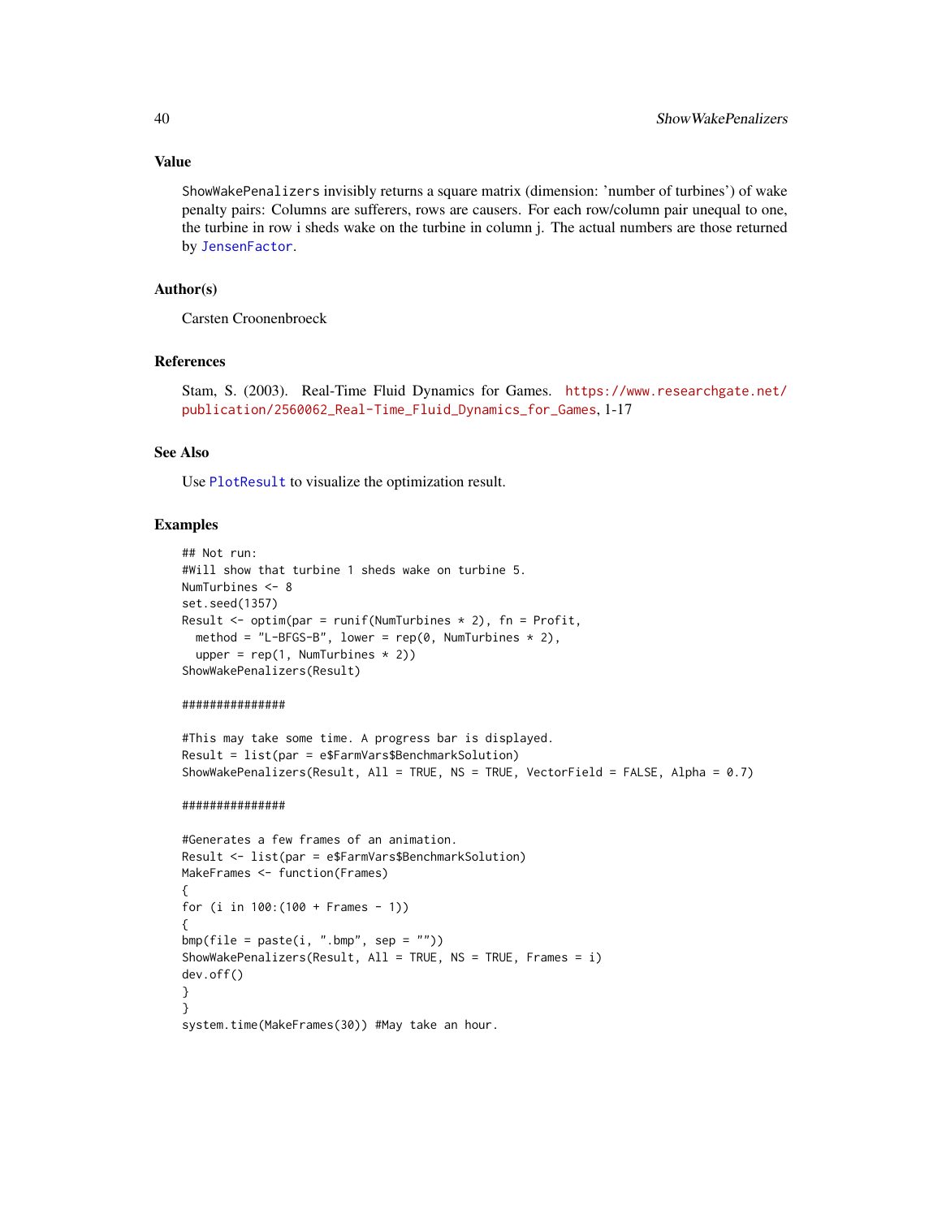### Value

`ShowWakePenalizers` invisibly returns a square matrix (dimension: 'number of turbines') of wake penalty pairs: Columns are sufferers, rows are causers. For each row/column pair unequal to one, the turbine in row i sheds wake on the turbine in column j. The actual numbers are those returned by `JensenFactor`.

### Author(s)

Carsten Croonenbroeck

### References

Stam, S. (2003). Real-Time Fluid Dynamics for Games. https://www.researchgate.net/publication/2560062_Real-Time_Fluid_Dynamics_for_Games, 1-17

### See Also

Use `PlotResult` to visualize the optimization result.

### Examples

```
## Not run:
#Will show that turbine 1 sheds wake on turbine 5.
NumTurbines <- 8
set.seed(1357)
Result <- optim(par = runif(NumTurbines * 2), fn = Profit,
  method = "L-BFGS-B", lower = rep(0, NumTurbines * 2),
  upper = rep(1, NumTurbines * 2))
ShowWakePenalizers(Result)

###############

#This may take some time. A progress bar is displayed.
Result = list(par = e$FarmVars$BenchmarkSolution)
ShowWakePenalizers(Result, All = TRUE, NS = TRUE, VectorField = FALSE, Alpha = 0.7)

###############

#Generates a few frames of an animation.
Result <- list(par = e$FarmVars$BenchmarkSolution)
MakeFrames <- function(Frames)
{
for (i in 100:(100 + Frames - 1))
{
bmp(file = paste(i, ".bmp", sep = ""))
ShowWakePenalizers(Result, All = TRUE, NS = TRUE, Frames = i)
dev.off()
}
}
system.time(MakeFrames(30)) #May take an hour.
```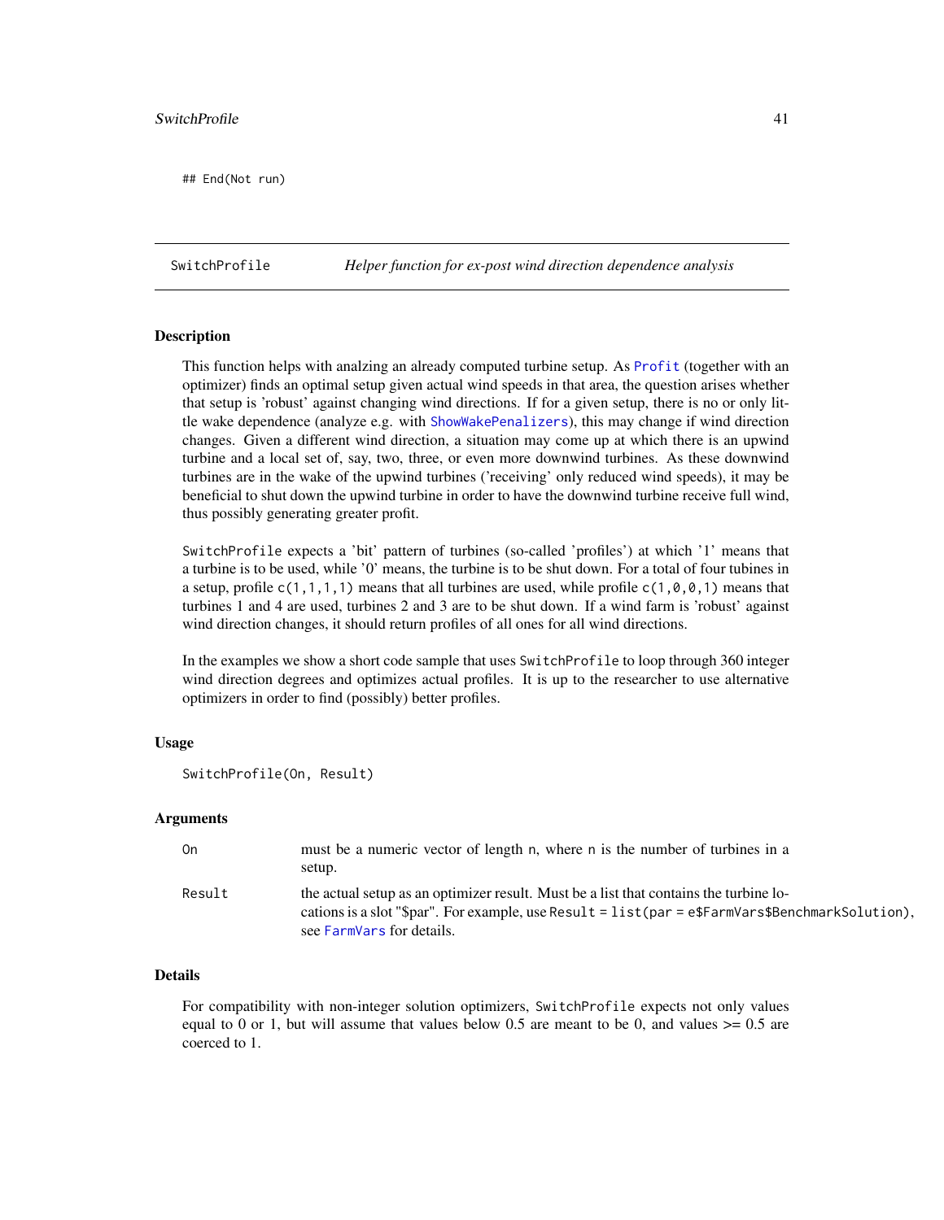```
## End(Not run)
```

## SwitchProfile *Helper function for ex-post wind direction dependence analysis*

### Description

This function helps with analzing an already computed turbine setup. As `Profit` (together with an optimizer) finds an optimal setup given actual wind speeds in that area, the question arises whether that setup is 'robust' against changing wind directions. If for a given setup, there is no or only little wake dependence (analyze e.g. with `ShowWakePenalizers`), this may change if wind direction changes. Given a different wind direction, a situation may come up at which there is an upwind turbine and a local set of, say, two, three, or even more downwind turbines. As these downwind turbines are in the wake of the upwind turbines ('receiving' only reduced wind speeds), it may be beneficial to shut down the upwind turbine in order to have the downwind turbine receive full wind, thus possibly generating greater profit.

`SwitchProfile` expects a 'bit' pattern of turbines (so-called 'profiles') at which '1' means that a turbine is to be used, while '0' means, the turbine is to be shut down. For a total of four tubines in a setup, profile `c(1,1,1,1)` means that all turbines are used, while profile `c(1,0,0,1)` means that turbines 1 and 4 are used, turbines 2 and 3 are to be shut down. If a wind farm is 'robust' against wind direction changes, it should return profiles of all ones for all wind directions.

In the examples we show a short code sample that uses `SwitchProfile` to loop through 360 integer wind direction degrees and optimizes actual profiles. It is up to the researcher to use alternative optimizers in order to find (possibly) better profiles.

### Usage

```
SwitchProfile(On, Result)
```

### Arguments

| | |
|---|---|
| `On` | must be a numeric vector of length `n`, where `n` is the number of turbines in a setup. |
| `Result` | the actual setup as an optimizer result. Must be a list that contains the turbine locations is a slot "$par". For example, use `Result = list(par = e$FarmVars$BenchmarkSolution)`, see `FarmVars` for details. |

### Details

For compatibility with non-integer solution optimizers, `SwitchProfile` expects not only values equal to 0 or 1, but will assume that values below 0.5 are meant to be 0, and values >= 0.5 are coerced to 1.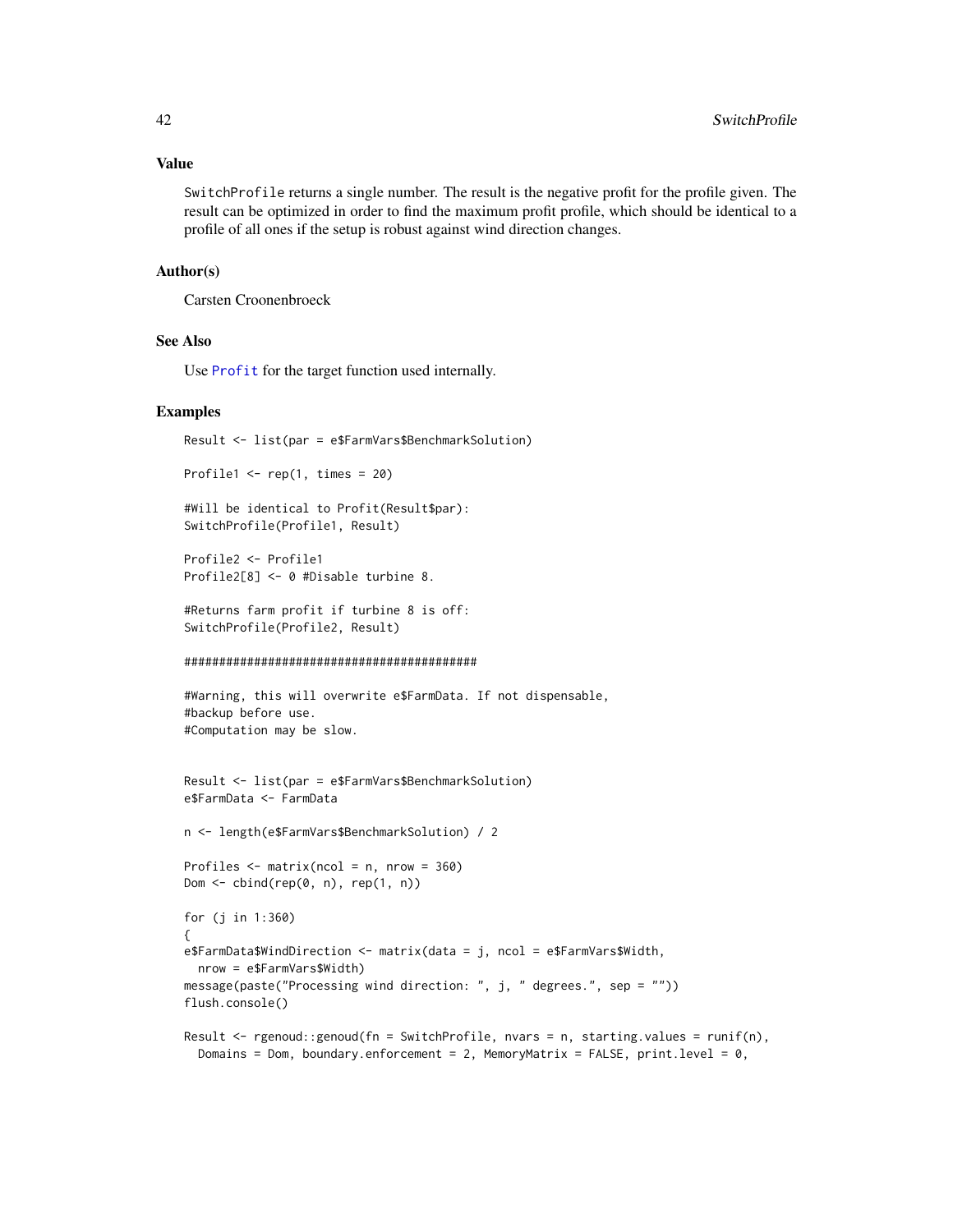## Value

SwitchProfile returns a single number. The result is the negative profit for the profile given. The result can be optimized in order to find the maximum profit profile, which should be identical to a profile of all ones if the setup is robust against wind direction changes.

## Author(s)

Carsten Croonenbroeck

## See Also

Use Profit for the target function used internally.

## Examples

```
Result <- list(par = e$FarmVars$BenchmarkSolution)

Profile1 <- rep(1, times = 20)

#Will be identical to Profit(Result$par):
SwitchProfile(Profile1, Result)

Profile2 <- Profile1
Profile2[8] <- 0 #Disable turbine 8.

#Returns farm profit if turbine 8 is off:
SwitchProfile(Profile2, Result)

##########################################

#Warning, this will overwrite e$FarmData. If not dispensable,
#backup before use.
#Computation may be slow.


Result <- list(par = e$FarmVars$BenchmarkSolution)
e$FarmData <- FarmData

n <- length(e$FarmVars$BenchmarkSolution) / 2

Profiles <- matrix(ncol = n, nrow = 360)
Dom <- cbind(rep(0, n), rep(1, n))

for (j in 1:360)
{
e$FarmData$WindDirection <- matrix(data = j, ncol = e$FarmVars$Width,
  nrow = e$FarmVars$Width)
message(paste("Processing wind direction: ", j, " degrees.", sep = ""))
flush.console()

Result <- rgenoud::genoud(fn = SwitchProfile, nvars = n, starting.values = runif(n),
  Domains = Dom, boundary.enforcement = 2, MemoryMatrix = FALSE, print.level = 0,
```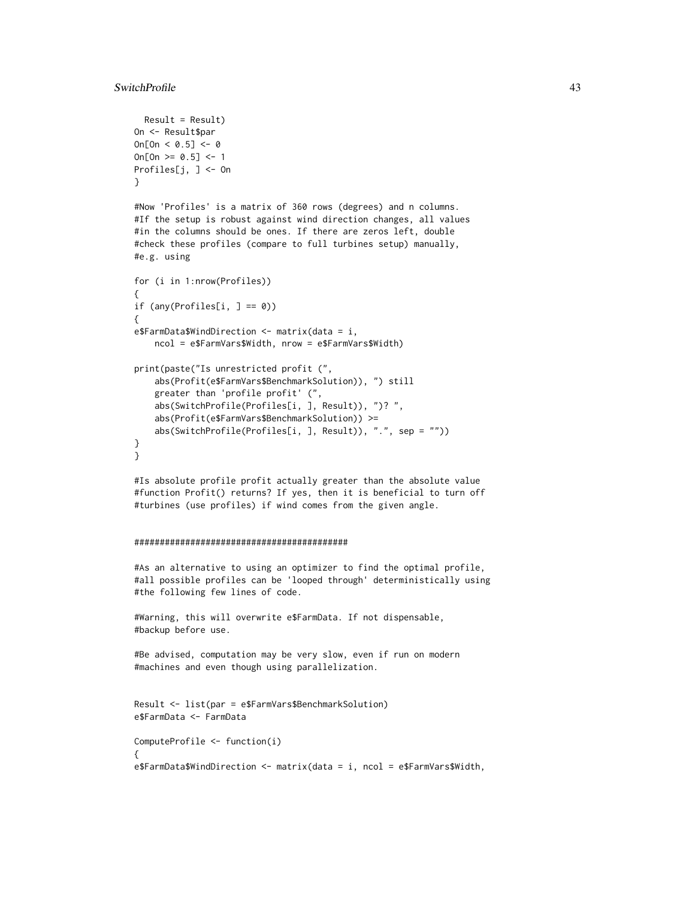```
  Result = Result)
On <- Result$par
On[On < 0.5] <- 0
On[On >= 0.5] <- 1
Profiles[j, ] <- On
}

#Now 'Profiles' is a matrix of 360 rows (degrees) and n columns.
#If the setup is robust against wind direction changes, all values
#in the columns should be ones. If there are zeros left, double
#check these profiles (compare to full turbines setup) manually,
#e.g. using

for (i in 1:nrow(Profiles))
{
if (any(Profiles[i, ] == 0))
{
e$FarmData$WindDirection <- matrix(data = i,
    ncol = e$FarmVars$Width, nrow = e$FarmVars$Width)

print(paste("Is unrestricted profit (",
    abs(Profit(e$FarmVars$BenchmarkSolution)), ") still
    greater than 'profile profit' (",
    abs(SwitchProfile(Profiles[i, ], Result)), ")? ",
    abs(Profit(e$FarmVars$BenchmarkSolution)) >=
    abs(SwitchProfile(Profiles[i, ], Result)), ".", sep = ""))
}
}

#Is absolute profile profit actually greater than the absolute value
#function Profit() returns? If yes, then it is beneficial to turn off
#turbines (use profiles) if wind comes from the given angle.


##########################################

#As an alternative to using an optimizer to find the optimal profile,
#all possible profiles can be 'looped through' deterministically using
#the following few lines of code.

#Warning, this will overwrite e$FarmData. If not dispensable,
#backup before use.

#Be advised, computation may be very slow, even if run on modern
#machines and even though using parallelization.


Result <- list(par = e$FarmVars$BenchmarkSolution)
e$FarmData <- FarmData

ComputeProfile <- function(i)
{
e$FarmData$WindDirection <- matrix(data = i, ncol = e$FarmVars$Width,
```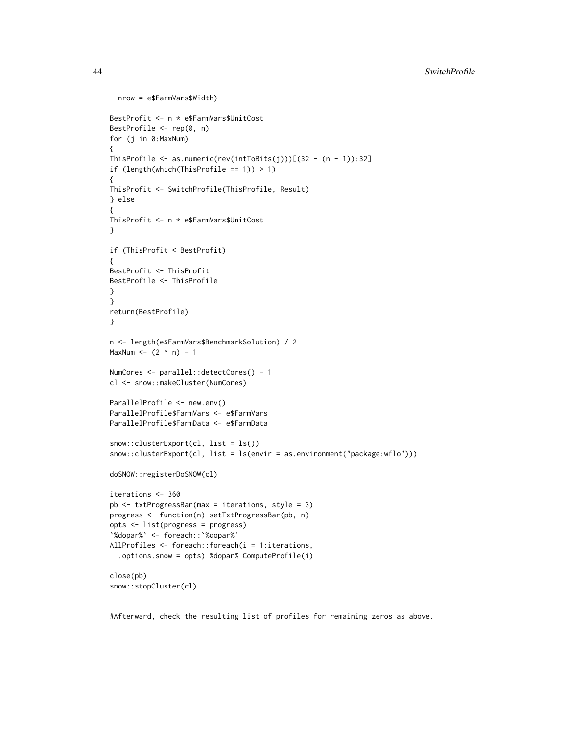```
  nrow = e$FarmVars$Width)

BestProfit <- n * e$FarmVars$UnitCost
BestProfile <- rep(0, n)
for (j in 0:MaxNum)
{
ThisProfile <- as.numeric(rev(intToBits(j)))[(32 - (n - 1)):32]
if (length(which(ThisProfile == 1)) > 1)
{
ThisProfit <- SwitchProfile(ThisProfile, Result)
} else
{
ThisProfit <- n * e$FarmVars$UnitCost
}

if (ThisProfit < BestProfit)
{
BestProfit <- ThisProfit
BestProfile <- ThisProfile
}
}
return(BestProfile)
}

n <- length(e$FarmVars$BenchmarkSolution) / 2
MaxNum <- (2 ^ n) - 1

NumCores <- parallel::detectCores() - 1
cl <- snow::makeCluster(NumCores)

ParallelProfile <- new.env()
ParallelProfile$FarmVars <- e$FarmVars
ParallelProfile$FarmData <- e$FarmData

snow::clusterExport(cl, list = ls())
snow::clusterExport(cl, list = ls(envir = as.environment("package:wflo")))

doSNOW::registerDoSNOW(cl)

iterations <- 360
pb <- txtProgressBar(max = iterations, style = 3)
progress <- function(n) setTxtProgressBar(pb, n)
opts <- list(progress = progress)
`%dopar%` <- foreach::`%dopar%`
AllProfiles <- foreach::foreach(i = 1:iterations,
  .options.snow = opts) %dopar% ComputeProfile(i)

close(pb)
snow::stopCluster(cl)


#Afterward, check the resulting list of profiles for remaining zeros as above.
```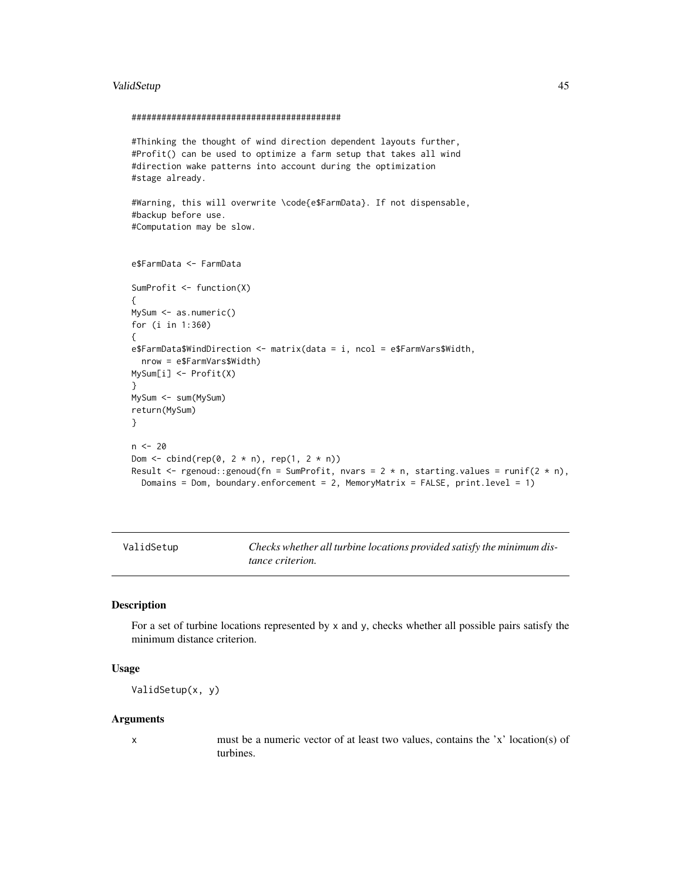```
##########################################

#Thinking the thought of wind direction dependent layouts further,
#Profit() can be used to optimize a farm setup that takes all wind
#direction wake patterns into account during the optimization
#stage already.

#Warning, this will overwrite \code{e$FarmData}. If not dispensable,
#backup before use.
#Computation may be slow.


e$FarmData <- FarmData

SumProfit <- function(X)
{
MySum <- as.numeric()
for (i in 1:360)
{
e$FarmData$WindDirection <- matrix(data = i, ncol = e$FarmVars$Width,
  nrow = e$FarmVars$Width)
MySum[i] <- Profit(X)
}
MySum <- sum(MySum)
return(MySum)
}

n <- 20
Dom <- cbind(rep(0, 2 * n), rep(1, 2 * n))
Result <- rgenoud::genoud(fn = SumProfit, nvars = 2 * n, starting.values = runif(2 * n),
  Domains = Dom, boundary.enforcement = 2, MemoryMatrix = FALSE, print.level = 1)
```

---

## ValidSetup — *Checks whether all turbine locations provided satisfy the minimum distance criterion.*

### Description

For a set of turbine locations represented by x and y, checks whether all possible pairs satisfy the minimum distance criterion.

### Usage

```
ValidSetup(x, y)
```

### Arguments

x — must be a numeric vector of at least two values, contains the 'x' location(s) of turbines.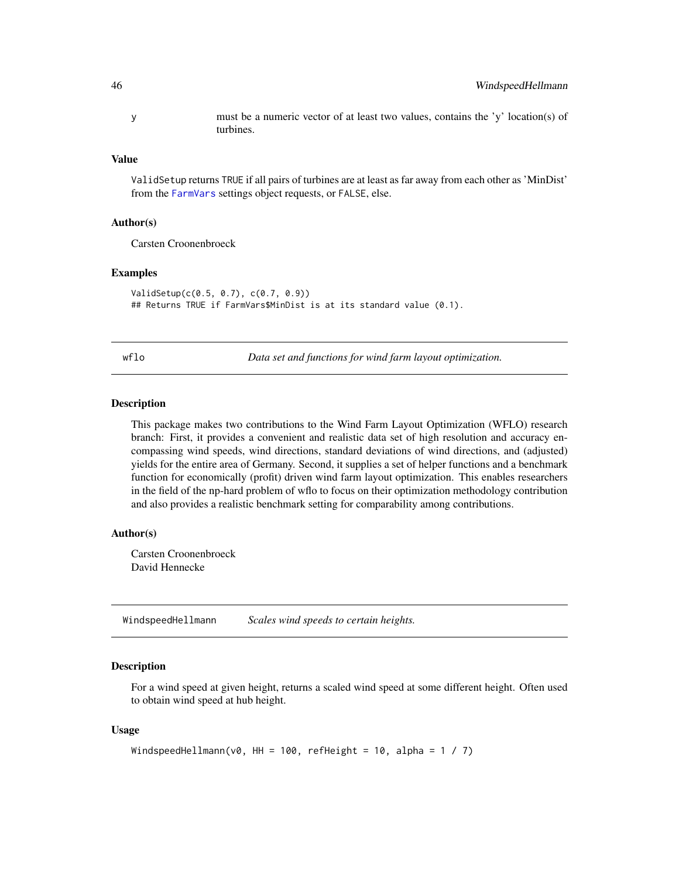| | |
|---|---|
| y | must be a numeric vector of at least two values, contains the 'y' location(s) of turbines. |

### Value

ValidSetup returns TRUE if all pairs of turbines are at least as far away from each other as 'MinDist' from the FarmVars settings object requests, or FALSE, else.

### Author(s)

Carsten Croonenbroeck

### Examples

```
ValidSetup(c(0.5, 0.7), c(0.7, 0.9))
## Returns TRUE if FarmVars$MinDist is at its standard value (0.1).
```

---

## wflo — *Data set and functions for wind farm layout optimization.*

### Description

This package makes two contributions to the Wind Farm Layout Optimization (WFLO) research branch: First, it provides a convenient and realistic data set of high resolution and accuracy encompassing wind speeds, wind directions, standard deviations of wind directions, and (adjusted) yields for the entire area of Germany. Second, it supplies a set of helper functions and a benchmark function for economically (profit) driven wind farm layout optimization. This enables researchers in the field of the np-hard problem of wflo to focus on their optimization methodology contribution and also provides a realistic benchmark setting for comparability among contributions.

### Author(s)

Carsten Croonenbroeck
David Hennecke

---

## WindspeedHellmann — *Scales wind speeds to certain heights.*

### Description

For a wind speed at given height, returns a scaled wind speed at some different height. Often used to obtain wind speed at hub height.

### Usage

```
WindspeedHellmann(v0, HH = 100, refHeight = 10, alpha = 1 / 7)
```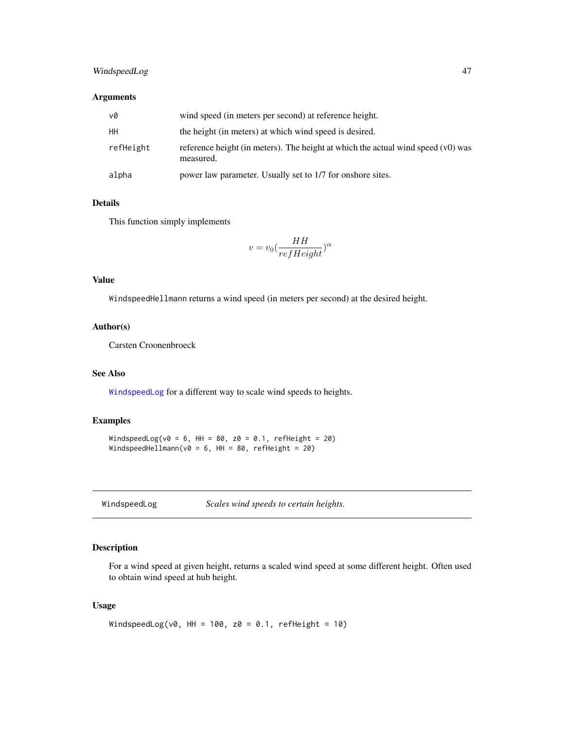### Arguments

| | |
|---|---|
| v0 | wind speed (in meters per second) at reference height. |
| HH | the height (in meters) at which wind speed is desired. |
| refHeight | reference height (in meters). The height at which the actual wind speed (v0) was measured. |
| alpha | power law parameter. Usually set to 1/7 for onshore sites. |

### Details

This function simply implements

$$v = v_0 \left(\frac{HH}{refHeight}\right)^{\alpha}$$

### Value

WindspeedHellmann returns a wind speed (in meters per second) at the desired height.

### Author(s)

Carsten Croonenbroeck

### See Also

WindspeedLog for a different way to scale wind speeds to heights.

### Examples

```
WindspeedLog(v0 = 6, HH = 80, z0 = 0.1, refHeight = 20)
WindspeedHellmann(v0 = 6, HH = 80, refHeight = 20)
```

---

## WindspeedLog — *Scales wind speeds to certain heights.*

---

### Description

For a wind speed at given height, returns a scaled wind speed at some different height. Often used to obtain wind speed at hub height.

### Usage

```
WindspeedLog(v0, HH = 100, z0 = 0.1, refHeight = 10)
```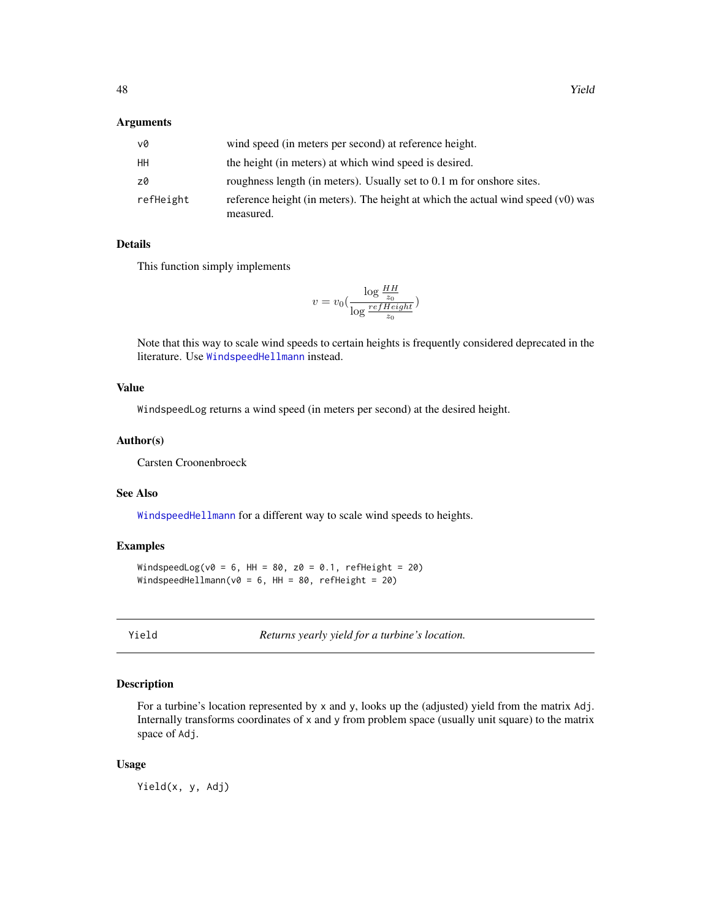### Arguments

| | |
|---|---|
| v0 | wind speed (in meters per second) at reference height. |
| HH | the height (in meters) at which wind speed is desired. |
| z0 | roughness length (in meters). Usually set to 0.1 m for onshore sites. |
| refHeight | reference height (in meters). The height at which the actual wind speed (v0) was measured. |

### Details

This function simply implements

$$v = v_0 \left( \frac{\log \frac{HH}{z_0}}{\log \frac{refHeight}{z_0}} \right)$$

Note that this way to scale wind speeds to certain heights is frequently considered deprecated in the literature. Use WindspeedHellmann instead.

### Value

WindspeedLog returns a wind speed (in meters per second) at the desired height.

### Author(s)

Carsten Croonenbroeck

### See Also

WindspeedHellmann for a different way to scale wind speeds to heights.

### Examples

```
WindspeedLog(v0 = 6, HH = 80, z0 = 0.1, refHeight = 20)
WindspeedHellmann(v0 = 6, HH = 80, refHeight = 20)
```

---

## Yield — *Returns yearly yield for a turbine's location.*

### Description

For a turbine's location represented by x and y, looks up the (adjusted) yield from the matrix Adj. Internally transforms coordinates of x and y from problem space (usually unit square) to the matrix space of Adj.

### Usage

```
Yield(x, y, Adj)
```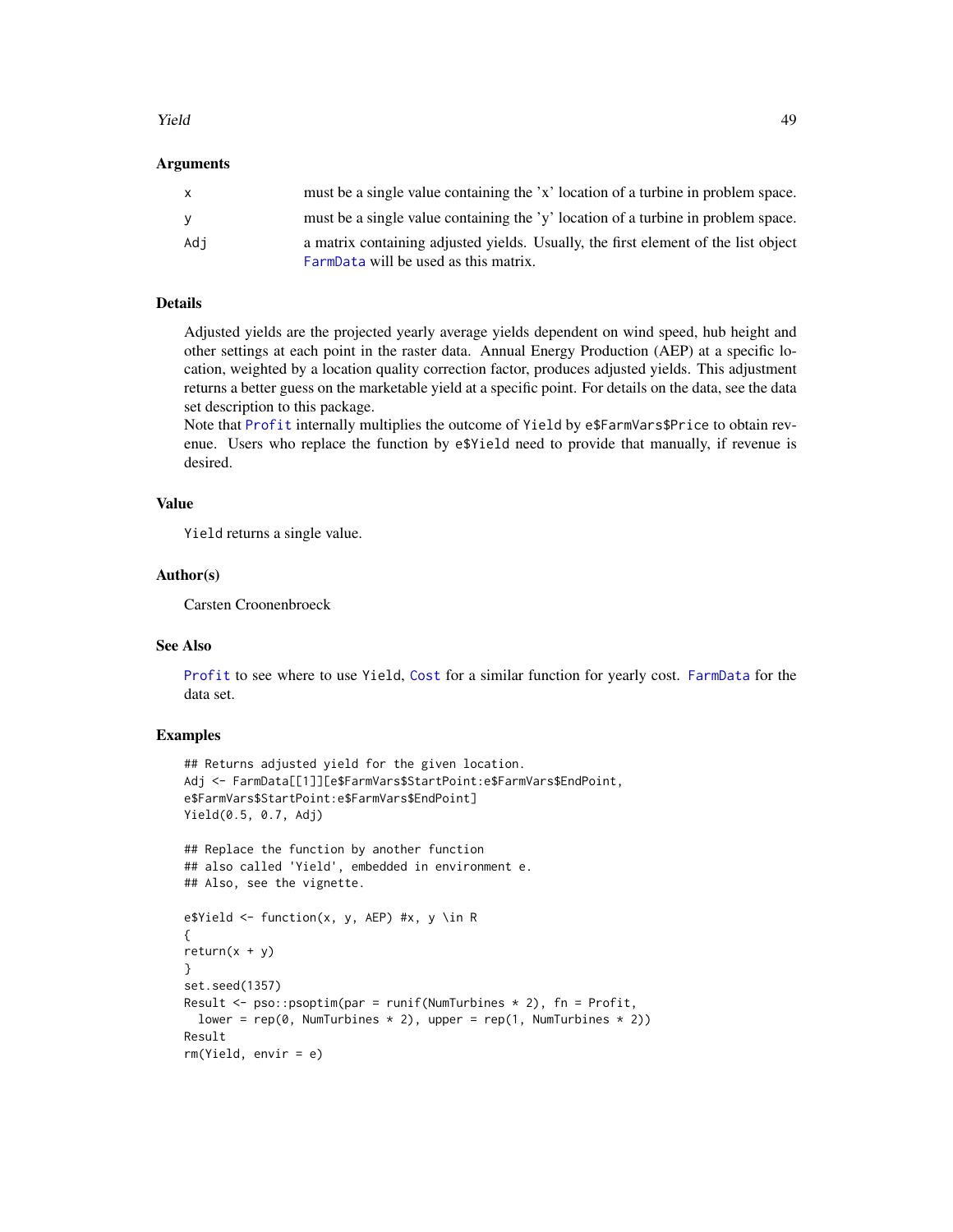## Arguments

| | |
|---|---|
| x | must be a single value containing the 'x' location of a turbine in problem space. |
| y | must be a single value containing the 'y' location of a turbine in problem space. |
| Adj | a matrix containing adjusted yields. Usually, the first element of the list object FarmData will be used as this matrix. |

## Details

Adjusted yields are the projected yearly average yields dependent on wind speed, hub height and other settings at each point in the raster data. Annual Energy Production (AEP) at a specific location, weighted by a location quality correction factor, produces adjusted yields. This adjustment returns a better guess on the marketable yield at a specific point. For details on the data, see the data set description to this package.

Note that Profit internally multiplies the outcome of Yield by e$FarmVars$Price to obtain revenue. Users who replace the function by e$Yield need to provide that manually, if revenue is desired.

## Value

Yield returns a single value.

## Author(s)

Carsten Croonenbroeck

## See Also

Profit to see where to use Yield, Cost for a similar function for yearly cost. FarmData for the data set.

## Examples

```
## Returns adjusted yield for the given location.
Adj <- FarmData[[1]][e$FarmVars$StartPoint:e$FarmVars$EndPoint,
e$FarmVars$StartPoint:e$FarmVars$EndPoint]
Yield(0.5, 0.7, Adj)

## Replace the function by another function
## also called 'Yield', embedded in environment e.
## Also, see the vignette.

e$Yield <- function(x, y, AEP) #x, y \in R
{
return(x + y)
}
set.seed(1357)
Result <- pso::psoptim(par = runif(NumTurbines * 2), fn = Profit,
  lower = rep(0, NumTurbines * 2), upper = rep(1, NumTurbines * 2))
Result
rm(Yield, envir = e)
```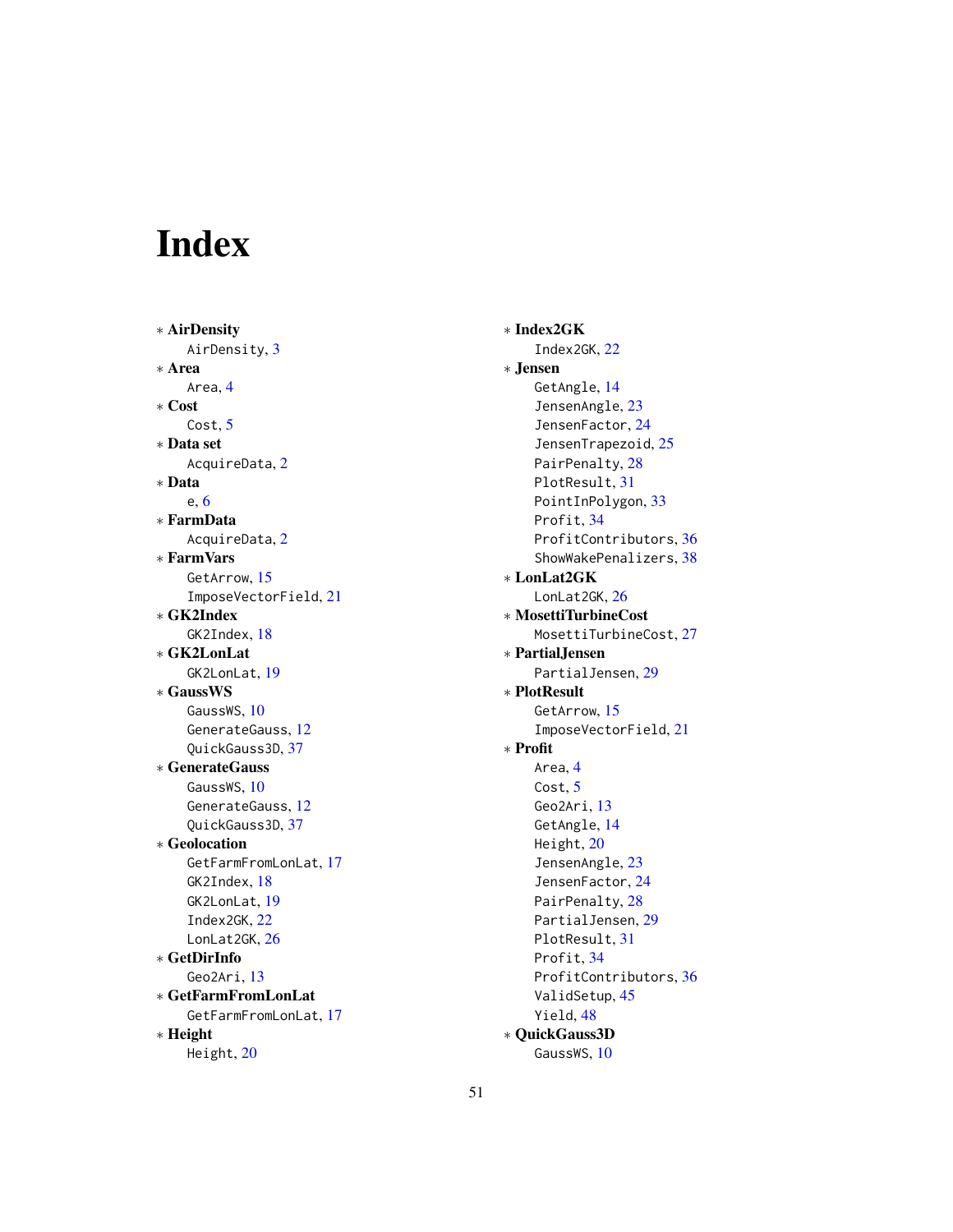# Index

* **AirDensity**
  - AirDensity, 3
* **Area**
  - Area, 4
* **Cost**
  - Cost, 5
* **Data set**
  - AcquireData, 2
* **Data**
  - e, 6
* **FarmData**
  - AcquireData, 2
* **FarmVars**
  - GetArrow, 15
  - ImposeVectorField, 21
* **GK2Index**
  - GK2Index, 18
* **GK2LonLat**
  - GK2LonLat, 19
* **GaussWS**
  - GaussWS, 10
  - GenerateGauss, 12
  - QuickGauss3D, 37
* **GenerateGauss**
  - GaussWS, 10
  - GenerateGauss, 12
  - QuickGauss3D, 37
* **Geolocation**
  - GetFarmFromLonLat, 17
  - GK2Index, 18
  - GK2LonLat, 19
  - Index2GK, 22
  - LonLat2GK, 26
* **GetDirInfo**
  - Geo2Ari, 13
* **GetFarmFromLonLat**
  - GetFarmFromLonLat, 17
* **Height**
  - Height, 20
* **Index2GK**
  - Index2GK, 22
* **Jensen**
  - GetAngle, 14
  - JensenAngle, 23
  - JensenFactor, 24
  - JensenTrapezoid, 25
  - PairPenalty, 28
  - PlotResult, 31
  - PointInPolygon, 33
  - Profit, 34
  - ProfitContributors, 36
  - ShowWakePenalizers, 38
* **LonLat2GK**
  - LonLat2GK, 26
* **MosettiTurbineCost**
  - MosettiTurbineCost, 27
* **PartialJensen**
  - PartialJensen, 29
* **PlotResult**
  - GetArrow, 15
  - ImposeVectorField, 21
* **Profit**
  - Area, 4
  - Cost, 5
  - Geo2Ari, 13
  - GetAngle, 14
  - Height, 20
  - JensenAngle, 23
  - JensenFactor, 24
  - PairPenalty, 28
  - PartialJensen, 29
  - PlotResult, 31
  - Profit, 34
  - ProfitContributors, 36
  - ValidSetup, 45
  - Yield, 48
* **QuickGauss3D**
  - GaussWS, 10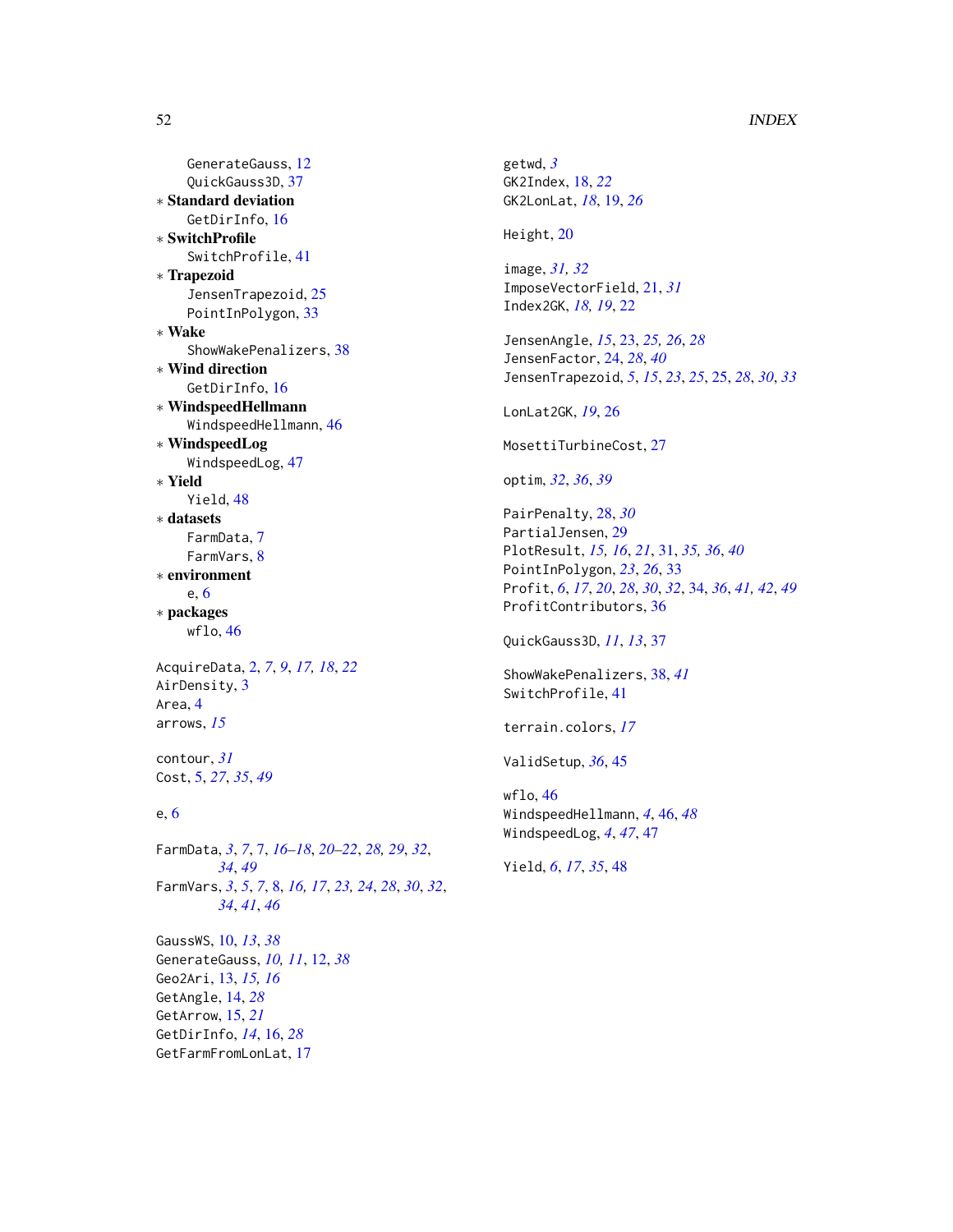GenerateGauss, 12
QuickGauss3D, 37

∗ **Standard deviation**
GetDirInfo, 16

∗ **SwitchProfile**
SwitchProfile, 41

∗ **Trapezoid**
JensenTrapezoid, 25
PointInPolygon, 33

∗ **Wake**
ShowWakePenalizers, 38

∗ **Wind direction**
GetDirInfo, 16

∗ **WindspeedHellmann**
WindspeedHellmann, 46

∗ **WindspeedLog**
WindspeedLog, 47

∗ **Yield**
Yield, 48

∗ **datasets**
FarmData, 7
FarmVars, 8

∗ **environment**
e, 6

∗ **packages**
wflo, 46

AcquireData, 2, *7*, *9*, *17, 18*, *22*
AirDensity, 3
Area, 4
arrows, *15*

contour, *31*
Cost, 5, *27*, *35*, *49*

e, 6

FarmData, *3*, *7*, 7, *16–18*, *20–22*, *28, 29*, *32*, *34*, *49*
FarmVars, *3*, *5*, *7*, 8, *16, 17*, *23, 24*, *28*, *30*, *32*, *34*, *41*, *46*

GaussWS, 10, *13*, *38*
GenerateGauss, *10, 11*, 12, *38*
Geo2Ari, 13, *15, 16*
GetAngle, 14, *28*
GetArrow, 15, *21*
GetDirInfo, *14*, 16, *28*
GetFarmFromLonLat, 17
getwd, *3*
GK2Index, 18, *22*
GK2LonLat, *18*, 19, *26*

Height, 20

image, *31, 32*
ImposeVectorField, 21, *31*
Index2GK, *18, 19*, 22

JensenAngle, *15*, 23, *25, 26*, *28*
JensenFactor, 24, *28*, *40*
JensenTrapezoid, *5*, *15*, *23*, *25*, 25, *28*, *30*, *33*

LonLat2GK, *19*, 26

MosettiTurbineCost, 27

optim, *32*, *36*, *39*

PairPenalty, 28, *30*
PartialJensen, 29
PlotResult, *15, 16*, *21*, 31, *35, 36*, *40*
PointInPolygon, *23*, *26*, 33
Profit, *6*, *17*, *20*, *28*, *30*, *32*, 34, *36*, *41, 42*, *49*
ProfitContributors, 36

QuickGauss3D, *11*, *13*, 37

ShowWakePenalizers, 38, *41*
SwitchProfile, 41

terrain.colors, *17*

ValidSetup, *36*, 45

wflo, 46
WindspeedHellmann, *4*, 46, *48*
WindspeedLog, *4*, *47*, 47

Yield, *6*, *17*, *35*, 48